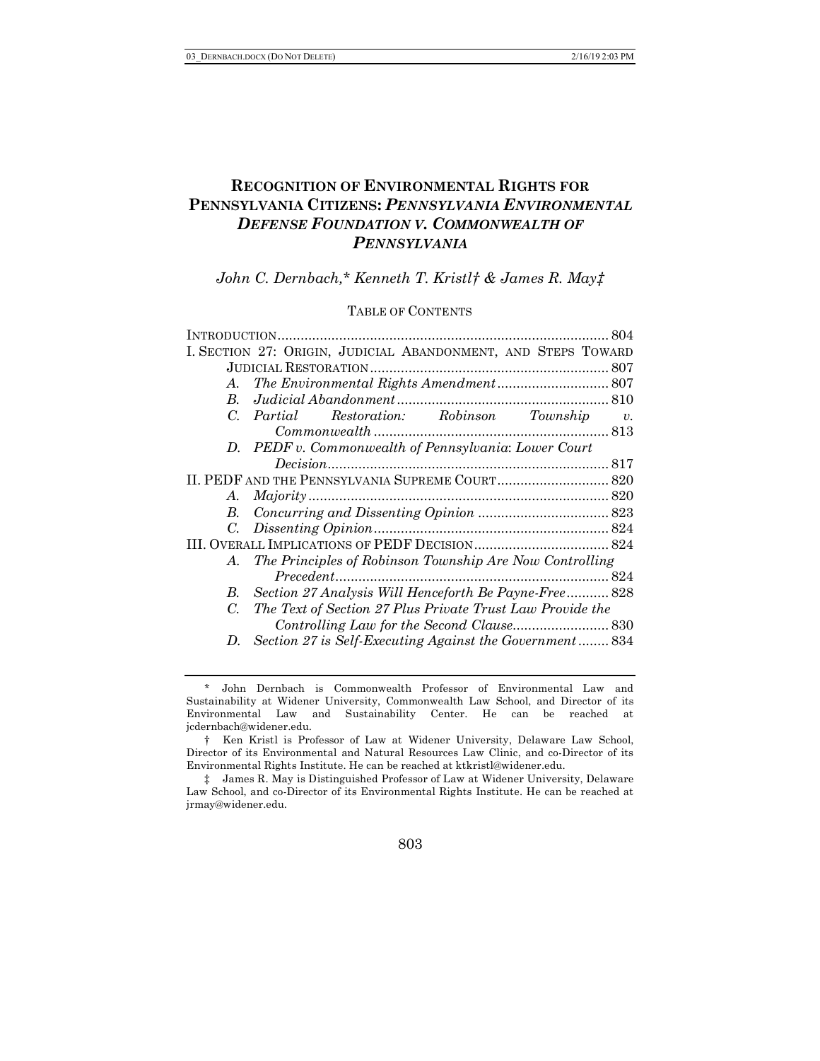# RECOGNITION OF ENVIRONMENTAL RIGHTS FOR PENNSYLVANIA CITIZENS: *PENNSYLVANIA ENVIRONMENTAL DEFENSE FOUNDATION V. COMMONWEALTH OF PENNSYLVANIA*

*John C. Dernbach,\* Kenneth T. Kristl† & James R. May‡*

TABLE OF CONTENTS

INTRODUCTION ..... 804

I. SECTION 27: ORIGIN, JUDICIAL ABANDONMENT, AND STEPS TOWARD JUDICIAL RESTORATION ..... 807

- *A. The Environmental Rights Amendment* ..... 807
- *B. Judicial Abandonment* ..... 810
- *C. Partial Restoration: Robinson Township v. Commonwealth* ..... 813
- *D. PEDF v. Commonwealth of Pennsylvania: Lower Court Decision* ..... 817

II. PEDF AND THE PENNSYLVANIA SUPREME COURT ..... 820

- *A. Majority* ..... 820
- *B. Concurring and Dissenting Opinion* ..... 823
- *C. Dissenting Opinion* ..... 824

III. OVERALL IMPLICATIONS OF PEDF DECISION ..... 824

- *A. The Principles of Robinson Township Are Now Controlling Precedent* ..... 824
- *B. Section 27 Analysis Will Henceforth Be Payne-Free* ..... 828
- *C. The Text of Section 27 Plus Private Trust Law Provide the Controlling Law for the Second Clause* ..... 830
- *D. Section 27 is Self-Executing Against the Government* ..... 834

---

\* John Dernbach is Commonwealth Professor of Environmental Law and Sustainability at Widener University, Commonwealth Law School, and Director of its Environmental Law and Sustainability Center. He can be reached at jcdernbach@widener.edu.

† Ken Kristl is Professor of Law at Widener University, Delaware Law School, Director of its Environmental and Natural Resources Law Clinic, and co-Director of its Environmental Rights Institute. He can be reached at ktkristl@widener.edu.

‡ James R. May is Distinguished Professor of Law at Widener University, Delaware Law School, and co-Director of its Environmental Rights Institute. He can be reached at jrmay@widener.edu.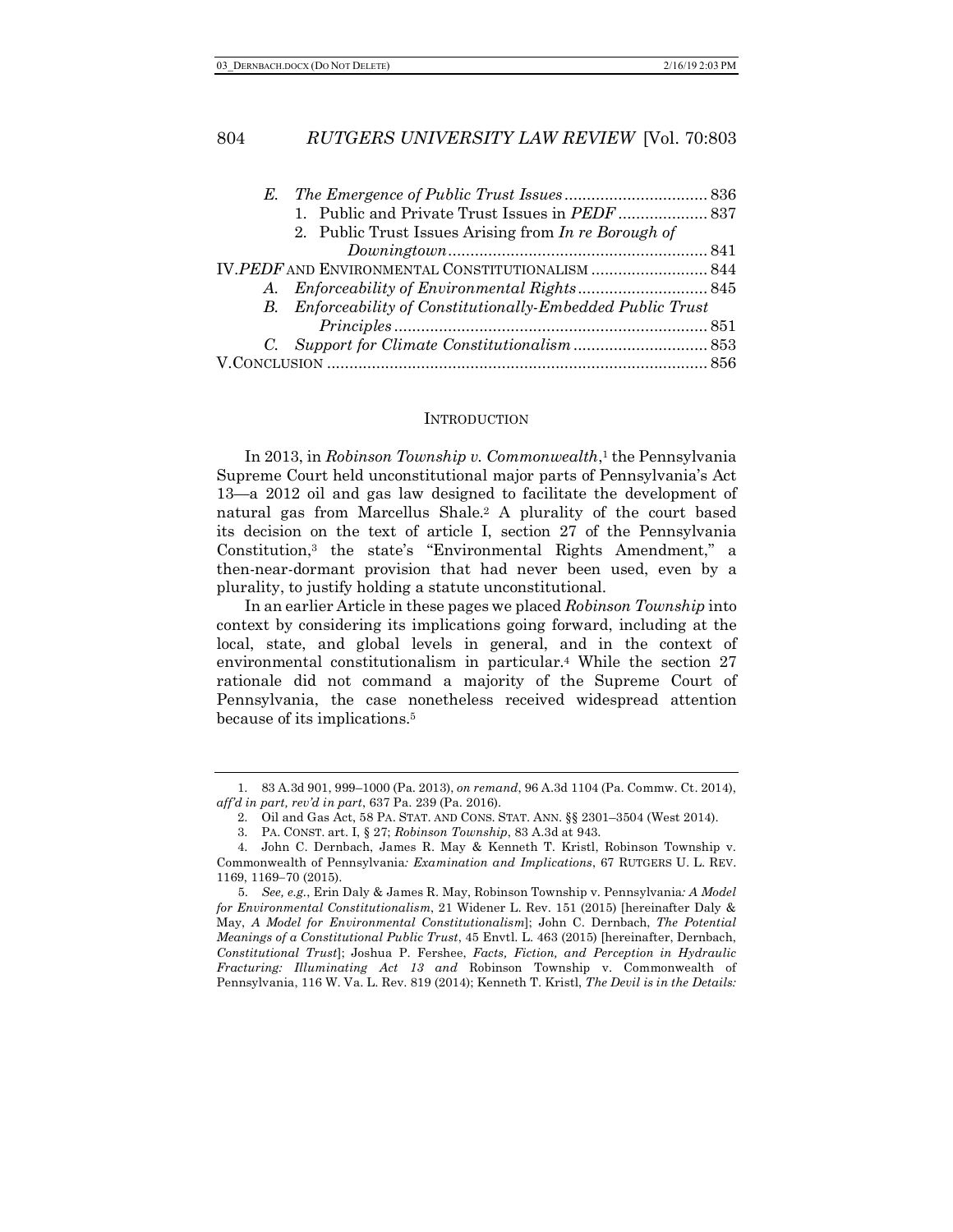E. *The Emergence of Public Trust Issues* ................................ 836
   1. Public and Private Trust Issues in *PEDF* .................... 837
   2. Public Trust Issues Arising from *In re Borough of Downingtown* ........................................................... 841

IV. *PEDF* AND ENVIRONMENTAL CONSTITUTIONALISM .......................... 844
   A. *Enforceability of Environmental Rights* ............................ 845
   B. *Enforceability of Constitutionally-Embedded Public Trust Principles* ...................................................................... 851
   C. *Support for Climate Constitutionalism* .............................. 853

V. CONCLUSION ..................................................................................... 856

## INTRODUCTION

In 2013, in *Robinson Township v. Commonwealth*,[1] the Pennsylvania Supreme Court held unconstitutional major parts of Pennsylvania's Act 13—a 2012 oil and gas law designed to facilitate the development of natural gas from Marcellus Shale.[2] A plurality of the court based its decision on the text of article I, section 27 of the Pennsylvania Constitution,[3] the state's "Environmental Rights Amendment," a then-near-dormant provision that had never been used, even by a plurality, to justify holding a statute unconstitutional.

In an earlier Article in these pages we placed *Robinson Township* into context by considering its implications going forward, including at the local, state, and global levels in general, and in the context of environmental constitutionalism in particular.[4] While the section 27 rationale did not command a majority of the Supreme Court of Pennsylvania, the case nonetheless received widespread attention because of its implications.[5]

---

1. 83 A.3d 901, 999–1000 (Pa. 2013), *on remand*, 96 A.3d 1104 (Pa. Commw. Ct. 2014), *aff'd in part, rev'd in part*, 637 Pa. 239 (Pa. 2016).

2. Oil and Gas Act, 58 PA. STAT. AND CONS. STAT. ANN. §§ 2301–3504 (West 2014).

3. PA. CONST. art. I, § 27; *Robinson Township*, 83 A.3d at 943.

4. John C. Dernbach, James R. May & Kenneth T. Kristl, Robinson Township v. Commonwealth of Pennsylvania*: Examination and Implications*, 67 RUTGERS U. L. REV. 1169, 1169–70 (2015).

5. *See, e.g.*, Erin Daly & James R. May, Robinson Township v. Pennsylvania*: A Model for Environmental Constitutionalism*, 21 Widener L. Rev. 151 (2015) [hereinafter Daly & May, *A Model for Environmental Constitutionalism*]; John C. Dernbach, *The Potential Meanings of a Constitutional Public Trust*, 45 Envtl. L. 463 (2015) [hereinafter, Dernbach, *Constitutional Trust*]; Joshua P. Fershee, *Facts, Fiction, and Perception in Hydraulic Fracturing: Illuminating Act 13 and* Robinson Township v. Commonwealth of Pennsylvania, 116 W. Va. L. Rev. 819 (2014); Kenneth T. Kristl, *The Devil is in the Details:*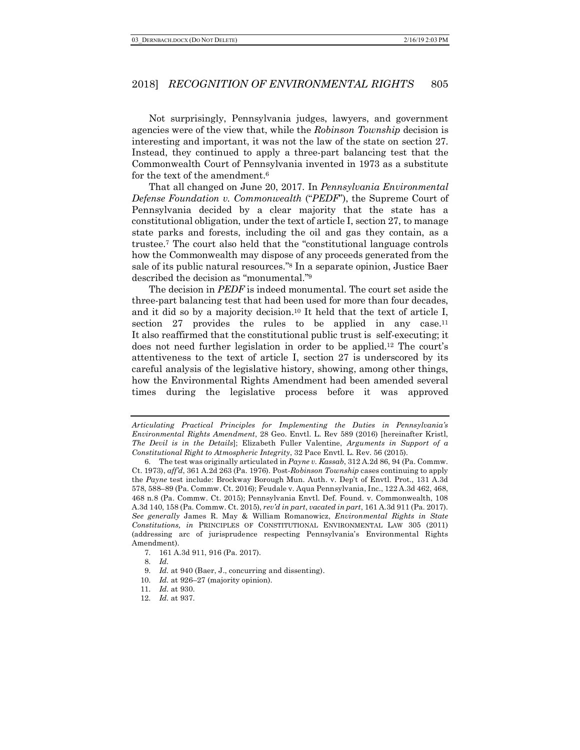Not surprisingly, Pennsylvania judges, lawyers, and government agencies were of the view that, while the *Robinson Township* decision is interesting and important, it was not the law of the state on section 27. Instead, they continued to apply a three-part balancing test that the Commonwealth Court of Pennsylvania invented in 1973 as a substitute for the text of the amendment.[6]

That all changed on June 20, 2017. In *Pennsylvania Environmental Defense Foundation v. Commonwealth* ("*PEDF*"), the Supreme Court of Pennsylvania decided by a clear majority that the state has a constitutional obligation, under the text of article I, section 27, to manage state parks and forests, including the oil and gas they contain, as a trustee.[7] The court also held that the "constitutional language controls how the Commonwealth may dispose of any proceeds generated from the sale of its public natural resources."[8] In a separate opinion, Justice Baer described the decision as "monumental."[9]

The decision in *PEDF* is indeed monumental. The court set aside the three-part balancing test that had been used for more than four decades, and it did so by a majority decision.[10] It held that the text of article I, section 27 provides the rules to be applied in any case.[11] It also reaffirmed that the constitutional public trust is self-executing; it does not need further legislation in order to be applied.[12] The court's attentiveness to the text of article I, section 27 is underscored by its careful analysis of the legislative history, showing, among other things, how the Environmental Rights Amendment had been amended several times during the legislative process before it was approved

---

*Articulating Practical Principles for Implementing the Duties in Pennsylvania's Environmental Rights Amendment*, 28 Geo. Envtl. L. Rev 589 (2016) [hereinafter Kristl, *The Devil is in the Details*]; Elizabeth Fuller Valentine, *Arguments in Support of a Constitutional Right to Atmospheric Integrity*, 32 Pace Envtl. L. Rev. 56 (2015).

6. The test was originally articulated in *Payne v. Kassab*, 312 A.2d 86, 94 (Pa. Commw. Ct. 1973), *aff'd*, 361 A.2d 263 (Pa. 1976). Post-*Robinson Township* cases continuing to apply the *Payne* test include: Brockway Borough Mun. Auth. v. Dep't of Envtl. Prot., 131 A.3d 578, 588–89 (Pa. Commw. Ct. 2016); Feudale v. Aqua Pennsylvania, Inc., 122 A.3d 462, 468, 468 n.8 (Pa. Commw. Ct. 2015); Pennsylvania Envtl. Def. Found. v. Commonwealth, 108 A.3d 140, 158 (Pa. Commw. Ct. 2015), *rev'd in part*, *vacated in part*, 161 A.3d 911 (Pa. 2017). *See generally* James R. May & William Romanowicz, *Environmental Rights in State Constitutions, in* PRINCIPLES OF CONSTITUTIONAL ENVIRONMENTAL LAW 305 (2011) (addressing arc of jurisprudence respecting Pennsylvania's Environmental Rights Amendment).

7. 161 A.3d 911, 916 (Pa. 2017).

8. *Id.*

9. *Id.* at 940 (Baer, J., concurring and dissenting).

10. *Id.* at 926–27 (majority opinion).

11. *Id.* at 930.

12. *Id.* at 937.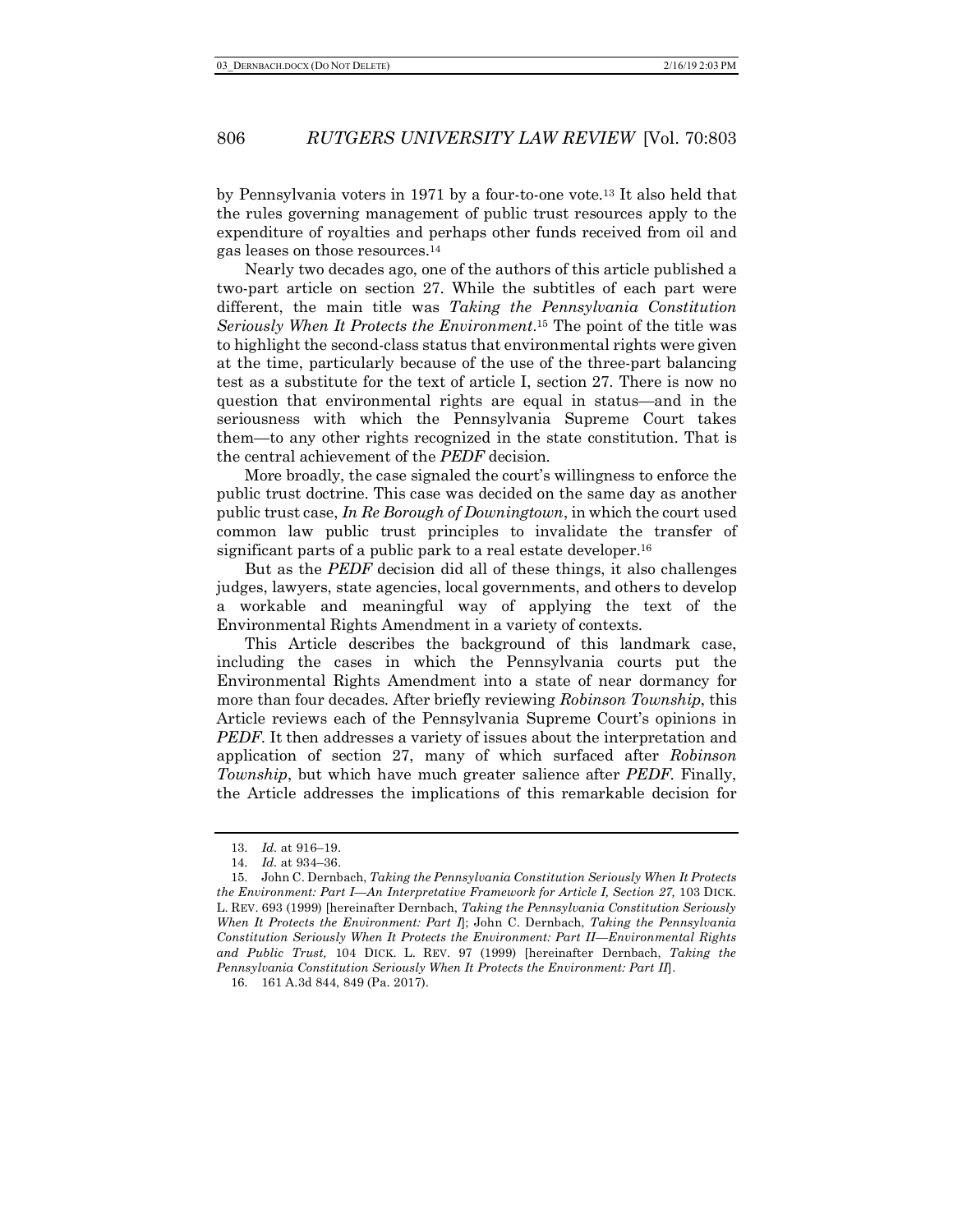by Pennsylvania voters in 1971 by a four-to-one vote.[13] It also held that the rules governing management of public trust resources apply to the expenditure of royalties and perhaps other funds received from oil and gas leases on those resources.[14]

Nearly two decades ago, one of the authors of this article published a two-part article on section 27. While the subtitles of each part were different, the main title was *Taking the Pennsylvania Constitution Seriously When It Protects the Environment*.[15] The point of the title was to highlight the second-class status that environmental rights were given at the time, particularly because of the use of the three-part balancing test as a substitute for the text of article I, section 27. There is now no question that environmental rights are equal in status—and in the seriousness with which the Pennsylvania Supreme Court takes them—to any other rights recognized in the state constitution. That is the central achievement of the *PEDF* decision.

More broadly, the case signaled the court's willingness to enforce the public trust doctrine. This case was decided on the same day as another public trust case, *In Re Borough of Downingtown*, in which the court used common law public trust principles to invalidate the transfer of significant parts of a public park to a real estate developer.[16]

But as the *PEDF* decision did all of these things, it also challenges judges, lawyers, state agencies, local governments, and others to develop a workable and meaningful way of applying the text of the Environmental Rights Amendment in a variety of contexts.

This Article describes the background of this landmark case, including the cases in which the Pennsylvania courts put the Environmental Rights Amendment into a state of near dormancy for more than four decades. After briefly reviewing *Robinson Township*, this Article reviews each of the Pennsylvania Supreme Court's opinions in *PEDF*. It then addresses a variety of issues about the interpretation and application of section 27, many of which surfaced after *Robinson Township*, but which have much greater salience after *PEDF*. Finally, the Article addresses the implications of this remarkable decision for

---

13. *Id.* at 916–19.

14. *Id.* at 934–36.

15. John C. Dernbach, *Taking the Pennsylvania Constitution Seriously When It Protects the Environment: Part I—An Interpretative Framework for Article I, Section 27,* 103 DICK. L. REV. 693 (1999) [hereinafter Dernbach, *Taking the Pennsylvania Constitution Seriously When It Protects the Environment: Part I*]; John C. Dernbach, *Taking the Pennsylvania Constitution Seriously When It Protects the Environment: Part II—Environmental Rights and Public Trust,* 104 DICK. L. REV. 97 (1999) [hereinafter Dernbach, *Taking the Pennsylvania Constitution Seriously When It Protects the Environment: Part II*].

16. 161 A.3d 844, 849 (Pa. 2017).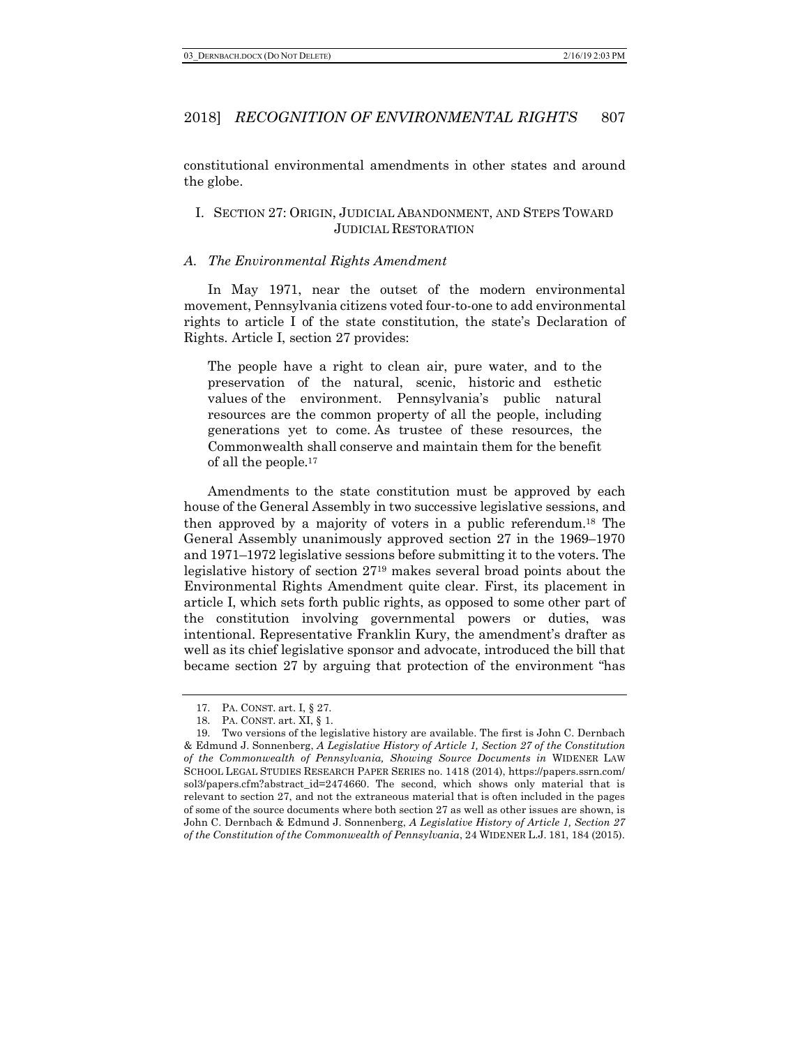constitutional environmental amendments in other states and around the globe.

## I. SECTION 27: ORIGIN, JUDICIAL ABANDONMENT, AND STEPS TOWARD JUDICIAL RESTORATION

### *A. The Environmental Rights Amendment*

In May 1971, near the outset of the modern environmental movement, Pennsylvania citizens voted four-to-one to add environmental rights to article I of the state constitution, the state's Declaration of Rights. Article I, section 27 provides:

> The people have a right to clean air, pure water, and to the preservation of the natural, scenic, historic and esthetic values of the environment. Pennsylvania's public natural resources are the common property of all the people, including generations yet to come. As trustee of these resources, the Commonwealth shall conserve and maintain them for the benefit of all the people.[17]

Amendments to the state constitution must be approved by each house of the General Assembly in two successive legislative sessions, and then approved by a majority of voters in a public referendum.[18] The General Assembly unanimously approved section 27 in the 1969–1970 and 1971–1972 legislative sessions before submitting it to the voters. The legislative history of section 27[19] makes several broad points about the Environmental Rights Amendment quite clear. First, its placement in article I, which sets forth public rights, as opposed to some other part of the constitution involving governmental powers or duties, was intentional. Representative Franklin Kury, the amendment's drafter as well as its chief legislative sponsor and advocate, introduced the bill that became section 27 by arguing that protection of the environment "has

---

17. PA. CONST. art. I, § 27.

18. PA. CONST. art. XI, § 1.

19. Two versions of the legislative history are available. The first is John C. Dernbach & Edmund J. Sonnenberg, *A Legislative History of Article 1, Section 27 of the Constitution of the Commonwealth of Pennsylvania, Showing Source Documents in* WIDENER LAW SCHOOL LEGAL STUDIES RESEARCH PAPER SERIES no. 1418 (2014), https://papers.ssrn.com/sol3/papers.cfm?abstract_id=2474660. The second, which shows only material that is relevant to section 27, and not the extraneous material that is often included in the pages of some of the source documents where both section 27 as well as other issues are shown, is John C. Dernbach & Edmund J. Sonnenberg, *A Legislative History of Article 1, Section 27 of the Constitution of the Commonwealth of Pennsylvania*, 24 WIDENER L.J. 181, 184 (2015).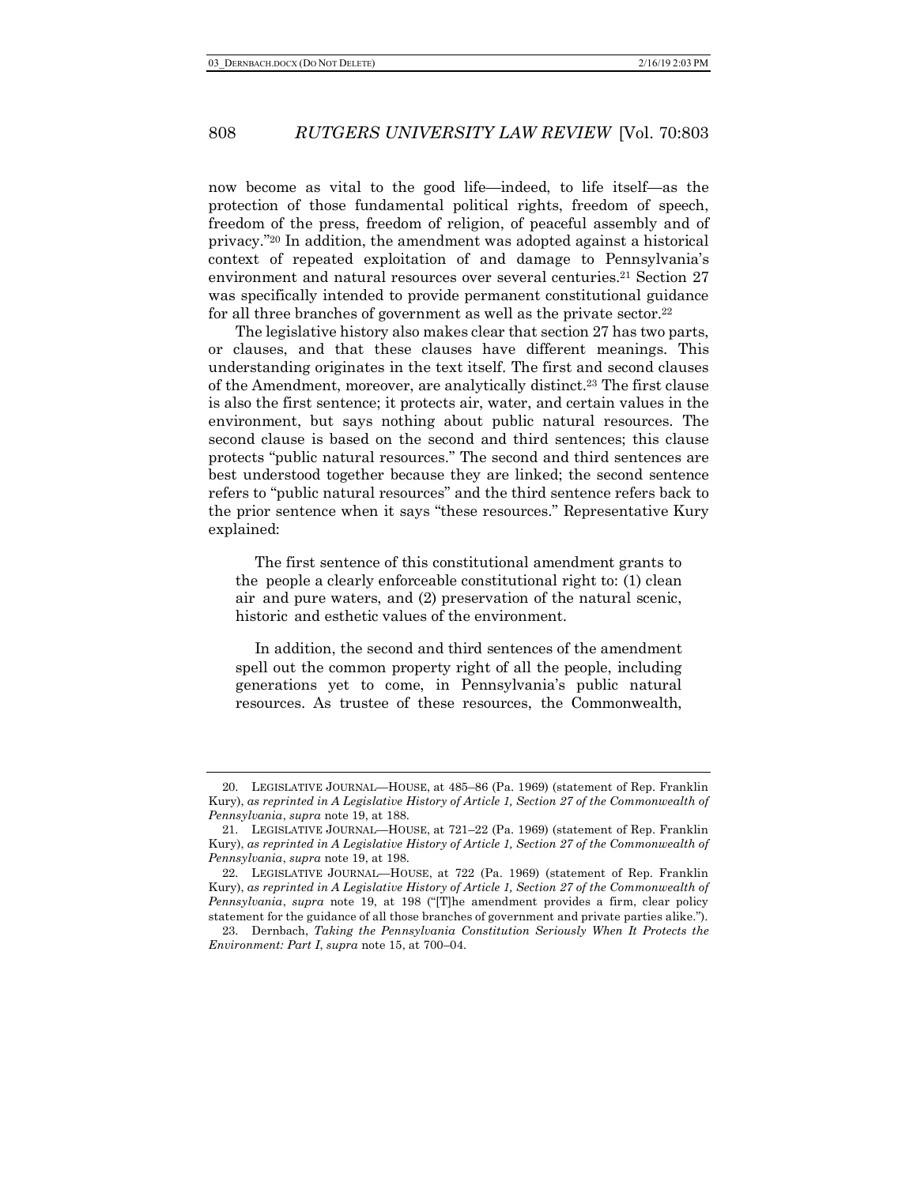now become as vital to the good life—indeed, to life itself—as the protection of those fundamental political rights, freedom of speech, freedom of the press, freedom of religion, of peaceful assembly and of privacy."[20] In addition, the amendment was adopted against a historical context of repeated exploitation of and damage to Pennsylvania's environment and natural resources over several centuries.[21] Section 27 was specifically intended to provide permanent constitutional guidance for all three branches of government as well as the private sector.[22]

The legislative history also makes clear that section 27 has two parts, or clauses, and that these clauses have different meanings. This understanding originates in the text itself. The first and second clauses of the Amendment, moreover, are analytically distinct.[23] The first clause is also the first sentence; it protects air, water, and certain values in the environment, but says nothing about public natural resources. The second clause is based on the second and third sentences; this clause protects "public natural resources." The second and third sentences are best understood together because they are linked; the second sentence refers to "public natural resources" and the third sentence refers back to the prior sentence when it says "these resources." Representative Kury explained:

> The first sentence of this constitutional amendment grants to the people a clearly enforceable constitutional right to: (1) clean air and pure waters, and (2) preservation of the natural scenic, historic and esthetic values of the environment.
>
> In addition, the second and third sentences of the amendment spell out the common property right of all the people, including generations yet to come, in Pennsylvania's public natural resources. As trustee of these resources, the Commonwealth,

---

20. LEGISLATIVE JOURNAL—HOUSE, at 485–86 (Pa. 1969) (statement of Rep. Franklin Kury), *as reprinted in A Legislative History of Article 1, Section 27 of the Commonwealth of Pennsylvania*, *supra* note 19, at 188.

21. LEGISLATIVE JOURNAL—HOUSE, at 721–22 (Pa. 1969) (statement of Rep. Franklin Kury), *as reprinted in A Legislative History of Article 1, Section 27 of the Commonwealth of Pennsylvania*, *supra* note 19, at 198.

22. LEGISLATIVE JOURNAL—HOUSE, at 722 (Pa. 1969) (statement of Rep. Franklin Kury), *as reprinted in A Legislative History of Article 1, Section 27 of the Commonwealth of Pennsylvania*, *supra* note 19, at 198 ("[T]he amendment provides a firm, clear policy statement for the guidance of all those branches of government and private parties alike.").

23. Dernbach, *Taking the Pennsylvania Constitution Seriously When It Protects the Environment: Part I*, *supra* note 15, at 700–04.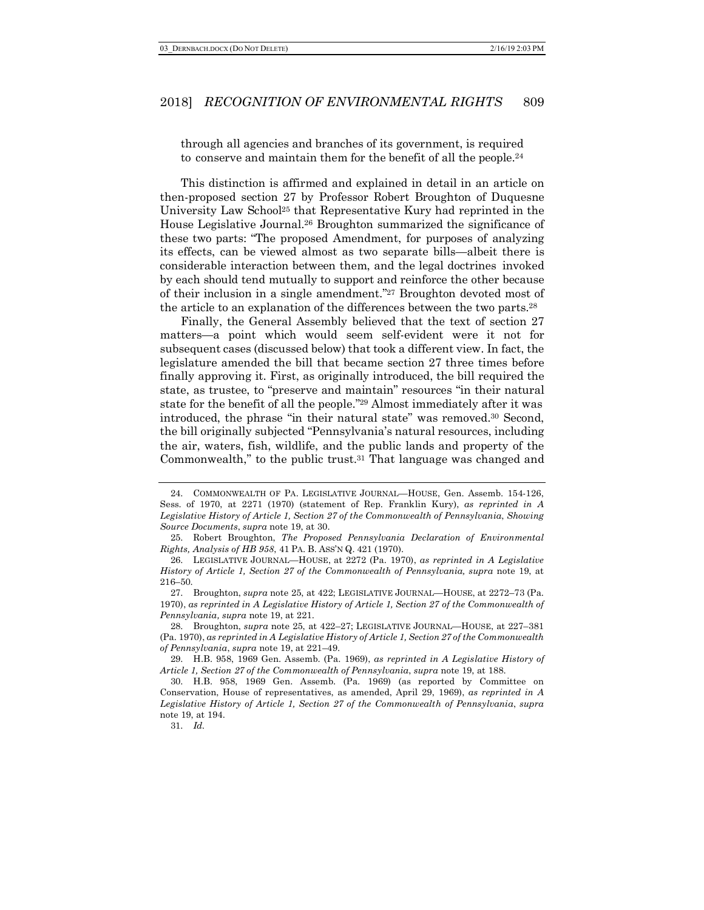through all agencies and branches of its government, is required to conserve and maintain them for the benefit of all the people.[24]

This distinction is affirmed and explained in detail in an article on then-proposed section 27 by Professor Robert Broughton of Duquesne University Law School[25] that Representative Kury had reprinted in the House Legislative Journal.[26] Broughton summarized the significance of these two parts: "The proposed Amendment, for purposes of analyzing its effects, can be viewed almost as two separate bills—albeit there is considerable interaction between them, and the legal doctrines invoked by each should tend mutually to support and reinforce the other because of their inclusion in a single amendment."[27] Broughton devoted most of the article to an explanation of the differences between the two parts.[28]

Finally, the General Assembly believed that the text of section 27 matters—a point which would seem self-evident were it not for subsequent cases (discussed below) that took a different view. In fact, the legislature amended the bill that became section 27 three times before finally approving it. First, as originally introduced, the bill required the state, as trustee, to "preserve and maintain" resources "in their natural state for the benefit of all the people."[29] Almost immediately after it was introduced, the phrase "in their natural state" was removed.[30] Second, the bill originally subjected "Pennsylvania's natural resources, including the air, waters, fish, wildlife, and the public lands and property of the Commonwealth," to the public trust.[31] That language was changed and

---

24. COMMONWEALTH OF PA. LEGISLATIVE JOURNAL—HOUSE, Gen. Assemb. 154-126, Sess. of 1970, at 2271 (1970) (statement of Rep. Franklin Kury), *as reprinted in A Legislative History of Article 1, Section 27 of the Commonwealth of Pennsylvania, Showing Source Documents*, *supra* note 19, at 30.

25. Robert Broughton, *The Proposed Pennsylvania Declaration of Environmental Rights, Analysis of HB 958*, 41 PA. B. ASS'N Q. 421 (1970).

26. LEGISLATIVE JOURNAL—HOUSE, at 2272 (Pa. 1970), *as reprinted in A Legislative History of Article 1, Section 27 of the Commonwealth of Pennsylvania, supra* note 19, at 216–50.

27. Broughton, *supra* note 25, at 422; LEGISLATIVE JOURNAL—HOUSE, at 2272–73 (Pa. 1970), *as reprinted in A Legislative History of Article 1, Section 27 of the Commonwealth of Pennsylvania, supra* note 19, at 221.

28. Broughton, *supra* note 25, at 422–27; LEGISLATIVE JOURNAL—HOUSE, at 227–381 (Pa. 1970), *as reprinted in A Legislative History of Article 1, Section 27 of the Commonwealth of Pennsylvania*, *supra* note 19, at 221–49.

29. H.B. 958, 1969 Gen. Assemb. (Pa. 1969), *as reprinted in A Legislative History of Article 1, Section 27 of the Commonwealth of Pennsylvania*, *supra* note 19, at 188.

30. H.B. 958, 1969 Gen. Assemb. (Pa. 1969) (as reported by Committee on Conservation, House of representatives, as amended, April 29, 1969), *as reprinted in A Legislative History of Article 1, Section 27 of the Commonwealth of Pennsylvania*, *supra* note 19, at 194.

31. *Id.*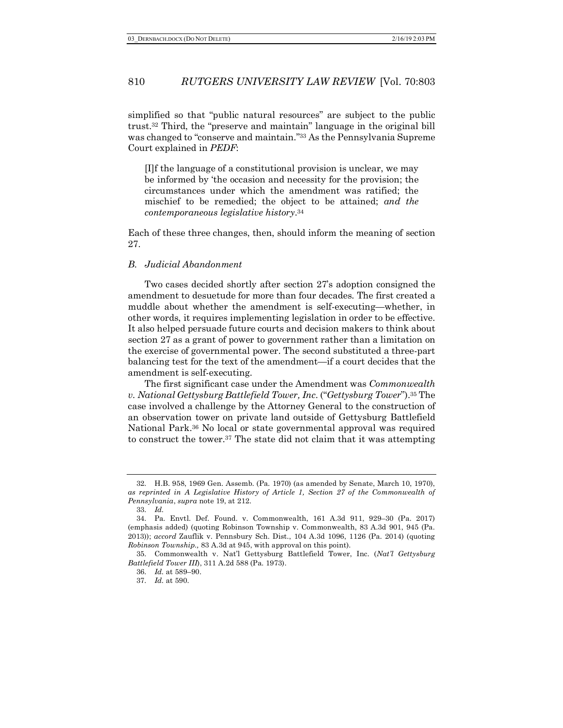simplified so that "public natural resources" are subject to the public trust.[32] Third, the "preserve and maintain" language in the original bill was changed to "conserve and maintain."[33] As the Pennsylvania Supreme Court explained in *PEDF*:

> [I]f the language of a constitutional provision is unclear, we may be informed by 'the occasion and necessity for the provision; the circumstances under which the amendment was ratified; the mischief to be remedied; the object to be attained; *and the contemporaneous legislative history*.[34]

Each of these three changes, then, should inform the meaning of section 27.

### *B. Judicial Abandonment*

Two cases decided shortly after section 27's adoption consigned the amendment to desuetude for more than four decades. The first created a muddle about whether the amendment is self-executing—whether, in other words, it requires implementing legislation in order to be effective. It also helped persuade future courts and decision makers to think about section 27 as a grant of power to government rather than a limitation on the exercise of governmental power. The second substituted a three-part balancing test for the text of the amendment—if a court decides that the amendment is self-executing.

The first significant case under the Amendment was *Commonwealth v. National Gettysburg Battlefield Tower, Inc.* ("*Gettysburg Tower*").[35] The case involved a challenge by the Attorney General to the construction of an observation tower on private land outside of Gettysburg Battlefield National Park.[36] No local or state governmental approval was required to construct the tower.[37] The state did not claim that it was attempting

---

32. H.B. 958, 1969 Gen. Assemb. (Pa. 1970) (as amended by Senate, March 10, 1970), *as reprinted in A Legislative History of Article 1, Section 27 of the Commonwealth of Pennsylvania*, *supra* note 19, at 212.

33. *Id.*

34. Pa. Envtl. Def. Found. v. Commonwealth, 161 A.3d 911, 929–30 (Pa. 2017) (emphasis added) (quoting Robinson Township v. Commonwealth, 83 A.3d 901, 945 (Pa. 2013)); *accord* Zauflik v. Pennsbury Sch. Dist., 104 A.3d 1096, 1126 (Pa. 2014) (quoting *Robinson Township.,* 83 A.3d at 945, with approval on this point).

35. Commonwealth v. Nat'l Gettysburg Battlefield Tower, Inc. (*Nat'l Gettysburg Battlefield Tower III*), 311 A.2d 588 (Pa. 1973).

36. *Id.* at 589–90.

37. *Id.* at 590.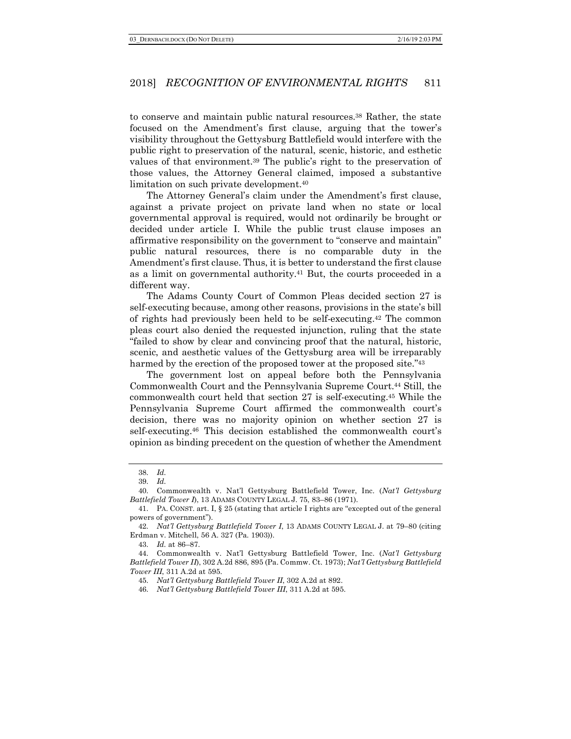to conserve and maintain public natural resources.[38] Rather, the state focused on the Amendment's first clause, arguing that the tower's visibility throughout the Gettysburg Battlefield would interfere with the public right to preservation of the natural, scenic, historic, and esthetic values of that environment.[39] The public's right to the preservation of those values, the Attorney General claimed, imposed a substantive limitation on such private development.[40]

The Attorney General's claim under the Amendment's first clause, against a private project on private land when no state or local governmental approval is required, would not ordinarily be brought or decided under article I. While the public trust clause imposes an affirmative responsibility on the government to "conserve and maintain" public natural resources, there is no comparable duty in the Amendment's first clause. Thus, it is better to understand the first clause as a limit on governmental authority.[41] But, the courts proceeded in a different way.

The Adams County Court of Common Pleas decided section 27 is self-executing because, among other reasons, provisions in the state's bill of rights had previously been held to be self-executing.[42] The common pleas court also denied the requested injunction, ruling that the state "failed to show by clear and convincing proof that the natural, historic, scenic, and aesthetic values of the Gettysburg area will be irreparably harmed by the erection of the proposed tower at the proposed site."[43]

The government lost on appeal before both the Pennsylvania Commonwealth Court and the Pennsylvania Supreme Court.[44] Still, the commonwealth court held that section 27 is self-executing.[45] While the Pennsylvania Supreme Court affirmed the commonwealth court's decision, there was no majority opinion on whether section 27 is self-executing.[46] This decision established the commonwealth court's opinion as binding precedent on the question of whether the Amendment

38. *Id.*

39. *Id.*

40. Commonwealth v. Nat'l Gettysburg Battlefield Tower, Inc. (*Nat'l Gettysburg Battlefield Tower I*), 13 ADAMS COUNTY LEGAL J. 75, 83–86 (1971).

41. PA. CONST. art. I, § 25 (stating that article I rights are "excepted out of the general powers of government").

42. *Nat'l Gettysburg Battlefield Tower I*, 13 ADAMS COUNTY LEGAL J. at 79–80 (citing Erdman v. Mitchell, 56 A. 327 (Pa. 1903)).

43. *Id.* at 86–87.

44. Commonwealth v. Nat'l Gettysburg Battlefield Tower, Inc. (*Nat'l Gettysburg Battlefield Tower II*), 302 A.2d 886, 895 (Pa. Commw. Ct. 1973); *Nat'l Gettysburg Battlefield Tower III*, 311 A.2d at 595.

45. *Nat'l Gettysburg Battlefield Tower II*, 302 A.2d at 892.

46. *Nat'l Gettysburg Battlefield Tower III*, 311 A.2d at 595.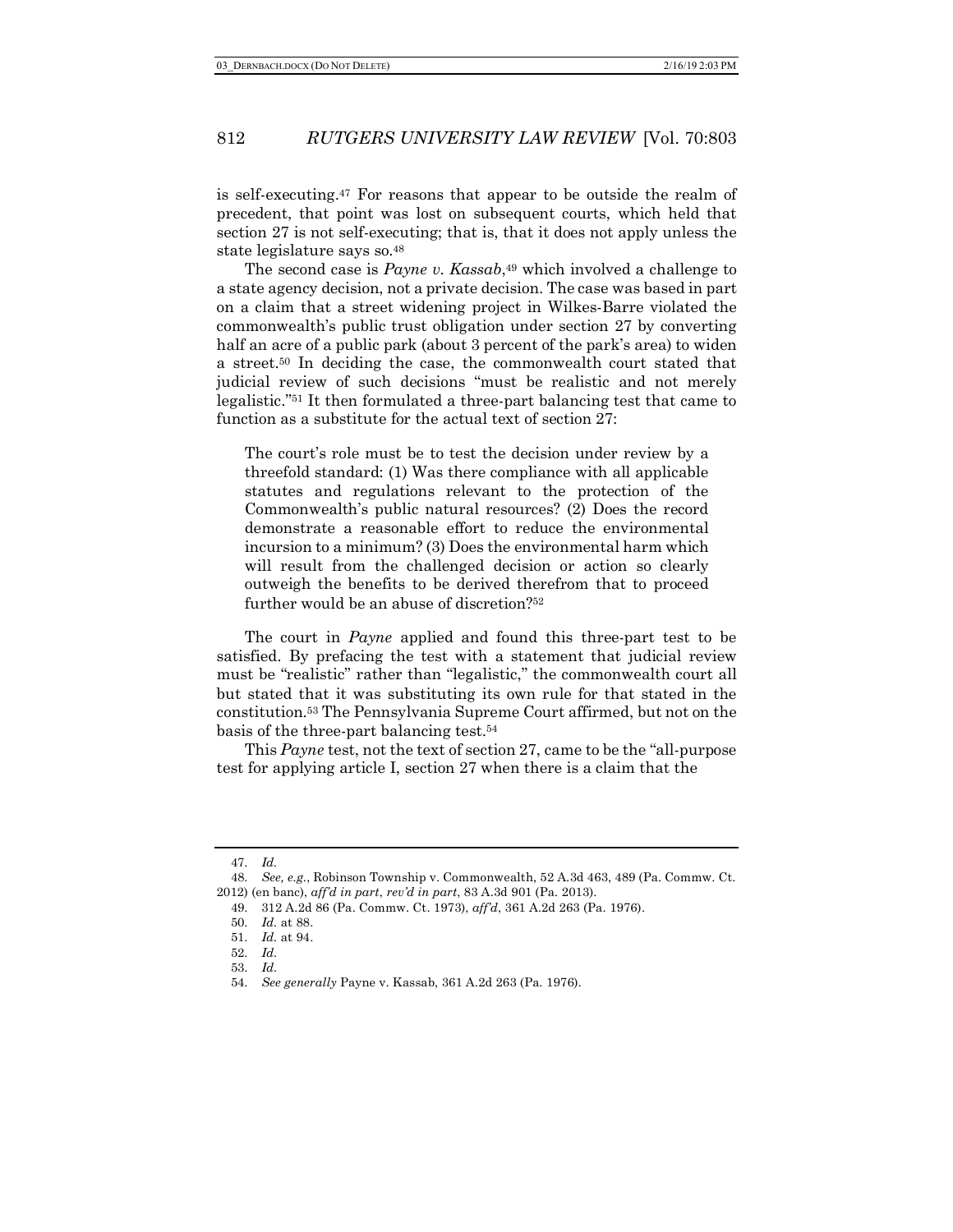is self-executing.[47] For reasons that appear to be outside the realm of precedent, that point was lost on subsequent courts, which held that section 27 is not self-executing; that is, that it does not apply unless the state legislature says so.[48]

The second case is *Payne v. Kassab*,[49] which involved a challenge to a state agency decision, not a private decision. The case was based in part on a claim that a street widening project in Wilkes-Barre violated the commonwealth's public trust obligation under section 27 by converting half an acre of a public park (about 3 percent of the park's area) to widen a street.[50] In deciding the case, the commonwealth court stated that judicial review of such decisions "must be realistic and not merely legalistic."[51] It then formulated a three-part balancing test that came to function as a substitute for the actual text of section 27:

> The court's role must be to test the decision under review by a threefold standard: (1) Was there compliance with all applicable statutes and regulations relevant to the protection of the Commonwealth's public natural resources? (2) Does the record demonstrate a reasonable effort to reduce the environmental incursion to a minimum? (3) Does the environmental harm which will result from the challenged decision or action so clearly outweigh the benefits to be derived therefrom that to proceed further would be an abuse of discretion?[52]

The court in *Payne* applied and found this three-part test to be satisfied. By prefacing the test with a statement that judicial review must be "realistic" rather than "legalistic," the commonwealth court all but stated that it was substituting its own rule for that stated in the constitution.[53] The Pennsylvania Supreme Court affirmed, but not on the basis of the three-part balancing test.[54]

This *Payne* test, not the text of section 27, came to be the "all-purpose test for applying article I, section 27 when there is a claim that the

---

47. *Id.*

48. *See, e.g.*, Robinson Township v. Commonwealth, 52 A.3d 463, 489 (Pa. Commw. Ct. 2012) (en banc), *aff'd in part*, *rev'd in part*, 83 A.3d 901 (Pa. 2013).

49. 312 A.2d 86 (Pa. Commw. Ct. 1973), *aff'd*, 361 A.2d 263 (Pa. 1976).

50. *Id.* at 88.

51. *Id.* at 94.

52. *Id.*

53. *Id.*

54. *See generally* Payne v. Kassab, 361 A.2d 263 (Pa. 1976).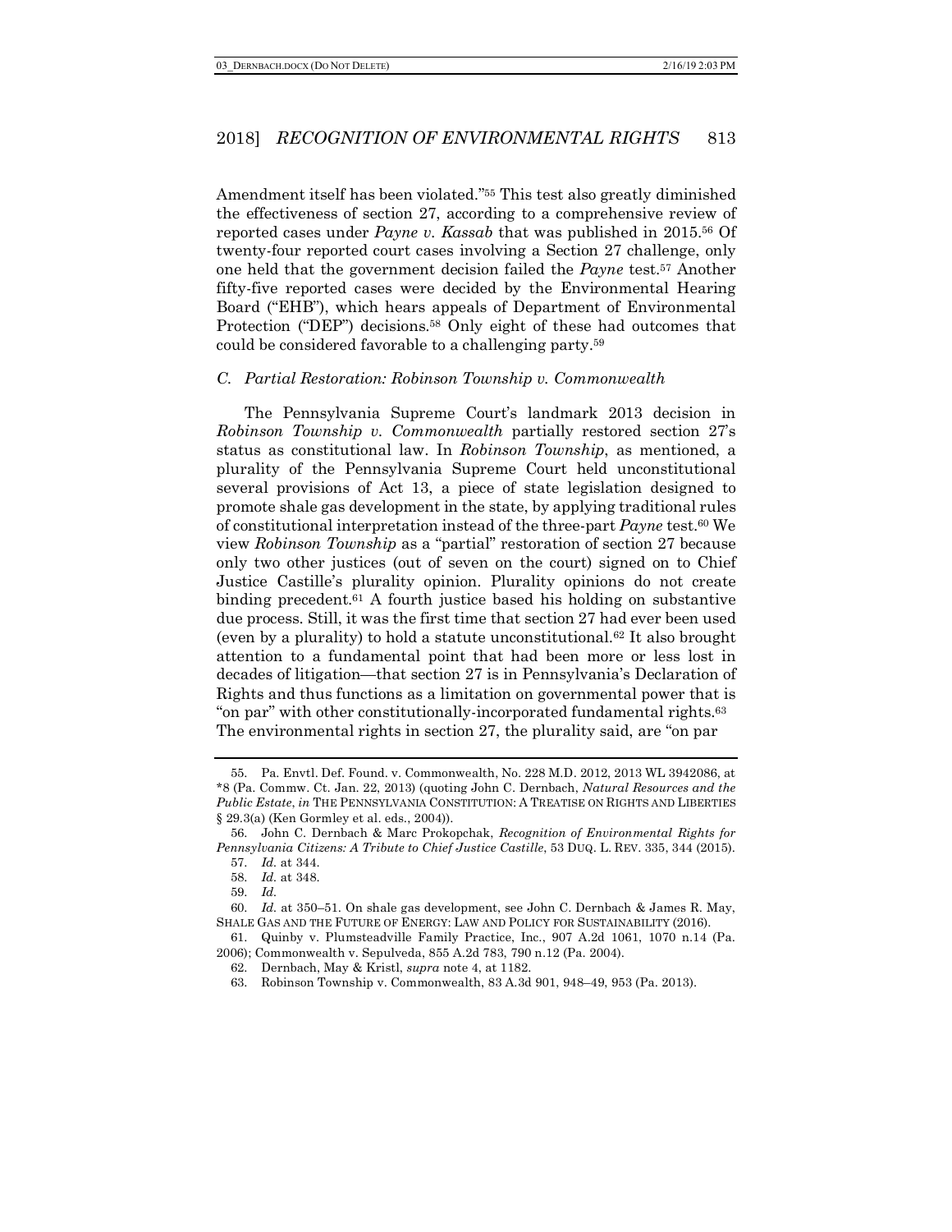Amendment itself has been violated."[55] This test also greatly diminished the effectiveness of section 27, according to a comprehensive review of reported cases under *Payne v. Kassab* that was published in 2015.[56] Of twenty-four reported court cases involving a Section 27 challenge, only one held that the government decision failed the *Payne* test.[57] Another fifty-five reported cases were decided by the Environmental Hearing Board ("EHB"), which hears appeals of Department of Environmental Protection ("DEP") decisions.[58] Only eight of these had outcomes that could be considered favorable to a challenging party.[59]

### *C. Partial Restoration: Robinson Township v. Commonwealth*

The Pennsylvania Supreme Court's landmark 2013 decision in *Robinson Township v. Commonwealth* partially restored section 27's status as constitutional law. In *Robinson Township*, as mentioned, a plurality of the Pennsylvania Supreme Court held unconstitutional several provisions of Act 13, a piece of state legislation designed to promote shale gas development in the state, by applying traditional rules of constitutional interpretation instead of the three-part *Payne* test.[60] We view *Robinson Township* as a "partial" restoration of section 27 because only two other justices (out of seven on the court) signed on to Chief Justice Castille's plurality opinion. Plurality opinions do not create binding precedent.[61] A fourth justice based his holding on substantive due process. Still, it was the first time that section 27 had ever been used (even by a plurality) to hold a statute unconstitutional.[62] It also brought attention to a fundamental point that had been more or less lost in decades of litigation—that section 27 is in Pennsylvania's Declaration of Rights and thus functions as a limitation on governmental power that is "on par" with other constitutionally-incorporated fundamental rights.[63] The environmental rights in section 27, the plurality said, are "on par

---

55. Pa. Envtl. Def. Found. v. Commonwealth, No. 228 M.D. 2012, 2013 WL 3942086, at *8 (Pa. Commw. Ct. Jan. 22, 2013) (quoting John C. Dernbach, *Natural Resources and the Public Estate*, *in* THE PENNSYLVANIA CONSTITUTION: A TREATISE ON RIGHTS AND LIBERTIES § 29.3(a) (Ken Gormley et al. eds., 2004)).

56. John C. Dernbach & Marc Prokopchak, *Recognition of Environmental Rights for Pennsylvania Citizens: A Tribute to Chief Justice Castille*, 53 DUQ. L. REV. 335, 344 (2015).

57. *Id.* at 344.

58. *Id.* at 348.

59. *Id.*

60. *Id.* at 350–51. On shale gas development, see John C. Dernbach & James R. May, SHALE GAS AND THE FUTURE OF ENERGY: LAW AND POLICY FOR SUSTAINABILITY (2016).

61. Quinby v. Plumsteadville Family Practice, Inc., 907 A.2d 1061, 1070 n.14 (Pa. 2006); Commonwealth v. Sepulveda, 855 A.2d 783, 790 n.12 (Pa. 2004).

62. Dernbach, May & Kristl, *supra* note 4, at 1182.

63. Robinson Township v. Commonwealth, 83 A.3d 901, 948–49, 953 (Pa. 2013).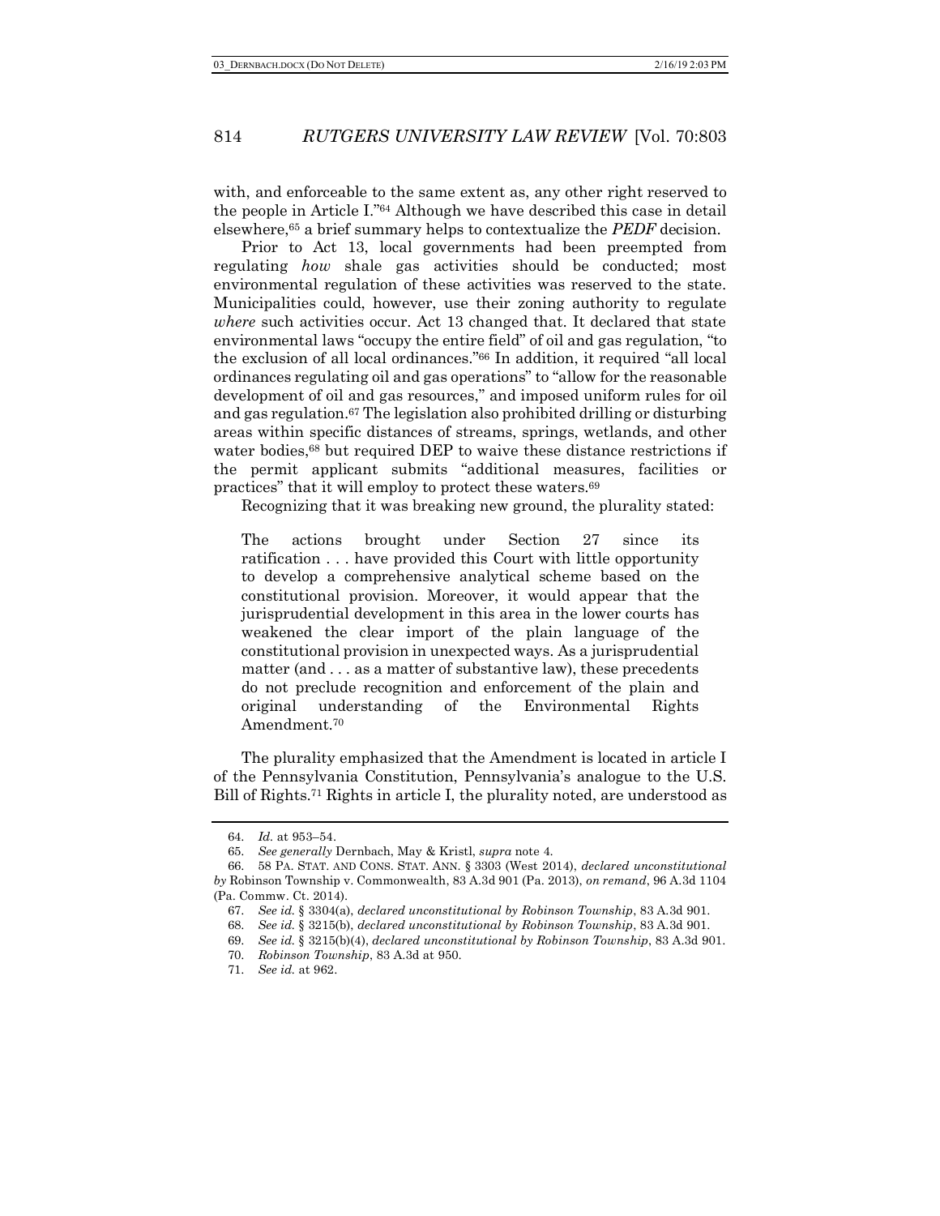with, and enforceable to the same extent as, any other right reserved to the people in Article I."[64] Although we have described this case in detail elsewhere,[65] a brief summary helps to contextualize the *PEDF* decision.

Prior to Act 13, local governments had been preempted from regulating *how* shale gas activities should be conducted; most environmental regulation of these activities was reserved to the state. Municipalities could, however, use their zoning authority to regulate *where* such activities occur. Act 13 changed that. It declared that state environmental laws "occupy the entire field" of oil and gas regulation, "to the exclusion of all local ordinances."[66] In addition, it required "all local ordinances regulating oil and gas operations" to "allow for the reasonable development of oil and gas resources," and imposed uniform rules for oil and gas regulation.[67] The legislation also prohibited drilling or disturbing areas within specific distances of streams, springs, wetlands, and other water bodies,[68] but required DEP to waive these distance restrictions if the permit applicant submits "additional measures, facilities or practices" that it will employ to protect these waters.[69]

Recognizing that it was breaking new ground, the plurality stated:

> The actions brought under Section 27 since its ratification . . . have provided this Court with little opportunity to develop a comprehensive analytical scheme based on the constitutional provision. Moreover, it would appear that the jurisprudential development in this area in the lower courts has weakened the clear import of the plain language of the constitutional provision in unexpected ways. As a jurisprudential matter (and . . . as a matter of substantive law), these precedents do not preclude recognition and enforcement of the plain and original understanding of the Environmental Rights Amendment.[70]

The plurality emphasized that the Amendment is located in article I of the Pennsylvania Constitution, Pennsylvania's analogue to the U.S. Bill of Rights.[71] Rights in article I, the plurality noted, are understood as

---

64. *Id.* at 953–54.

65. *See generally* Dernbach, May & Kristl, *supra* note 4.

66. 58 PA. STAT. AND CONS. STAT. ANN. § 3303 (West 2014), *declared unconstitutional by* Robinson Township v. Commonwealth, 83 A.3d 901 (Pa. 2013), *on remand*, 96 A.3d 1104 (Pa. Commw. Ct. 2014).

67. *See id.* § 3304(a), *declared unconstitutional by Robinson Township*, 83 A.3d 901.

68. *See id.* § 3215(b), *declared unconstitutional by Robinson Township*, 83 A.3d 901.

69. *See id.* § 3215(b)(4), *declared unconstitutional by Robinson Township*, 83 A.3d 901.

70. *Robinson Township*, 83 A.3d at 950.

71. *See id.* at 962.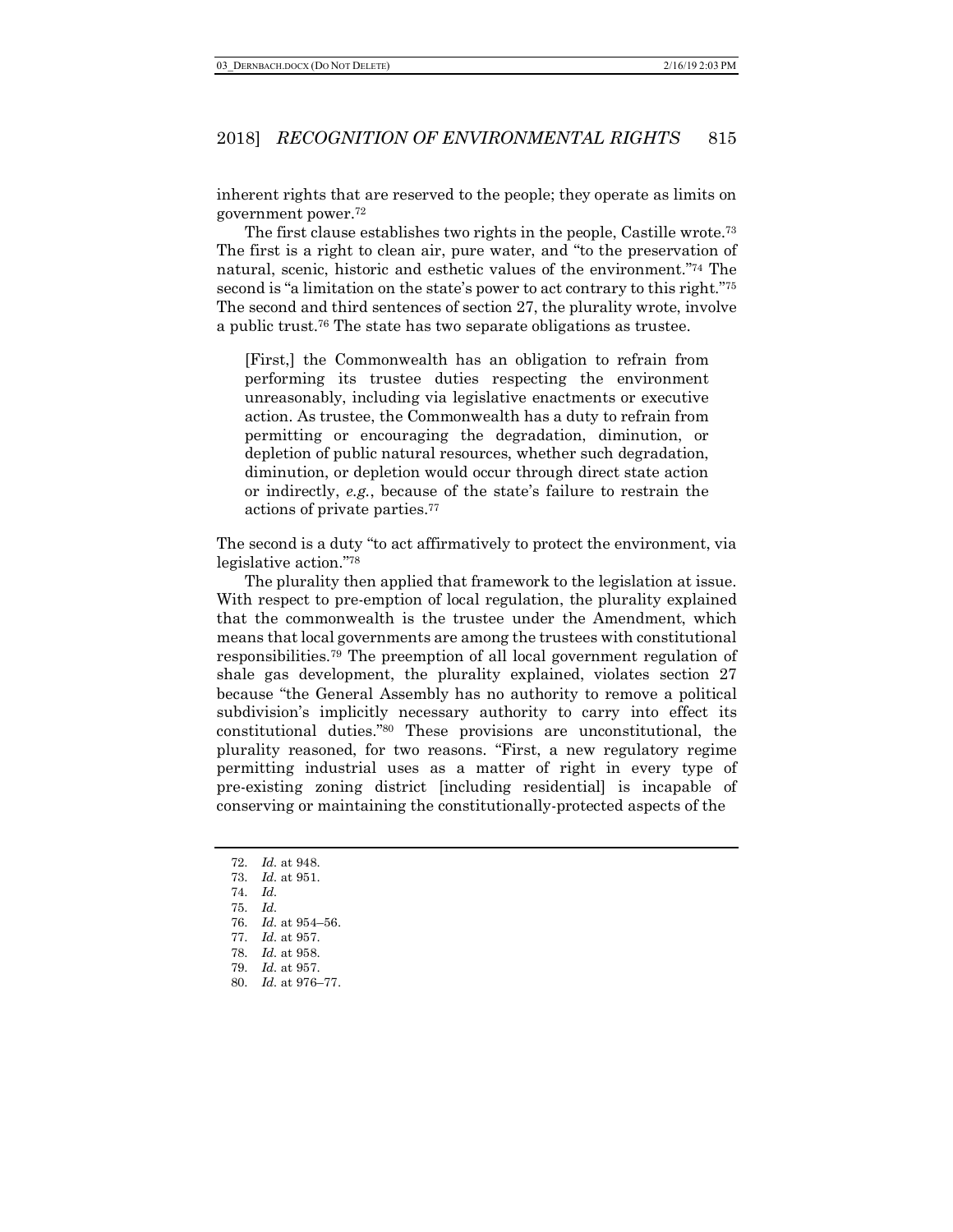inherent rights that are reserved to the people; they operate as limits on government power.[72]

The first clause establishes two rights in the people, Castille wrote.[73] The first is a right to clean air, pure water, and "to the preservation of natural, scenic, historic and esthetic values of the environment."[74] The second is "a limitation on the state's power to act contrary to this right."[75] The second and third sentences of section 27, the plurality wrote, involve a public trust.[76] The state has two separate obligations as trustee.

> [First,] the Commonwealth has an obligation to refrain from performing its trustee duties respecting the environment unreasonably, including via legislative enactments or executive action. As trustee, the Commonwealth has a duty to refrain from permitting or encouraging the degradation, diminution, or depletion of public natural resources, whether such degradation, diminution, or depletion would occur through direct state action or indirectly, *e.g.*, because of the state's failure to restrain the actions of private parties.[77]

The second is a duty "to act affirmatively to protect the environment, via legislative action."[78]

The plurality then applied that framework to the legislation at issue. With respect to pre-emption of local regulation, the plurality explained that the commonwealth is the trustee under the Amendment, which means that local governments are among the trustees with constitutional responsibilities.[79] The preemption of all local government regulation of shale gas development, the plurality explained, violates section 27 because "the General Assembly has no authority to remove a political subdivision's implicitly necessary authority to carry into effect its constitutional duties."[80] These provisions are unconstitutional, the plurality reasoned, for two reasons. "First, a new regulatory regime permitting industrial uses as a matter of right in every type of pre-existing zoning district [including residential] is incapable of conserving or maintaining the constitutionally-protected aspects of the

---

72. *Id.* at 948.
73. *Id.* at 951.
74. *Id.*
75. *Id.*
76. *Id.* at 954–56.
77. *Id.* at 957.
78. *Id.* at 958.
79. *Id.* at 957.
80. *Id.* at 976–77.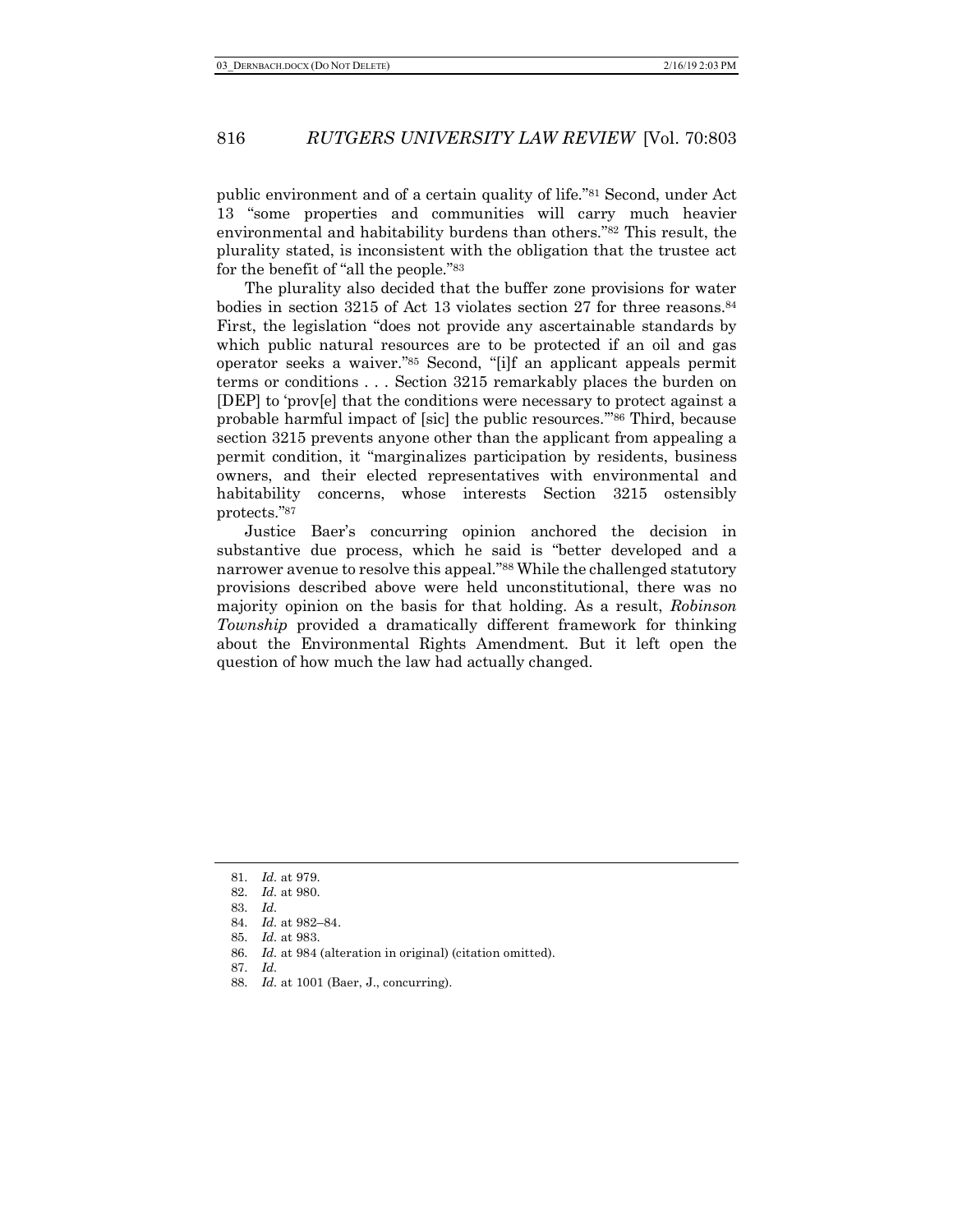public environment and of a certain quality of life."[81] Second, under Act 13 "some properties and communities will carry much heavier environmental and habitability burdens than others."[82] This result, the plurality stated, is inconsistent with the obligation that the trustee act for the benefit of "all the people."[83]

The plurality also decided that the buffer zone provisions for water bodies in section 3215 of Act 13 violates section 27 for three reasons.[84] First, the legislation "does not provide any ascertainable standards by which public natural resources are to be protected if an oil and gas operator seeks a waiver."[85] Second, "[i]f an applicant appeals permit terms or conditions . . . Section 3215 remarkably places the burden on [DEP] to 'prov[e] that the conditions were necessary to protect against a probable harmful impact of [sic] the public resources.'"[86] Third, because section 3215 prevents anyone other than the applicant from appealing a permit condition, it "marginalizes participation by residents, business owners, and their elected representatives with environmental and habitability concerns, whose interests Section 3215 ostensibly protects."[87]

Justice Baer's concurring opinion anchored the decision in substantive due process, which he said is "better developed and a narrower avenue to resolve this appeal."[88] While the challenged statutory provisions described above were held unconstitutional, there was no majority opinion on the basis for that holding. As a result, *Robinson Township* provided a dramatically different framework for thinking about the Environmental Rights Amendment. But it left open the question of how much the law had actually changed.

---

81. *Id.* at 979.
82. *Id.* at 980.
83. *Id.*
84. *Id.* at 982–84.
85. *Id.* at 983.
86. *Id.* at 984 (alteration in original) (citation omitted).
87. *Id.*
88. *Id.* at 1001 (Baer, J., concurring).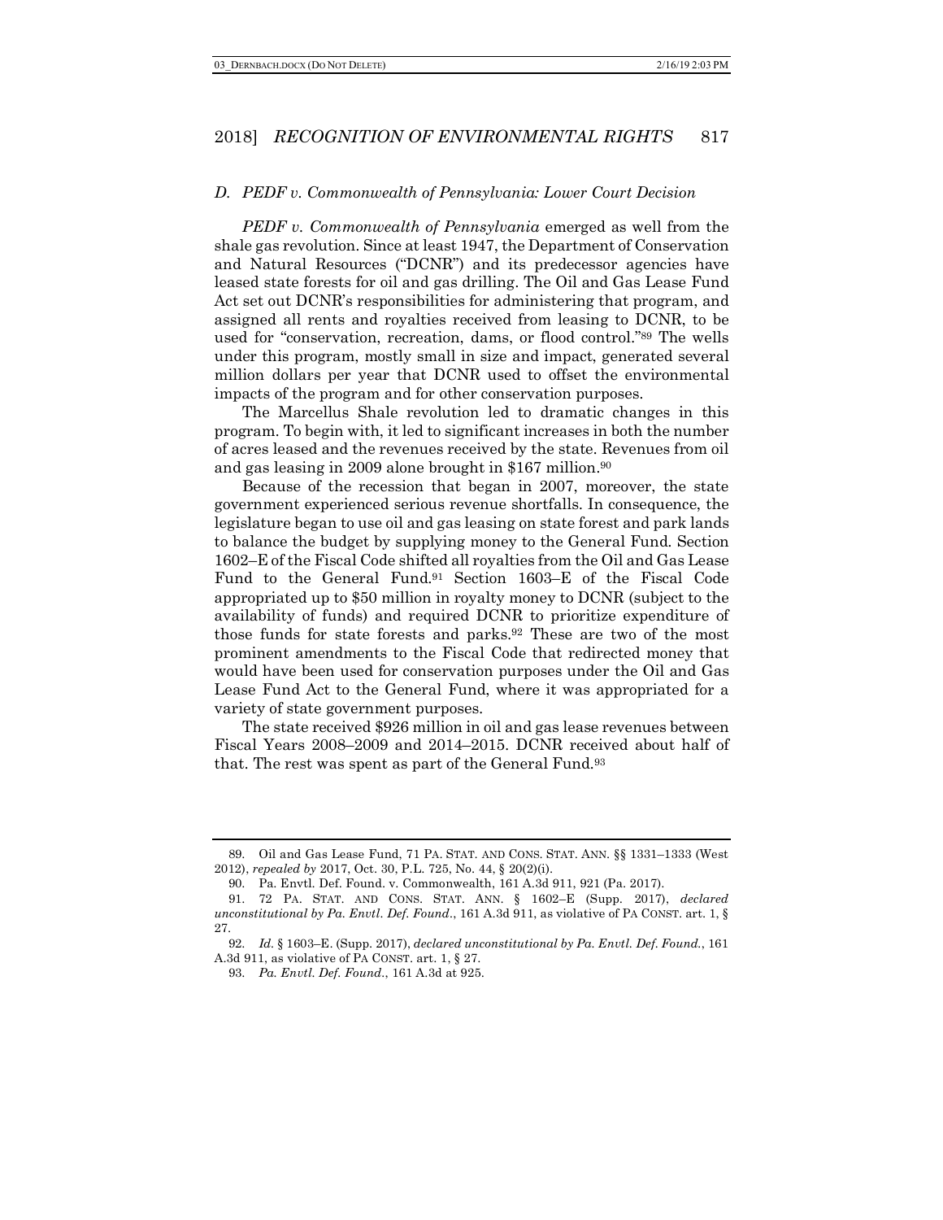### *D. PEDF v. Commonwealth of Pennsylvania: Lower Court Decision*

*PEDF v. Commonwealth of Pennsylvania* emerged as well from the shale gas revolution. Since at least 1947, the Department of Conservation and Natural Resources ("DCNR") and its predecessor agencies have leased state forests for oil and gas drilling. The Oil and Gas Lease Fund Act set out DCNR's responsibilities for administering that program, and assigned all rents and royalties received from leasing to DCNR, to be used for "conservation, recreation, dams, or flood control."[89] The wells under this program, mostly small in size and impact, generated several million dollars per year that DCNR used to offset the environmental impacts of the program and for other conservation purposes.

The Marcellus Shale revolution led to dramatic changes in this program. To begin with, it led to significant increases in both the number of acres leased and the revenues received by the state. Revenues from oil and gas leasing in 2009 alone brought in $167 million.[90]

Because of the recession that began in 2007, moreover, the state government experienced serious revenue shortfalls. In consequence, the legislature began to use oil and gas leasing on state forest and park lands to balance the budget by supplying money to the General Fund. Section 1602–E of the Fiscal Code shifted all royalties from the Oil and Gas Lease Fund to the General Fund.[91] Section 1603–E of the Fiscal Code appropriated up to $50 million in royalty money to DCNR (subject to the availability of funds) and required DCNR to prioritize expenditure of those funds for state forests and parks.[92] These are two of the most prominent amendments to the Fiscal Code that redirected money that would have been used for conservation purposes under the Oil and Gas Lease Fund Act to the General Fund, where it was appropriated for a variety of state government purposes.

The state received $926 million in oil and gas lease revenues between Fiscal Years 2008–2009 and 2014–2015. DCNR received about half of that. The rest was spent as part of the General Fund.[93]

---

89. Oil and Gas Lease Fund, 71 PA. STAT. AND CONS. STAT. ANN. §§ 1331–1333 (West 2012), *repealed by* 2017, Oct. 30, P.L. 725, No. 44, § 20(2)(i).

90. Pa. Envtl. Def. Found. v. Commonwealth, 161 A.3d 911, 921 (Pa. 2017).

91. 72 PA. STAT. AND CONS. STAT. ANN. § 1602–E (Supp. 2017), *declared unconstitutional by Pa. Envtl. Def. Found.*, 161 A.3d 911, as violative of PA CONST. art. 1, § 27.

92. *Id.* § 1603–E. (Supp. 2017), *declared unconstitutional by Pa. Envtl. Def. Found.*, 161 A.3d 911, as violative of PA CONST. art. 1, § 27.

93. *Pa. Envtl. Def. Found.*, 161 A.3d at 925.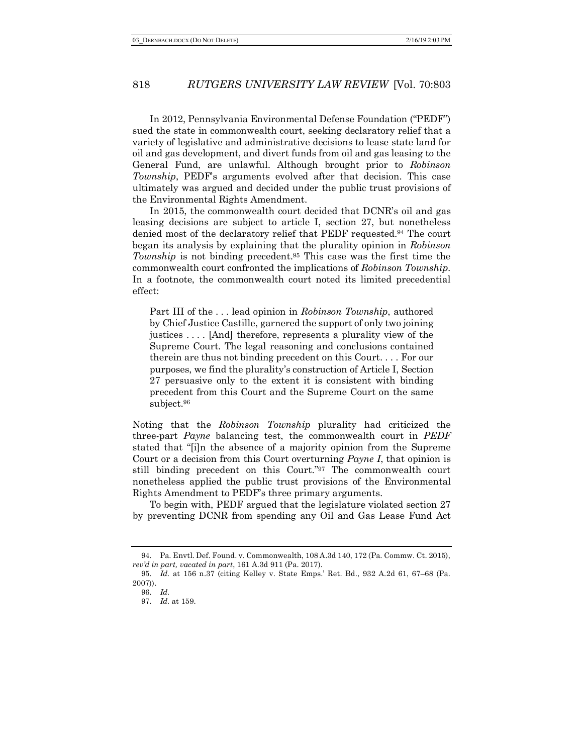In 2012, Pennsylvania Environmental Defense Foundation ("PEDF") sued the state in commonwealth court, seeking declaratory relief that a variety of legislative and administrative decisions to lease state land for oil and gas development, and divert funds from oil and gas leasing to the General Fund, are unlawful. Although brought prior to *Robinson Township*, PEDF's arguments evolved after that decision. This case ultimately was argued and decided under the public trust provisions of the Environmental Rights Amendment.

In 2015, the commonwealth court decided that DCNR's oil and gas leasing decisions are subject to article I, section 27, but nonetheless denied most of the declaratory relief that PEDF requested.[94] The court began its analysis by explaining that the plurality opinion in *Robinson Township* is not binding precedent.[95] This case was the first time the commonwealth court confronted the implications of *Robinson Township*. In a footnote, the commonwealth court noted its limited precedential effect:

> Part III of the . . . lead opinion in *Robinson Township*, authored by Chief Justice Castille, garnered the support of only two joining justices . . . . [And] therefore, represents a plurality view of the Supreme Court. The legal reasoning and conclusions contained therein are thus not binding precedent on this Court. . . . For our purposes, we find the plurality's construction of Article I, Section 27 persuasive only to the extent it is consistent with binding precedent from this Court and the Supreme Court on the same subject.[96]

Noting that the *Robinson Township* plurality had criticized the three-part *Payne* balancing test, the commonwealth court in *PEDF* stated that "[i]n the absence of a majority opinion from the Supreme Court or a decision from this Court overturning *Payne I*, that opinion is still binding precedent on this Court."[97] The commonwealth court nonetheless applied the public trust provisions of the Environmental Rights Amendment to PEDF's three primary arguments.

To begin with, PEDF argued that the legislature violated section 27 by preventing DCNR from spending any Oil and Gas Lease Fund Act

---

94. Pa. Envtl. Def. Found. v. Commonwealth, 108 A.3d 140, 172 (Pa. Commw. Ct. 2015), *rev'd in part, vacated in part*, 161 A.3d 911 (Pa. 2017).

95. *Id.* at 156 n.37 (citing Kelley v. State Emps.' Ret. Bd., 932 A.2d 61, 67–68 (Pa. 2007)).

96. *Id.*

97. *Id.* at 159.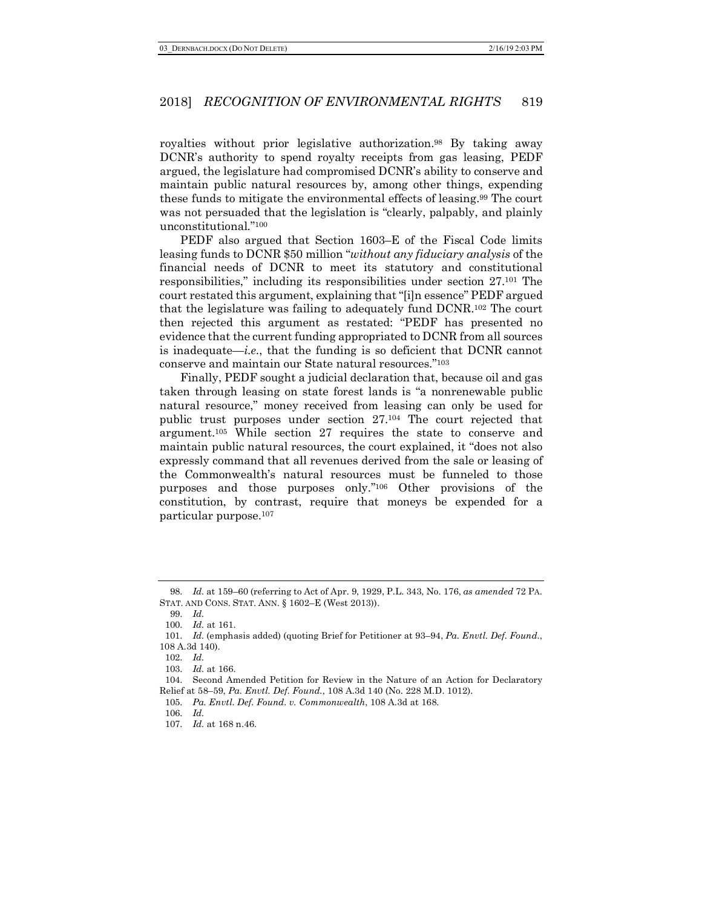royalties without prior legislative authorization.[98] By taking away DCNR's authority to spend royalty receipts from gas leasing, PEDF argued, the legislature had compromised DCNR's ability to conserve and maintain public natural resources by, among other things, expending these funds to mitigate the environmental effects of leasing.[99] The court was not persuaded that the legislation is "clearly, palpably, and plainly unconstitutional."[100]

PEDF also argued that Section 1603–E of the Fiscal Code limits leasing funds to DCNR $50 million "*without any fiduciary analysis* of the financial needs of DCNR to meet its statutory and constitutional responsibilities," including its responsibilities under section 27.[101] The court restated this argument, explaining that "[i]n essence" PEDF argued that the legislature was failing to adequately fund DCNR.[102] The court then rejected this argument as restated: "PEDF has presented no evidence that the current funding appropriated to DCNR from all sources is inadequate—*i.e.*, that the funding is so deficient that DCNR cannot conserve and maintain our State natural resources."[103]

Finally, PEDF sought a judicial declaration that, because oil and gas taken through leasing on state forest lands is "a nonrenewable public natural resource," money received from leasing can only be used for public trust purposes under section 27.[104] The court rejected that argument.[105] While section 27 requires the state to conserve and maintain public natural resources, the court explained, it "does not also expressly command that all revenues derived from the sale or leasing of the Commonwealth's natural resources must be funneled to those purposes and those purposes only."[106] Other provisions of the constitution, by contrast, require that moneys be expended for a particular purpose.[107]

---

98. *Id.* at 159–60 (referring to Act of Apr. 9, 1929, P.L. 343, No. 176, *as amended* 72 PA. STAT. AND CONS. STAT. ANN. § 1602–E (West 2013)).

99. *Id.*

100. *Id.* at 161.

101. *Id.* (emphasis added) (quoting Brief for Petitioner at 93–94, *Pa. Envtl. Def. Found.*, 108 A.3d 140).

102. *Id.*

103. *Id.* at 166.

104. Second Amended Petition for Review in the Nature of an Action for Declaratory Relief at 58–59, *Pa. Envtl. Def. Found.*, 108 A.3d 140 (No. 228 M.D. 1012).

105. *Pa. Envtl. Def. Found. v. Commonwealth*, 108 A.3d at 168.

106. *Id.*

107. *Id.* at 168 n.46.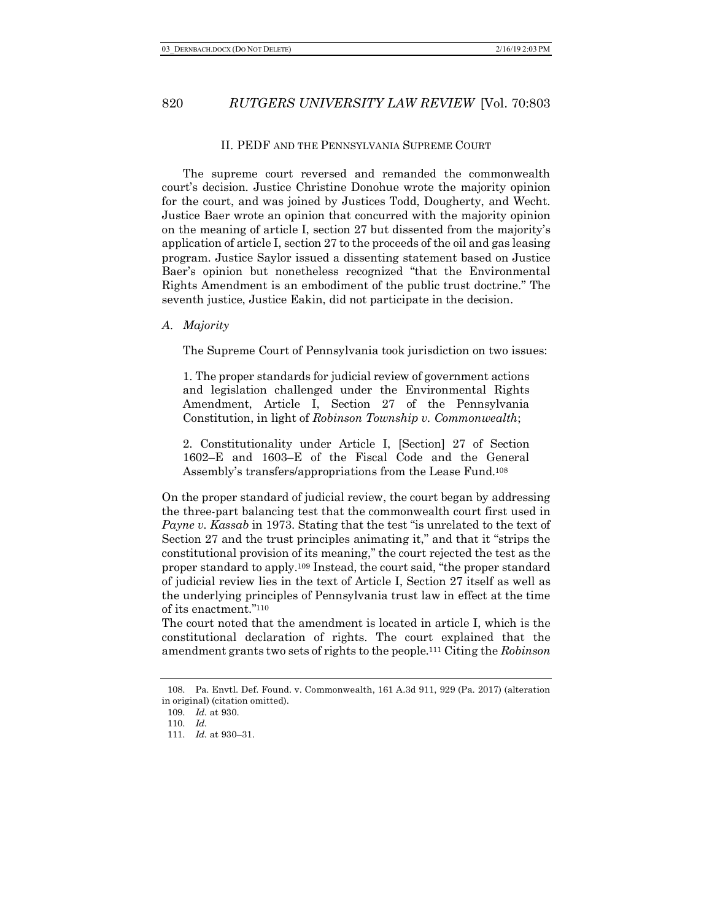## II. PEDF AND THE PENNSYLVANIA SUPREME COURT

The supreme court reversed and remanded the commonwealth court's decision. Justice Christine Donohue wrote the majority opinion for the court, and was joined by Justices Todd, Dougherty, and Wecht. Justice Baer wrote an opinion that concurred with the majority opinion on the meaning of article I, section 27 but dissented from the majority's application of article I, section 27 to the proceeds of the oil and gas leasing program. Justice Saylor issued a dissenting statement based on Justice Baer's opinion but nonetheless recognized "that the Environmental Rights Amendment is an embodiment of the public trust doctrine." The seventh justice, Justice Eakin, did not participate in the decision.

### *A. Majority*

The Supreme Court of Pennsylvania took jurisdiction on two issues:

> 1. The proper standards for judicial review of government actions and legislation challenged under the Environmental Rights Amendment, Article I, Section 27 of the Pennsylvania Constitution, in light of *Robinson Township v. Commonwealth*;
>
> 2. Constitutionality under Article I, [Section] 27 of Section 1602–E and 1603–E of the Fiscal Code and the General Assembly's transfers/appropriations from the Lease Fund.[108]

On the proper standard of judicial review, the court began by addressing the three-part balancing test that the commonwealth court first used in *Payne v. Kassab* in 1973. Stating that the test "is unrelated to the text of Section 27 and the trust principles animating it," and that it "strips the constitutional provision of its meaning," the court rejected the test as the proper standard to apply.[109] Instead, the court said, "the proper standard of judicial review lies in the text of Article I, Section 27 itself as well as the underlying principles of Pennsylvania trust law in effect at the time of its enactment."[110]

The court noted that the amendment is located in article I, which is the constitutional declaration of rights. The court explained that the amendment grants two sets of rights to the people.[111] Citing the *Robinson*

---

108. Pa. Envtl. Def. Found. v. Commonwealth, 161 A.3d 911, 929 (Pa. 2017) (alteration in original) (citation omitted).

109. *Id.* at 930.

110. *Id.*

111. *Id.* at 930–31.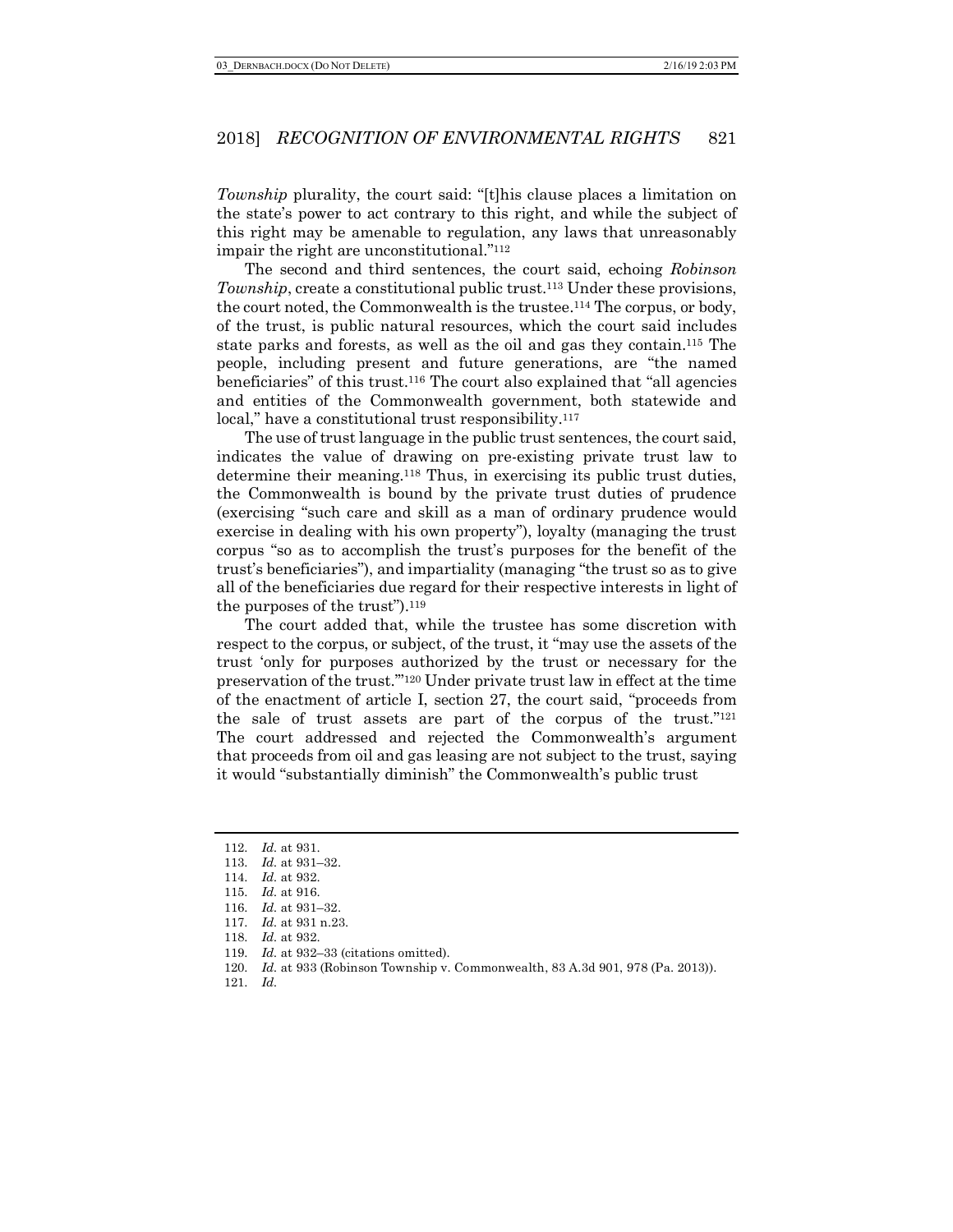*Township* plurality, the court said: "[t]his clause places a limitation on the state's power to act contrary to this right, and while the subject of this right may be amenable to regulation, any laws that unreasonably impair the right are unconstitutional."[112]

The second and third sentences, the court said, echoing *Robinson Township*, create a constitutional public trust.[113] Under these provisions, the court noted, the Commonwealth is the trustee.[114] The corpus, or body, of the trust, is public natural resources, which the court said includes state parks and forests, as well as the oil and gas they contain.[115] The people, including present and future generations, are "the named beneficiaries" of this trust.[116] The court also explained that "all agencies and entities of the Commonwealth government, both statewide and local," have a constitutional trust responsibility.[117]

The use of trust language in the public trust sentences, the court said, indicates the value of drawing on pre-existing private trust law to determine their meaning.[118] Thus, in exercising its public trust duties, the Commonwealth is bound by the private trust duties of prudence (exercising "such care and skill as a man of ordinary prudence would exercise in dealing with his own property"), loyalty (managing the trust corpus "so as to accomplish the trust's purposes for the benefit of the trust's beneficiaries"), and impartiality (managing "the trust so as to give all of the beneficiaries due regard for their respective interests in light of the purposes of the trust").[119]

The court added that, while the trustee has some discretion with respect to the corpus, or subject, of the trust, it "may use the assets of the trust 'only for purposes authorized by the trust or necessary for the preservation of the trust.'"[120] Under private trust law in effect at the time of the enactment of article I, section 27, the court said, "proceeds from the sale of trust assets are part of the corpus of the trust."[121] The court addressed and rejected the Commonwealth's argument that proceeds from oil and gas leasing are not subject to the trust, saying it would "substantially diminish" the Commonwealth's public trust

---

112. *Id.* at 931.
113. *Id.* at 931–32.
114. *Id.* at 932.
115. *Id.* at 916.
116. *Id.* at 931–32.
117. *Id.* at 931 n.23.
118. *Id.* at 932.
119. *Id.* at 932–33 (citations omitted).
120. *Id.* at 933 (Robinson Township v. Commonwealth, 83 A.3d 901, 978 (Pa. 2013)).
121. *Id.*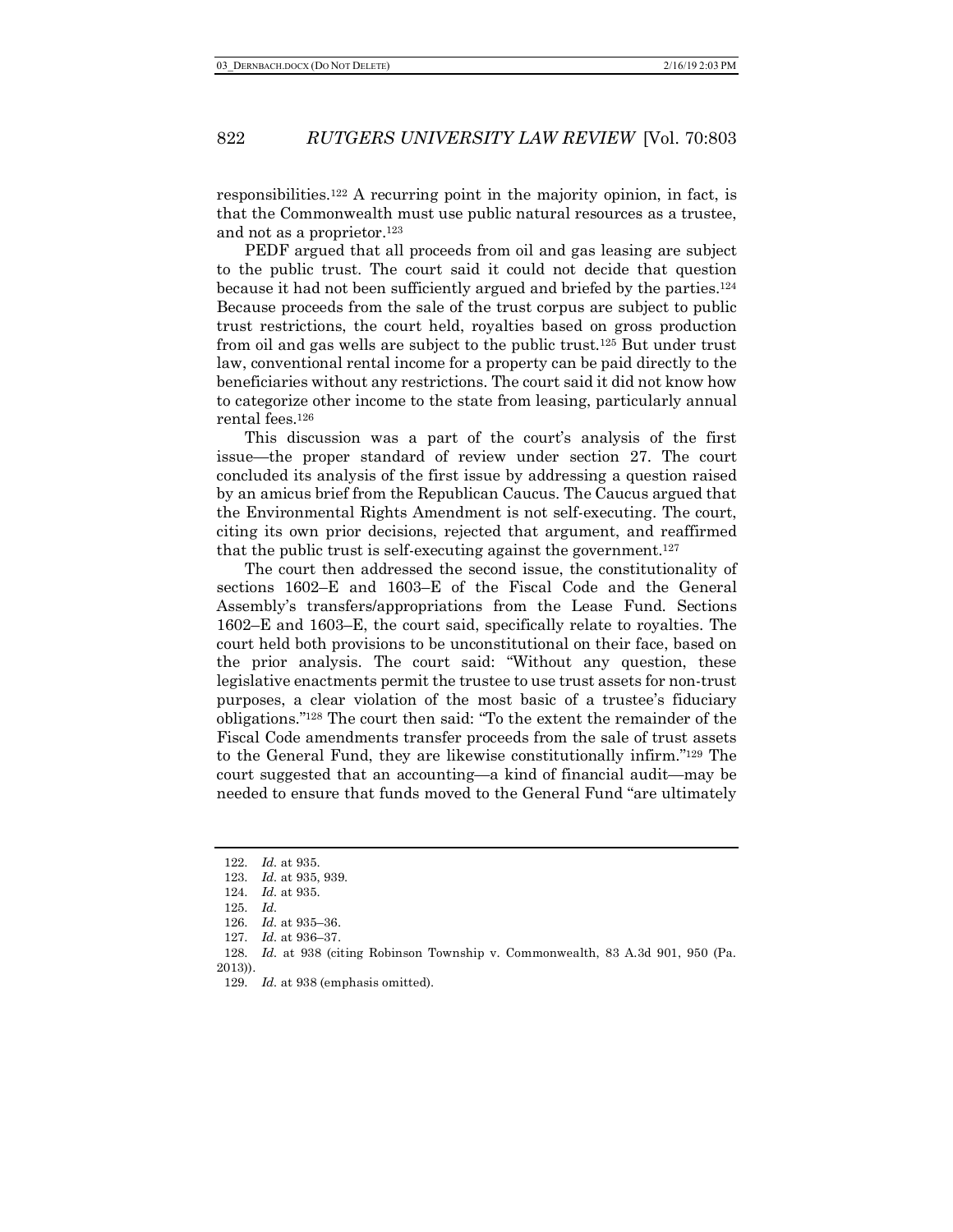responsibilities.[122] A recurring point in the majority opinion, in fact, is that the Commonwealth must use public natural resources as a trustee, and not as a proprietor.[123]

PEDF argued that all proceeds from oil and gas leasing are subject to the public trust. The court said it could not decide that question because it had not been sufficiently argued and briefed by the parties.[124] Because proceeds from the sale of the trust corpus are subject to public trust restrictions, the court held, royalties based on gross production from oil and gas wells are subject to the public trust.[125] But under trust law, conventional rental income for a property can be paid directly to the beneficiaries without any restrictions. The court said it did not know how to categorize other income to the state from leasing, particularly annual rental fees.[126]

This discussion was a part of the court's analysis of the first issue—the proper standard of review under section 27. The court concluded its analysis of the first issue by addressing a question raised by an amicus brief from the Republican Caucus. The Caucus argued that the Environmental Rights Amendment is not self-executing. The court, citing its own prior decisions, rejected that argument, and reaffirmed that the public trust is self-executing against the government.[127]

The court then addressed the second issue, the constitutionality of sections 1602–E and 1603–E of the Fiscal Code and the General Assembly's transfers/appropriations from the Lease Fund. Sections 1602–E and 1603–E, the court said, specifically relate to royalties. The court held both provisions to be unconstitutional on their face, based on the prior analysis. The court said: "Without any question, these legislative enactments permit the trustee to use trust assets for non-trust purposes, a clear violation of the most basic of a trustee's fiduciary obligations."[128] The court then said: "To the extent the remainder of the Fiscal Code amendments transfer proceeds from the sale of trust assets to the General Fund, they are likewise constitutionally infirm."[129] The court suggested that an accounting—a kind of financial audit—may be needed to ensure that funds moved to the General Fund "are ultimately

---

122. *Id.* at 935.
123. *Id.* at 935, 939.
124. *Id.* at 935.
125. *Id.*
126. *Id.* at 935–36.
127. *Id.* at 936–37.
128. *Id.* at 938 (citing Robinson Township v. Commonwealth, 83 A.3d 901, 950 (Pa. 2013)).
129. *Id.* at 938 (emphasis omitted).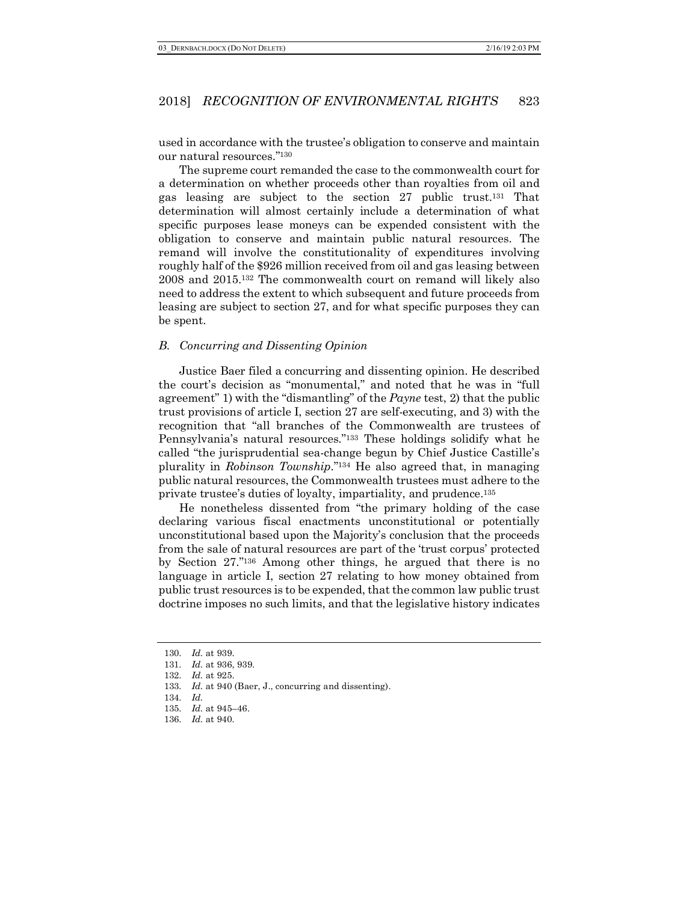used in accordance with the trustee's obligation to conserve and maintain our natural resources."[130]

The supreme court remanded the case to the commonwealth court for a determination on whether proceeds other than royalties from oil and gas leasing are subject to the section 27 public trust.[131] That determination will almost certainly include a determination of what specific purposes lease moneys can be expended consistent with the obligation to conserve and maintain public natural resources. The remand will involve the constitutionality of expenditures involving roughly half of the $926 million received from oil and gas leasing between 2008 and 2015.[132] The commonwealth court on remand will likely also need to address the extent to which subsequent and future proceeds from leasing are subject to section 27, and for what specific purposes they can be spent.

### *B. Concurring and Dissenting Opinion*

Justice Baer filed a concurring and dissenting opinion. He described the court's decision as "monumental," and noted that he was in "full agreement" 1) with the "dismantling" of the *Payne* test, 2) that the public trust provisions of article I, section 27 are self-executing, and 3) with the recognition that "all branches of the Commonwealth are trustees of Pennsylvania's natural resources."[133] These holdings solidify what he called "the jurisprudential sea-change begun by Chief Justice Castille's plurality in *Robinson Township*."[134] He also agreed that, in managing public natural resources, the Commonwealth trustees must adhere to the private trustee's duties of loyalty, impartiality, and prudence.[135]

He nonetheless dissented from "the primary holding of the case declaring various fiscal enactments unconstitutional or potentially unconstitutional based upon the Majority's conclusion that the proceeds from the sale of natural resources are part of the 'trust corpus' protected by Section 27."[136] Among other things, he argued that there is no language in article I, section 27 relating to how money obtained from public trust resources is to be expended, that the common law public trust doctrine imposes no such limits, and that the legislative history indicates

---

130. *Id.* at 939.
131. *Id.* at 936, 939.
132. *Id.* at 925.
133. *Id.* at 940 (Baer, J., concurring and dissenting).
134. *Id.*
135. *Id.* at 945–46.
136. *Id.* at 940.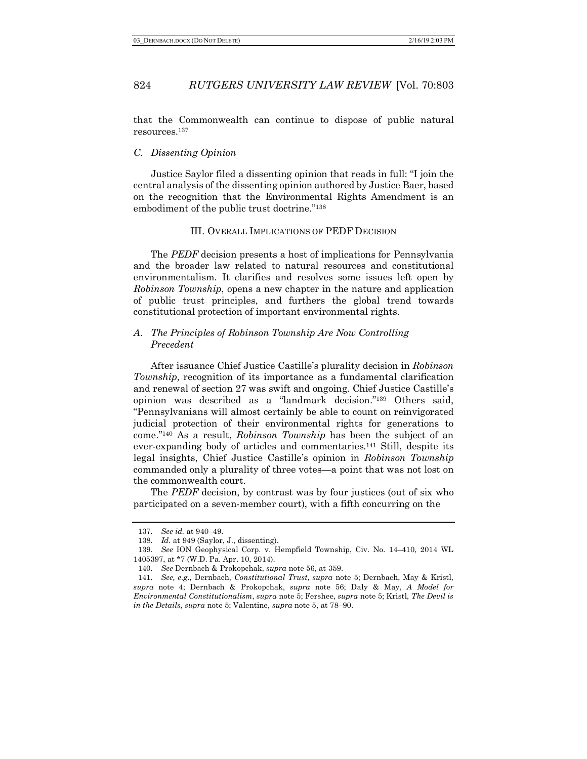that the Commonwealth can continue to dispose of public natural resources.[137]

### *C. Dissenting Opinion*

Justice Saylor filed a dissenting opinion that reads in full: "I join the central analysis of the dissenting opinion authored by Justice Baer, based on the recognition that the Environmental Rights Amendment is an embodiment of the public trust doctrine."[138]

## III. OVERALL IMPLICATIONS OF PEDF DECISION

The *PEDF* decision presents a host of implications for Pennsylvania and the broader law related to natural resources and constitutional environmentalism. It clarifies and resolves some issues left open by *Robinson Township*, opens a new chapter in the nature and application of public trust principles, and furthers the global trend towards constitutional protection of important environmental rights.

### *A. The Principles of Robinson Township Are Now Controlling Precedent*

After issuance Chief Justice Castille's plurality decision in *Robinson Township,* recognition of its importance as a fundamental clarification and renewal of section 27 was swift and ongoing. Chief Justice Castille's opinion was described as a "landmark decision."[139] Others said, "Pennsylvanians will almost certainly be able to count on reinvigorated judicial protection of their environmental rights for generations to come."[140] As a result, *Robinson Township* has been the subject of an ever-expanding body of articles and commentaries.[141] Still, despite its legal insights, Chief Justice Castille's opinion in *Robinson Township* commanded only a plurality of three votes—a point that was not lost on the commonwealth court.

The *PEDF* decision, by contrast was by four justices (out of six who participated on a seven-member court), with a fifth concurring on the

---

137. *See id.* at 940–49.

138. *Id.* at 949 (Saylor, J., dissenting).

139. *See* ION Geophysical Corp. v. Hempfield Township, Civ. No. 14–410, 2014 WL 1405397, at *7 (W.D. Pa. Apr. 10, 2014).

140. *See* Dernbach & Prokopchak, *supra* note 56, at 359.

141. *See, e.g.*, Dernbach, *Constitutional Trust*, *supra* note 5; Dernbach, May & Kristl, *supra* note 4; Dernbach & Prokopchak, *supra* note 56; Daly & May, *A Model for Environmental Constitutionalism*, *supra* note 5; Fershee, *supra* note 5; Kristl, *The Devil is in the Details, supra* note 5; Valentine, *supra* note 5, at 78–90.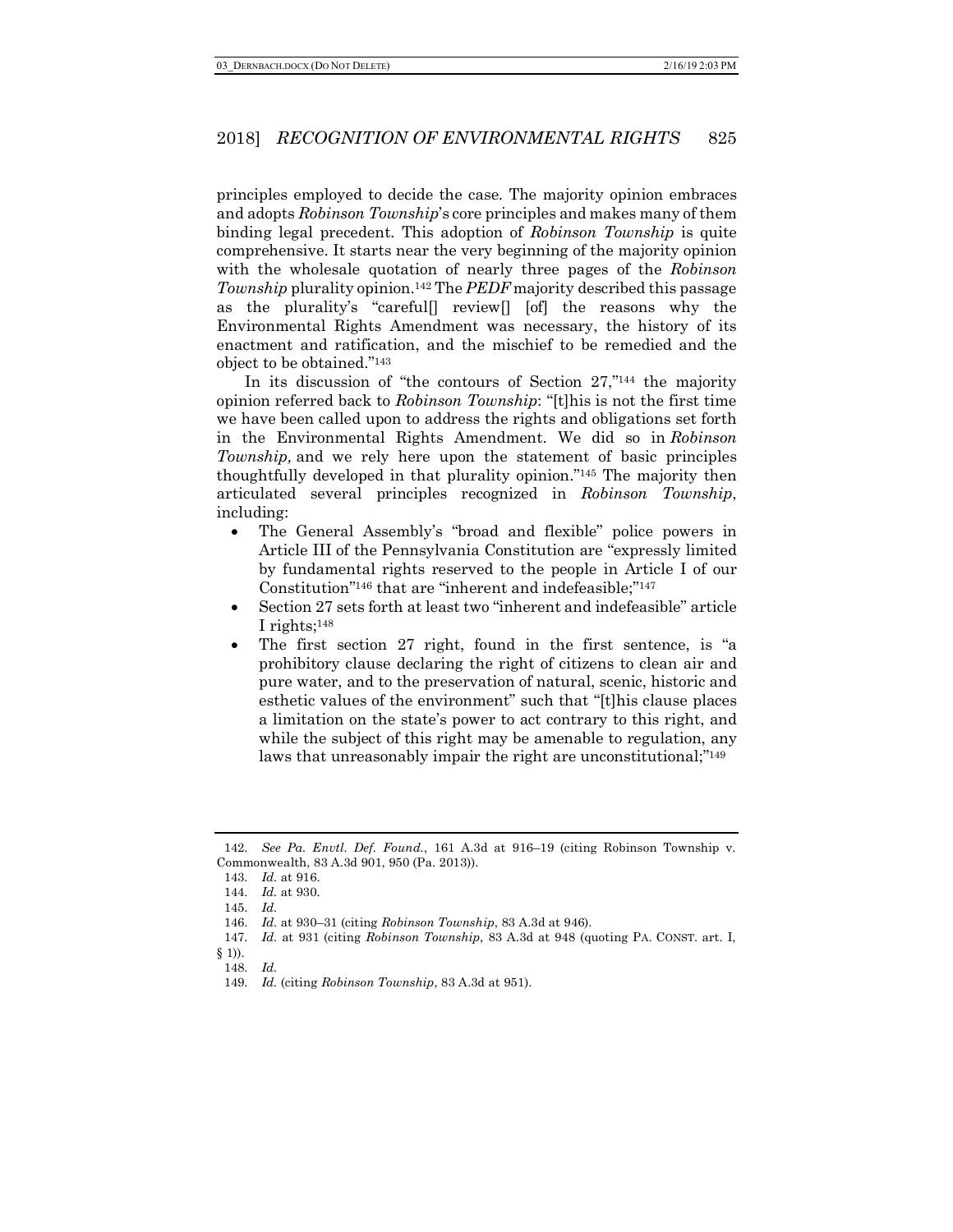principles employed to decide the case. The majority opinion embraces and adopts *Robinson Township*'s core principles and makes many of them binding legal precedent. This adoption of *Robinson Township* is quite comprehensive. It starts near the very beginning of the majority opinion with the wholesale quotation of nearly three pages of the *Robinson Township* plurality opinion.[142] The *PEDF* majority described this passage as the plurality's "careful[] review[] [of] the reasons why the Environmental Rights Amendment was necessary, the history of its enactment and ratification, and the mischief to be remedied and the object to be obtained."[143]

In its discussion of "the contours of Section 27,"[144] the majority opinion referred back to *Robinson Township*: "[t]his is not the first time we have been called upon to address the rights and obligations set forth in the Environmental Rights Amendment. We did so in *Robinson Township,* and we rely here upon the statement of basic principles thoughtfully developed in that plurality opinion."[145] The majority then articulated several principles recognized in *Robinson Township*, including:

- The General Assembly's "broad and flexible" police powers in Article III of the Pennsylvania Constitution are "expressly limited by fundamental rights reserved to the people in Article I of our Constitution"[146] that are "inherent and indefeasible;"[147]
- Section 27 sets forth at least two "inherent and indefeasible" article I rights;[148]
- The first section 27 right, found in the first sentence, is "a prohibitory clause declaring the right of citizens to clean air and pure water, and to the preservation of natural, scenic, historic and esthetic values of the environment" such that "[t]his clause places a limitation on the state's power to act contrary to this right, and while the subject of this right may be amenable to regulation, any laws that unreasonably impair the right are unconstitutional;"[149]

---

142. *See Pa. Envtl. Def. Found.*, 161 A.3d at 916–19 (citing Robinson Township v. Commonwealth, 83 A.3d 901, 950 (Pa. 2013)).

143. *Id.* at 916.

144. *Id.* at 930.

145. *Id.*

146. *Id.* at 930–31 (citing *Robinson Township*, 83 A.3d at 946).

147. *Id.* at 931 (citing *Robinson Township*, 83 A.3d at 948 (quoting PA. CONST. art. I, § 1)).

148. *Id.*

149. *Id.* (citing *Robinson Township*, 83 A.3d at 951).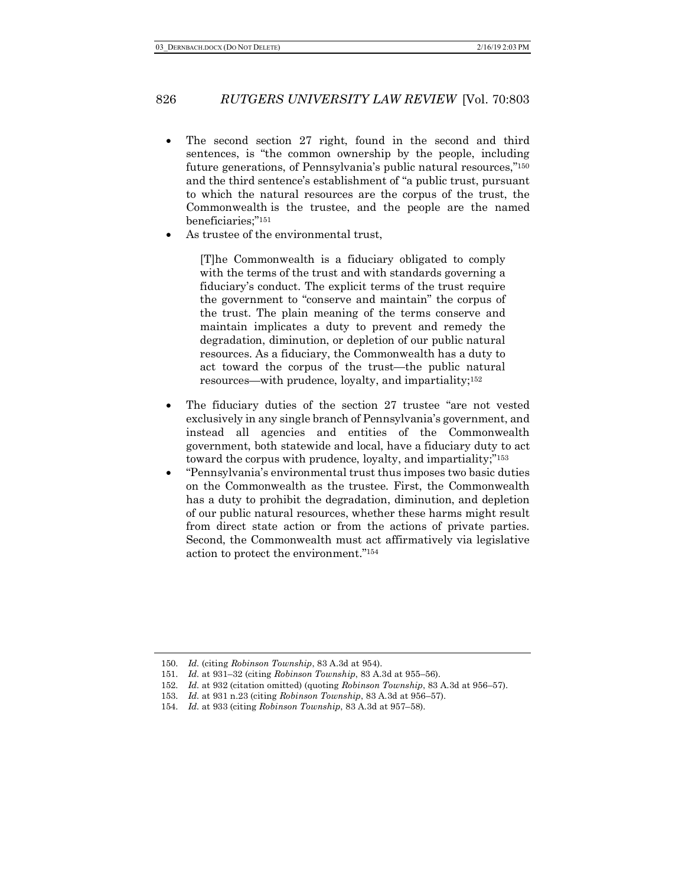- The second section 27 right, found in the second and third sentences, is "the common ownership by the people, including future generations, of Pennsylvania's public natural resources,"[150] and the third sentence's establishment of "a public trust, pursuant to which the natural resources are the corpus of the trust, the Commonwealth is the trustee, and the people are the named beneficiaries;"[151]
- As trustee of the environmental trust,

  > [T]he Commonwealth is a fiduciary obligated to comply with the terms of the trust and with standards governing a fiduciary's conduct. The explicit terms of the trust require the government to "conserve and maintain" the corpus of the trust. The plain meaning of the terms conserve and maintain implicates a duty to prevent and remedy the degradation, diminution, or depletion of our public natural resources. As a fiduciary, the Commonwealth has a duty to act toward the corpus of the trust—the public natural resources—with prudence, loyalty, and impartiality;[152]

- The fiduciary duties of the section 27 trustee "are not vested exclusively in any single branch of Pennsylvania's government, and instead all agencies and entities of the Commonwealth government, both statewide and local, have a fiduciary duty to act toward the corpus with prudence, loyalty, and impartiality;"[153]
- "Pennsylvania's environmental trust thus imposes two basic duties on the Commonwealth as the trustee. First, the Commonwealth has a duty to prohibit the degradation, diminution, and depletion of our public natural resources, whether these harms might result from direct state action or from the actions of private parties. Second, the Commonwealth must act affirmatively via legislative action to protect the environment."[154]

---

150. *Id.* (citing *Robinson Township*, 83 A.3d at 954).
151. *Id.* at 931–32 (citing *Robinson Township*, 83 A.3d at 955–56).
152. *Id.* at 932 (citation omitted) (quoting *Robinson Township*, 83 A.3d at 956–57).
153. *Id.* at 931 n.23 (citing *Robinson Township*, 83 A.3d at 956–57).
154. *Id.* at 933 (citing *Robinson Township*, 83 A.3d at 957–58).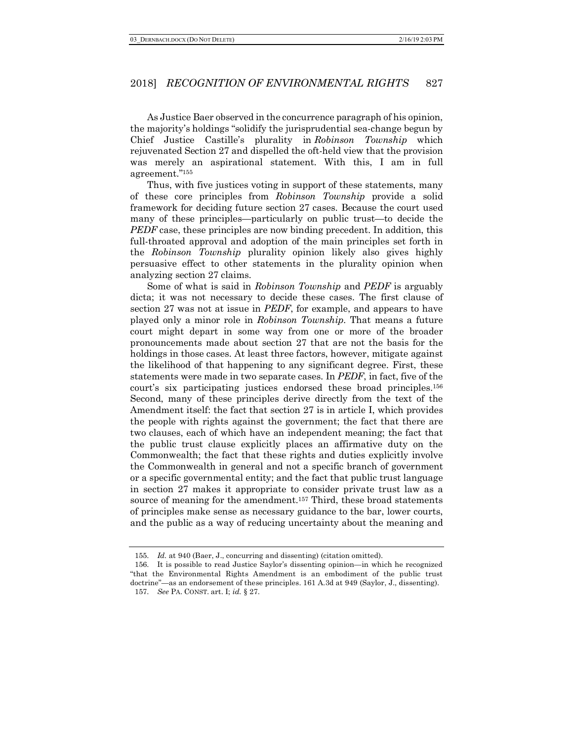As Justice Baer observed in the concurrence paragraph of his opinion, the majority's holdings "solidify the jurisprudential sea-change begun by Chief Justice Castille's plurality in *Robinson Township* which rejuvenated Section 27 and dispelled the oft-held view that the provision was merely an aspirational statement. With this, I am in full agreement."[155]

Thus, with five justices voting in support of these statements, many of these core principles from *Robinson Township* provide a solid framework for deciding future section 27 cases. Because the court used many of these principles—particularly on public trust—to decide the *PEDF* case, these principles are now binding precedent. In addition, this full-throated approval and adoption of the main principles set forth in the *Robinson Township* plurality opinion likely also gives highly persuasive effect to other statements in the plurality opinion when analyzing section 27 claims.

Some of what is said in *Robinson Township* and *PEDF* is arguably dicta; it was not necessary to decide these cases. The first clause of section 27 was not at issue in *PEDF*, for example, and appears to have played only a minor role in *Robinson Township*. That means a future court might depart in some way from one or more of the broader pronouncements made about section 27 that are not the basis for the holdings in those cases. At least three factors, however, mitigate against the likelihood of that happening to any significant degree. First, these statements were made in two separate cases. In *PEDF*, in fact, five of the court's six participating justices endorsed these broad principles.[156] Second, many of these principles derive directly from the text of the Amendment itself: the fact that section 27 is in article I, which provides the people with rights against the government; the fact that there are two clauses, each of which have an independent meaning; the fact that the public trust clause explicitly places an affirmative duty on the Commonwealth; the fact that these rights and duties explicitly involve the Commonwealth in general and not a specific branch of government or a specific governmental entity; and the fact that public trust language in section 27 makes it appropriate to consider private trust law as a source of meaning for the amendment.[157] Third, these broad statements of principles make sense as necessary guidance to the bar, lower courts, and the public as a way of reducing uncertainty about the meaning and

---

155. *Id.* at 940 (Baer, J., concurring and dissenting) (citation omitted).

156. It is possible to read Justice Saylor's dissenting opinion—in which he recognized "that the Environmental Rights Amendment is an embodiment of the public trust doctrine"—as an endorsement of these principles. 161 A.3d at 949 (Saylor, J., dissenting).

157. *See* PA. CONST. art. I; *id.* § 27.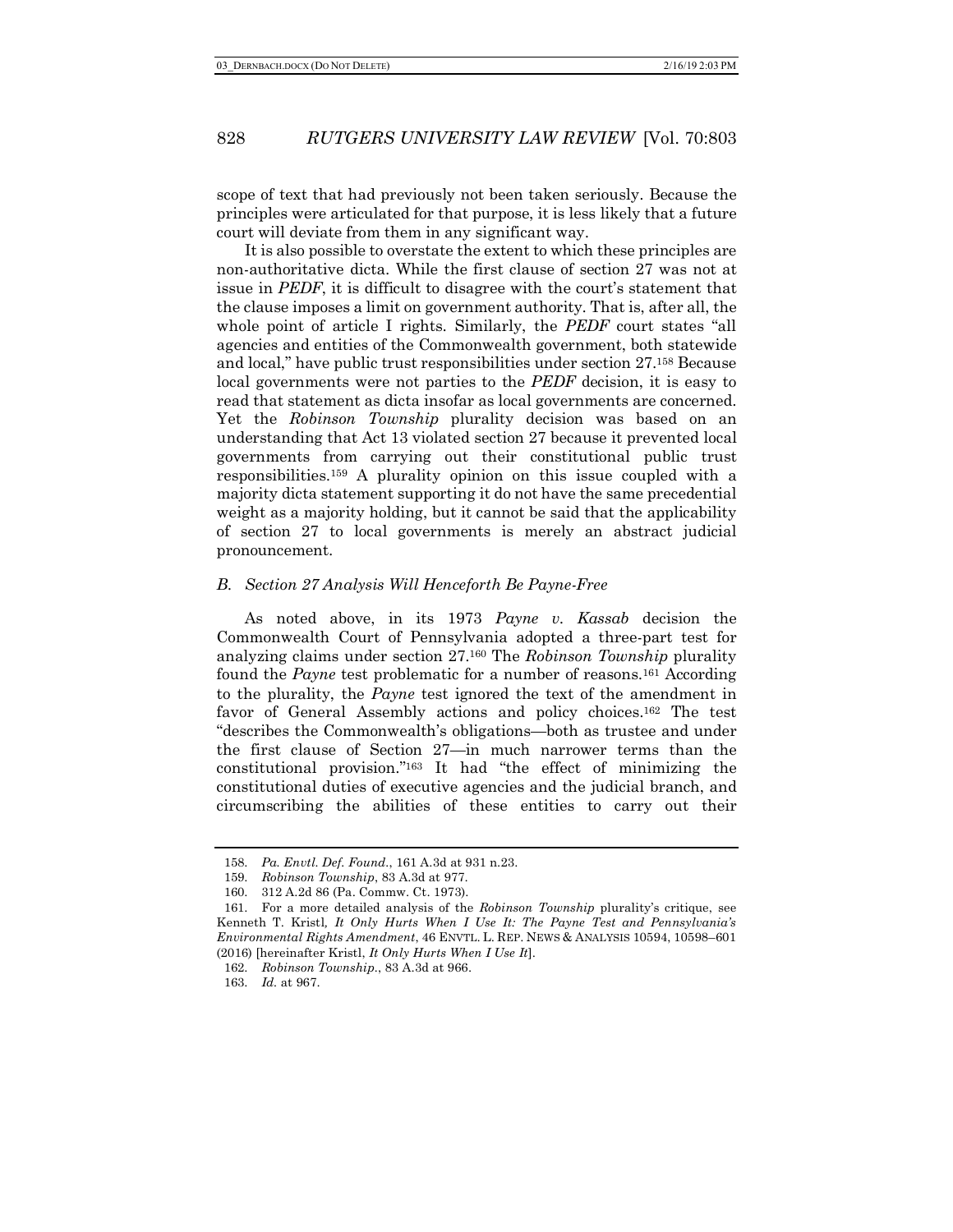scope of text that had previously not been taken seriously. Because the principles were articulated for that purpose, it is less likely that a future court will deviate from them in any significant way.

It is also possible to overstate the extent to which these principles are non-authoritative dicta. While the first clause of section 27 was not at issue in *PEDF*, it is difficult to disagree with the court's statement that the clause imposes a limit on government authority. That is, after all, the whole point of article I rights. Similarly, the *PEDF* court states "all agencies and entities of the Commonwealth government, both statewide and local," have public trust responsibilities under section 27.[158] Because local governments were not parties to the *PEDF* decision, it is easy to read that statement as dicta insofar as local governments are concerned. Yet the *Robinson Township* plurality decision was based on an understanding that Act 13 violated section 27 because it prevented local governments from carrying out their constitutional public trust responsibilities.[159] A plurality opinion on this issue coupled with a majority dicta statement supporting it do not have the same precedential weight as a majority holding, but it cannot be said that the applicability of section 27 to local governments is merely an abstract judicial pronouncement.

### *B. Section 27 Analysis Will Henceforth Be Payne-Free*

As noted above, in its 1973 *Payne v. Kassab* decision the Commonwealth Court of Pennsylvania adopted a three-part test for analyzing claims under section 27.[160] The *Robinson Township* plurality found the *Payne* test problematic for a number of reasons.[161] According to the plurality, the *Payne* test ignored the text of the amendment in favor of General Assembly actions and policy choices.[162] The test "describes the Commonwealth's obligations—both as trustee and under the first clause of Section 27—in much narrower terms than the constitutional provision."[163] It had "the effect of minimizing the constitutional duties of executive agencies and the judicial branch, and circumscribing the abilities of these entities to carry out their

---

158. *Pa. Envtl. Def. Found.*, 161 A.3d at 931 n.23.

159. *Robinson Township*, 83 A.3d at 977.

160. 312 A.2d 86 (Pa. Commw. Ct. 1973).

161. For a more detailed analysis of the *Robinson Township* plurality's critique, see Kenneth T. Kristl, *It Only Hurts When I Use It: The Payne Test and Pennsylvania's Environmental Rights Amendment*, 46 ENVTL. L. REP. NEWS & ANALYSIS 10594, 10598–601 (2016) [hereinafter Kristl, *It Only Hurts When I Use It*].

162. *Robinson Township*., 83 A.3d at 966.

163. *Id.* at 967.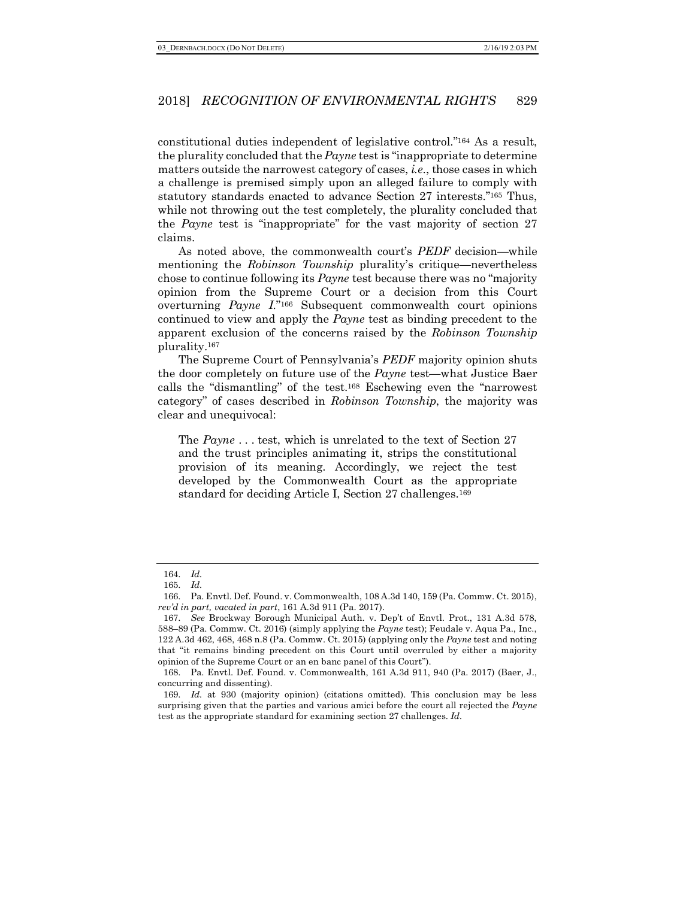constitutional duties independent of legislative control."[164] As a result, the plurality concluded that the *Payne* test is "inappropriate to determine matters outside the narrowest category of cases, *i.e.*, those cases in which a challenge is premised simply upon an alleged failure to comply with statutory standards enacted to advance Section 27 interests."[165] Thus, while not throwing out the test completely, the plurality concluded that the *Payne* test is "inappropriate" for the vast majority of section 27 claims.

As noted above, the commonwealth court's *PEDF* decision—while mentioning the *Robinson Township* plurality's critique—nevertheless chose to continue following its *Payne* test because there was no "majority opinion from the Supreme Court or a decision from this Court overturning *Payne I*."[166] Subsequent commonwealth court opinions continued to view and apply the *Payne* test as binding precedent to the apparent exclusion of the concerns raised by the *Robinson Township* plurality.[167]

The Supreme Court of Pennsylvania's *PEDF* majority opinion shuts the door completely on future use of the *Payne* test—what Justice Baer calls the "dismantling" of the test.[168] Eschewing even the "narrowest category" of cases described in *Robinson Township*, the majority was clear and unequivocal:

> The *Payne* . . . test, which is unrelated to the text of Section 27 and the trust principles animating it, strips the constitutional provision of its meaning. Accordingly, we reject the test developed by the Commonwealth Court as the appropriate standard for deciding Article I, Section 27 challenges.[169]

---

164. *Id.*

165. *Id.*

166. Pa. Envtl. Def. Found. v. Commonwealth, 108 A.3d 140, 159 (Pa. Commw. Ct. 2015), *rev'd in part, vacated in part*, 161 A.3d 911 (Pa. 2017).

167. *See* Brockway Borough Municipal Auth. v. Dep't of Envtl. Prot., 131 A.3d 578, 588–89 (Pa. Commw. Ct. 2016) (simply applying the *Payne* test); Feudale v. Aqua Pa., Inc., 122 A.3d 462, 468, 468 n.8 (Pa. Commw. Ct. 2015) (applying only the *Payne* test and noting that "it remains binding precedent on this Court until overruled by either a majority opinion of the Supreme Court or an en banc panel of this Court").

168. Pa. Envtl. Def. Found. v. Commonwealth, 161 A.3d 911, 940 (Pa. 2017) (Baer, J., concurring and dissenting).

169. *Id.* at 930 (majority opinion) (citations omitted). This conclusion may be less surprising given that the parties and various amici before the court all rejected the *Payne* test as the appropriate standard for examining section 27 challenges. *Id.*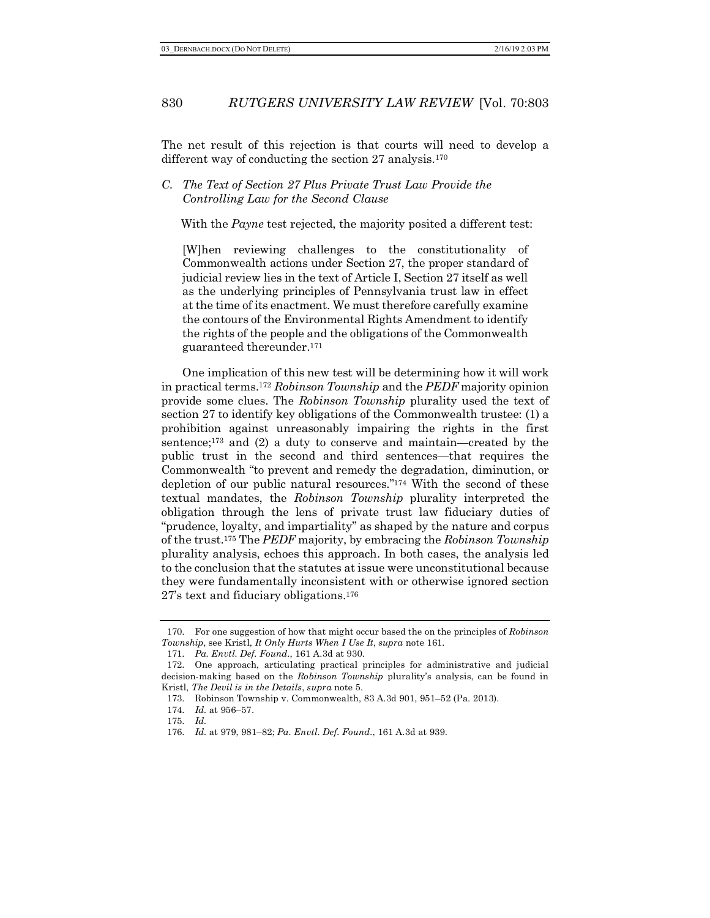The net result of this rejection is that courts will need to develop a different way of conducting the section 27 analysis.[170]

### *C. The Text of Section 27 Plus Private Trust Law Provide the Controlling Law for the Second Clause*

With the *Payne* test rejected, the majority posited a different test:

> [W]hen reviewing challenges to the constitutionality of Commonwealth actions under Section 27, the proper standard of judicial review lies in the text of Article I, Section 27 itself as well as the underlying principles of Pennsylvania trust law in effect at the time of its enactment. We must therefore carefully examine the contours of the Environmental Rights Amendment to identify the rights of the people and the obligations of the Commonwealth guaranteed thereunder.[171]

One implication of this new test will be determining how it will work in practical terms.[172] *Robinson Township* and the *PEDF* majority opinion provide some clues. The *Robinson Township* plurality used the text of section 27 to identify key obligations of the Commonwealth trustee: (1) a prohibition against unreasonably impairing the rights in the first sentence;[173] and (2) a duty to conserve and maintain—created by the public trust in the second and third sentences—that requires the Commonwealth "to prevent and remedy the degradation, diminution, or depletion of our public natural resources."[174] With the second of these textual mandates, the *Robinson Township* plurality interpreted the obligation through the lens of private trust law fiduciary duties of "prudence, loyalty, and impartiality" as shaped by the nature and corpus of the trust.[175] The *PEDF* majority, by embracing the *Robinson Township* plurality analysis, echoes this approach. In both cases, the analysis led to the conclusion that the statutes at issue were unconstitutional because they were fundamentally inconsistent with or otherwise ignored section 27's text and fiduciary obligations.[176]

---

170. For one suggestion of how that might occur based the on the principles of *Robinson Township*, see Kristl, *It Only Hurts When I Use It*, *supra* note 161.

171. *Pa. Envtl. Def. Found.*, 161 A.3d at 930.

172. One approach, articulating practical principles for administrative and judicial decision-making based on the *Robinson Township* plurality's analysis, can be found in Kristl, *The Devil is in the Details*, *supra* note 5.

173. Robinson Township v. Commonwealth, 83 A.3d 901, 951–52 (Pa. 2013).

174. *Id.* at 956–57.

175. *Id.*

176. *Id.* at 979, 981–82; *Pa. Envtl. Def. Found.*, 161 A.3d at 939.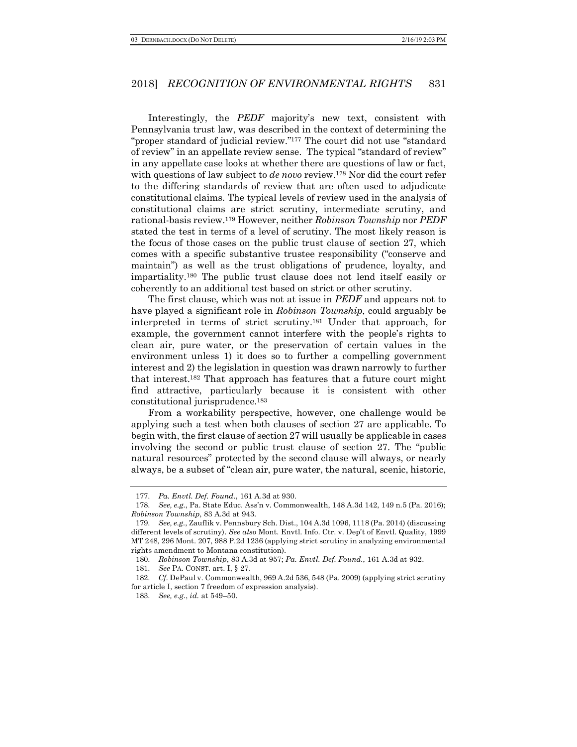Interestingly, the *PEDF* majority's new text, consistent with Pennsylvania trust law, was described in the context of determining the "proper standard of judicial review."[177] The court did not use "standard of review" in an appellate review sense. The typical "standard of review" in any appellate case looks at whether there are questions of law or fact, with questions of law subject to *de novo* review.[178] Nor did the court refer to the differing standards of review that are often used to adjudicate constitutional claims. The typical levels of review used in the analysis of constitutional claims are strict scrutiny, intermediate scrutiny, and rational-basis review.[179] However, neither *Robinson Township* nor *PEDF* stated the test in terms of a level of scrutiny. The most likely reason is the focus of those cases on the public trust clause of section 27, which comes with a specific substantive trustee responsibility ("conserve and maintain") as well as the trust obligations of prudence, loyalty, and impartiality.[180] The public trust clause does not lend itself easily or coherently to an additional test based on strict or other scrutiny.

The first clause, which was not at issue in *PEDF* and appears not to have played a significant role in *Robinson Township*, could arguably be interpreted in terms of strict scrutiny.[181] Under that approach, for example, the government cannot interfere with the people's rights to clean air, pure water, or the preservation of certain values in the environment unless 1) it does so to further a compelling government interest and 2) the legislation in question was drawn narrowly to further that interest.[182] That approach has features that a future court might find attractive, particularly because it is consistent with other constitutional jurisprudence.[183]

From a workability perspective, however, one challenge would be applying such a test when both clauses of section 27 are applicable. To begin with, the first clause of section 27 will usually be applicable in cases involving the second or public trust clause of section 27. The "public natural resources" protected by the second clause will always, or nearly always, be a subset of "clean air, pure water, the natural, scenic, historic,

---

177. *Pa. Envtl. Def. Found.*, 161 A.3d at 930.

178. *See, e.g.*, Pa. State Educ. Ass'n v. Commonwealth, 148 A.3d 142, 149 n.5 (Pa. 2016); *Robinson Township*, 83 A.3d at 943.

179. *See, e.g.*, Zauflik v. Pennsbury Sch. Dist., 104 A.3d 1096, 1118 (Pa. 2014) (discussing different levels of scrutiny). *See also* Mont. Envtl. Info. Ctr. v. Dep't of Envtl. Quality, 1999 MT 248, 296 Mont. 207, 988 P.2d 1236 (applying strict scrutiny in analyzing environmental rights amendment to Montana constitution).

180. *Robinson Township*, 83 A.3d at 957; *Pa. Envtl. Def. Found.*, 161 A.3d at 932.

181. *See* PA. CONST. art. I, § 27.

182. *Cf.* DePaul v. Commonwealth, 969 A.2d 536, 548 (Pa. 2009) (applying strict scrutiny for article I, section 7 freedom of expression analysis).

183. *See, e.g.*, *id.* at 549–50.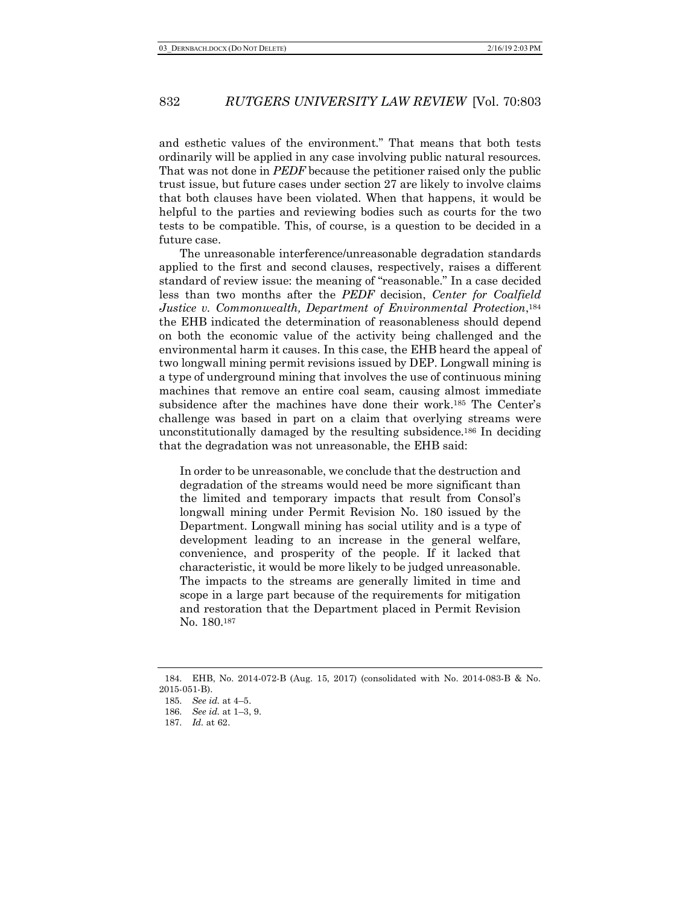and esthetic values of the environment." That means that both tests ordinarily will be applied in any case involving public natural resources. That was not done in *PEDF* because the petitioner raised only the public trust issue, but future cases under section 27 are likely to involve claims that both clauses have been violated. When that happens, it would be helpful to the parties and reviewing bodies such as courts for the two tests to be compatible. This, of course, is a question to be decided in a future case.

The unreasonable interference/unreasonable degradation standards applied to the first and second clauses, respectively, raises a different standard of review issue: the meaning of "reasonable." In a case decided less than two months after the *PEDF* decision, *Center for Coalfield Justice v. Commonwealth, Department of Environmental Protection*,[184] the EHB indicated the determination of reasonableness should depend on both the economic value of the activity being challenged and the environmental harm it causes. In this case, the EHB heard the appeal of two longwall mining permit revisions issued by DEP. Longwall mining is a type of underground mining that involves the use of continuous mining machines that remove an entire coal seam, causing almost immediate subsidence after the machines have done their work.[185] The Center's challenge was based in part on a claim that overlying streams were unconstitutionally damaged by the resulting subsidence.[186] In deciding that the degradation was not unreasonable, the EHB said:

> In order to be unreasonable, we conclude that the destruction and degradation of the streams would need be more significant than the limited and temporary impacts that result from Consol's longwall mining under Permit Revision No. 180 issued by the Department. Longwall mining has social utility and is a type of development leading to an increase in the general welfare, convenience, and prosperity of the people. If it lacked that characteristic, it would be more likely to be judged unreasonable. The impacts to the streams are generally limited in time and scope in a large part because of the requirements for mitigation and restoration that the Department placed in Permit Revision No. 180.[187]

---

184. EHB, No. 2014-072-B (Aug. 15, 2017) (consolidated with No. 2014-083-B & No. 2015-051-B).

185. *See id.* at 4–5.

186. *See id.* at 1–3, 9.

187. *Id.* at 62.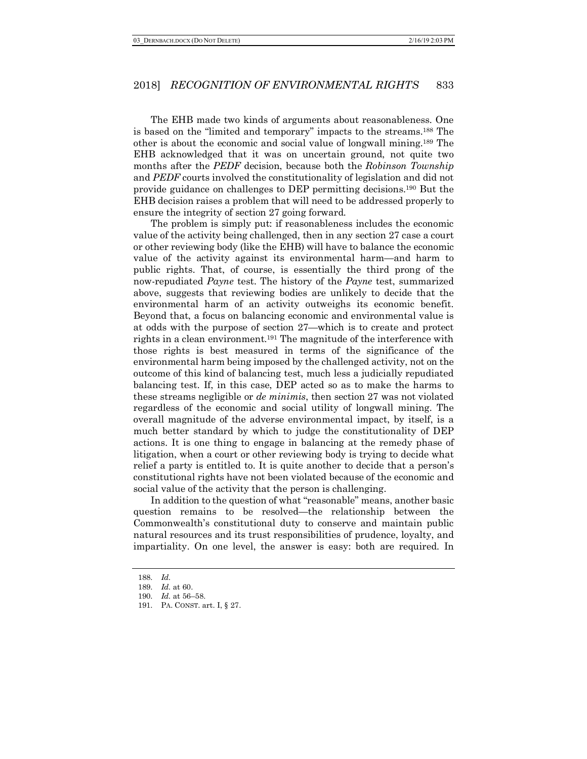The EHB made two kinds of arguments about reasonableness. One is based on the "limited and temporary" impacts to the streams.[188] The other is about the economic and social value of longwall mining.[189] The EHB acknowledged that it was on uncertain ground, not quite two months after the *PEDF* decision, because both the *Robinson Township* and *PEDF* courts involved the constitutionality of legislation and did not provide guidance on challenges to DEP permitting decisions.[190] But the EHB decision raises a problem that will need to be addressed properly to ensure the integrity of section 27 going forward.

The problem is simply put: if reasonableness includes the economic value of the activity being challenged, then in any section 27 case a court or other reviewing body (like the EHB) will have to balance the economic value of the activity against its environmental harm—and harm to public rights. That, of course, is essentially the third prong of the now-repudiated *Payne* test. The history of the *Payne* test, summarized above, suggests that reviewing bodies are unlikely to decide that the environmental harm of an activity outweighs its economic benefit. Beyond that, a focus on balancing economic and environmental value is at odds with the purpose of section 27—which is to create and protect rights in a clean environment.[191] The magnitude of the interference with those rights is best measured in terms of the significance of the environmental harm being imposed by the challenged activity, not on the outcome of this kind of balancing test, much less a judicially repudiated balancing test. If, in this case, DEP acted so as to make the harms to these streams negligible or *de minimis*, then section 27 was not violated regardless of the economic and social utility of longwall mining. The overall magnitude of the adverse environmental impact, by itself, is a much better standard by which to judge the constitutionality of DEP actions. It is one thing to engage in balancing at the remedy phase of litigation, when a court or other reviewing body is trying to decide what relief a party is entitled to. It is quite another to decide that a person's constitutional rights have not been violated because of the economic and social value of the activity that the person is challenging.

In addition to the question of what "reasonable" means, another basic question remains to be resolved—the relationship between the Commonwealth's constitutional duty to conserve and maintain public natural resources and its trust responsibilities of prudence, loyalty, and impartiality. On one level, the answer is easy: both are required. In

---

188. *Id.*

189. *Id.* at 60.

190. *Id.* at 56–58.

191. PA. CONST. art. I, § 27.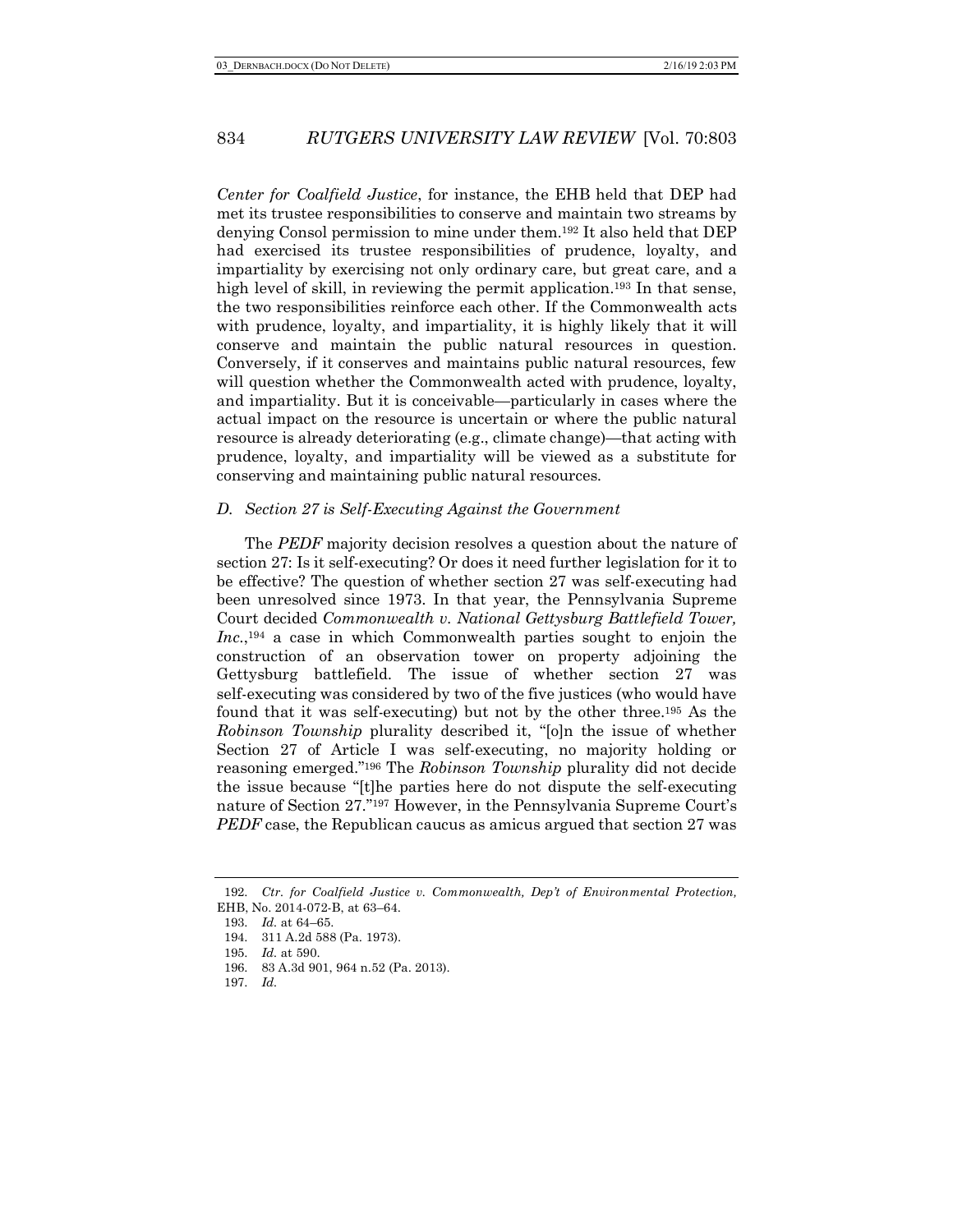*Center for Coalfield Justice*, for instance, the EHB held that DEP had met its trustee responsibilities to conserve and maintain two streams by denying Consol permission to mine under them.[192] It also held that DEP had exercised its trustee responsibilities of prudence, loyalty, and impartiality by exercising not only ordinary care, but great care, and a high level of skill, in reviewing the permit application.[193] In that sense, the two responsibilities reinforce each other. If the Commonwealth acts with prudence, loyalty, and impartiality, it is highly likely that it will conserve and maintain the public natural resources in question. Conversely, if it conserves and maintains public natural resources, few will question whether the Commonwealth acted with prudence, loyalty, and impartiality. But it is conceivable—particularly in cases where the actual impact on the resource is uncertain or where the public natural resource is already deteriorating (e.g., climate change)—that acting with prudence, loyalty, and impartiality will be viewed as a substitute for conserving and maintaining public natural resources.

### *D. Section 27 is Self-Executing Against the Government*

The *PEDF* majority decision resolves a question about the nature of section 27: Is it self-executing? Or does it need further legislation for it to be effective? The question of whether section 27 was self-executing had been unresolved since 1973. In that year, the Pennsylvania Supreme Court decided *Commonwealth v. National Gettysburg Battlefield Tower, Inc.*,[194] a case in which Commonwealth parties sought to enjoin the construction of an observation tower on property adjoining the Gettysburg battlefield. The issue of whether section 27 was self-executing was considered by two of the five justices (who would have found that it was self-executing) but not by the other three.[195] As the *Robinson Township* plurality described it, "[o]n the issue of whether Section 27 of Article I was self-executing, no majority holding or reasoning emerged."[196] The *Robinson Township* plurality did not decide the issue because "[t]he parties here do not dispute the self-executing nature of Section 27."[197] However, in the Pennsylvania Supreme Court's *PEDF* case, the Republican caucus as amicus argued that section 27 was

---

192. *Ctr. for Coalfield Justice v. Commonwealth, Dep't of Environmental Protection,* EHB, No. 2014-072-B, at 63–64.

193. *Id.* at 64–65.

194. 311 A.2d 588 (Pa. 1973).

195. *Id.* at 590.

196. 83 A.3d 901, 964 n.52 (Pa. 2013).

197. *Id.*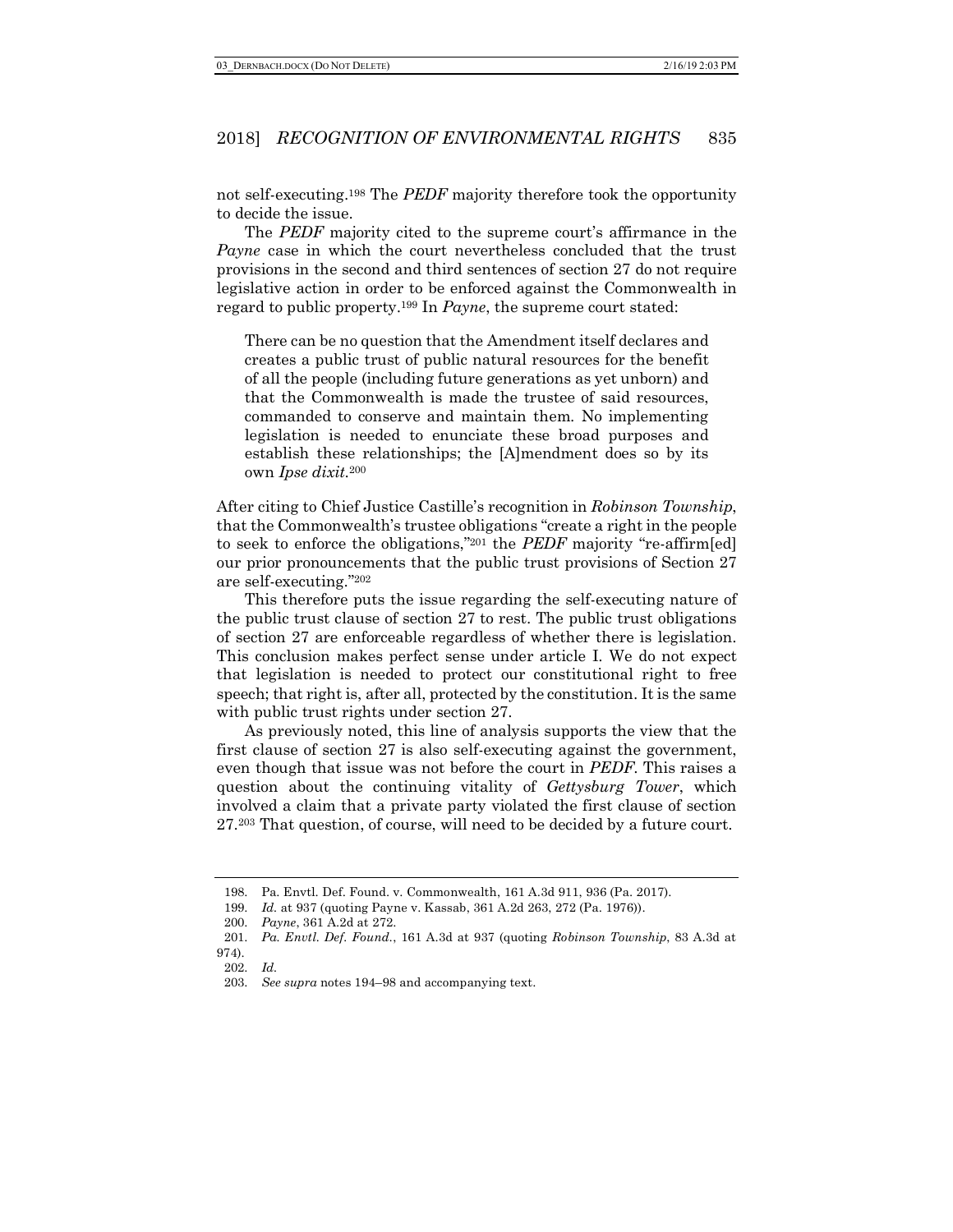not self-executing.[198] The *PEDF* majority therefore took the opportunity to decide the issue.

The *PEDF* majority cited to the supreme court's affirmance in the *Payne* case in which the court nevertheless concluded that the trust provisions in the second and third sentences of section 27 do not require legislative action in order to be enforced against the Commonwealth in regard to public property.[199] In *Payne*, the supreme court stated:

> There can be no question that the Amendment itself declares and creates a public trust of public natural resources for the benefit of all the people (including future generations as yet unborn) and that the Commonwealth is made the trustee of said resources, commanded to conserve and maintain them. No implementing legislation is needed to enunciate these broad purposes and establish these relationships; the [A]mendment does so by its own *Ipse dixit*.[200]

After citing to Chief Justice Castille's recognition in *Robinson Township*, that the Commonwealth's trustee obligations "create a right in the people to seek to enforce the obligations,"[201] the *PEDF* majority "re-affirm[ed] our prior pronouncements that the public trust provisions of Section 27 are self-executing."[202]

This therefore puts the issue regarding the self-executing nature of the public trust clause of section 27 to rest. The public trust obligations of section 27 are enforceable regardless of whether there is legislation. This conclusion makes perfect sense under article I. We do not expect that legislation is needed to protect our constitutional right to free speech; that right is, after all, protected by the constitution. It is the same with public trust rights under section 27.

As previously noted, this line of analysis supports the view that the first clause of section 27 is also self-executing against the government, even though that issue was not before the court in *PEDF*. This raises a question about the continuing vitality of *Gettysburg Tower*, which involved a claim that a private party violated the first clause of section 27.[203] That question, of course, will need to be decided by a future court.

---

198. Pa. Envtl. Def. Found. v. Commonwealth, 161 A.3d 911, 936 (Pa. 2017).

199. *Id.* at 937 (quoting Payne v. Kassab, 361 A.2d 263, 272 (Pa. 1976)).

200. *Payne*, 361 A.2d at 272.

201. *Pa. Envtl. Def. Found.*, 161 A.3d at 937 (quoting *Robinson Township*, 83 A.3d at 974).

202. *Id.*

203. *See supra* notes 194–98 and accompanying text.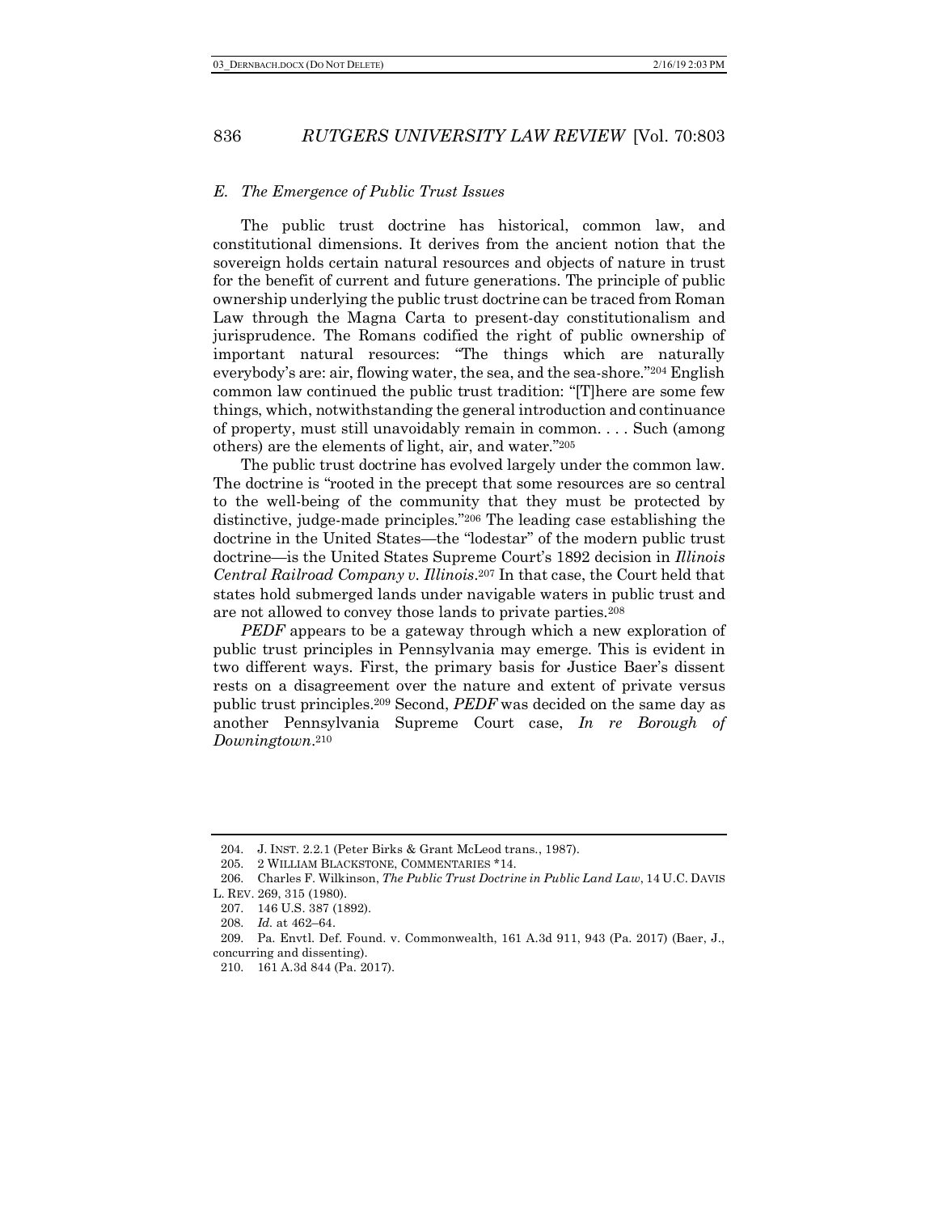### *E. The Emergence of Public Trust Issues*

The public trust doctrine has historical, common law, and constitutional dimensions. It derives from the ancient notion that the sovereign holds certain natural resources and objects of nature in trust for the benefit of current and future generations. The principle of public ownership underlying the public trust doctrine can be traced from Roman Law through the Magna Carta to present-day constitutionalism and jurisprudence. The Romans codified the right of public ownership of important natural resources: "The things which are naturally everybody's are: air, flowing water, the sea, and the sea-shore."[204] English common law continued the public trust tradition: "[T]here are some few things, which, notwithstanding the general introduction and continuance of property, must still unavoidably remain in common. . . . Such (among others) are the elements of light, air, and water."[205]

The public trust doctrine has evolved largely under the common law. The doctrine is "rooted in the precept that some resources are so central to the well-being of the community that they must be protected by distinctive, judge-made principles."[206] The leading case establishing the doctrine in the United States—the "lodestar" of the modern public trust doctrine—is the United States Supreme Court's 1892 decision in *Illinois Central Railroad Company v. Illinois*.[207] In that case, the Court held that states hold submerged lands under navigable waters in public trust and are not allowed to convey those lands to private parties.[208]

*PEDF* appears to be a gateway through which a new exploration of public trust principles in Pennsylvania may emerge. This is evident in two different ways. First, the primary basis for Justice Baer's dissent rests on a disagreement over the nature and extent of private versus public trust principles.[209] Second, *PEDF* was decided on the same day as another Pennsylvania Supreme Court case, *In re Borough of Downingtown*.[210]

---

204. J. INST. 2.2.1 (Peter Birks & Grant McLeod trans., 1987).

205. 2 WILLIAM BLACKSTONE, COMMENTARIES *14.

206. Charles F. Wilkinson, *The Public Trust Doctrine in Public Land Law*, 14 U.C. DAVIS L. REV. 269, 315 (1980).

207. 146 U.S. 387 (1892).

208. *Id.* at 462–64.

209. Pa. Envtl. Def. Found. v. Commonwealth, 161 A.3d 911, 943 (Pa. 2017) (Baer, J., concurring and dissenting).

210. 161 A.3d 844 (Pa. 2017).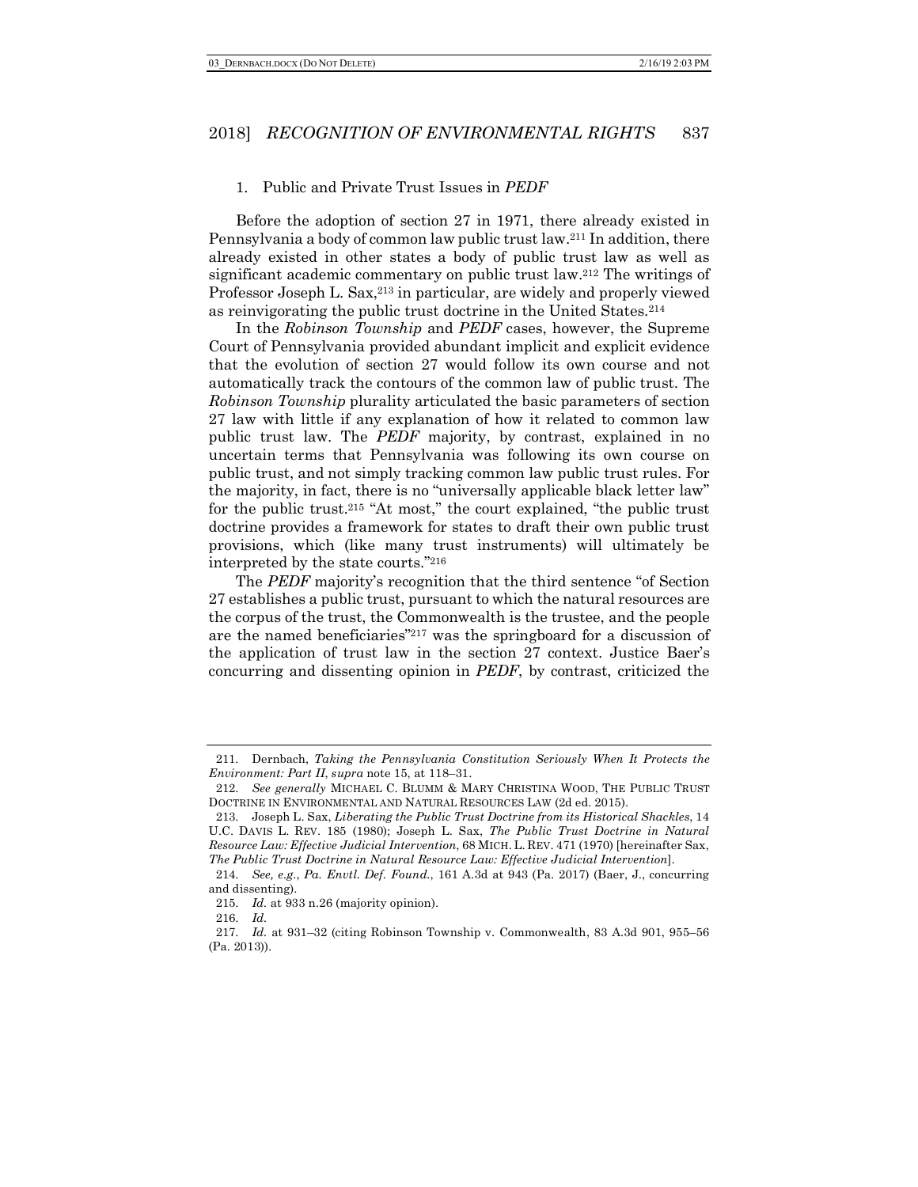### 1. Public and Private Trust Issues in *PEDF*

Before the adoption of section 27 in 1971, there already existed in Pennsylvania a body of common law public trust law.[211] In addition, there already existed in other states a body of public trust law as well as significant academic commentary on public trust law.[212] The writings of Professor Joseph L. Sax,[213] in particular, are widely and properly viewed as reinvigorating the public trust doctrine in the United States.[214]

In the *Robinson Township* and *PEDF* cases, however, the Supreme Court of Pennsylvania provided abundant implicit and explicit evidence that the evolution of section 27 would follow its own course and not automatically track the contours of the common law of public trust. The *Robinson Township* plurality articulated the basic parameters of section 27 law with little if any explanation of how it related to common law public trust law. The *PEDF* majority, by contrast, explained in no uncertain terms that Pennsylvania was following its own course on public trust, and not simply tracking common law public trust rules. For the majority, in fact, there is no "universally applicable black letter law" for the public trust.[215] "At most," the court explained, "the public trust doctrine provides a framework for states to draft their own public trust provisions, which (like many trust instruments) will ultimately be interpreted by the state courts."[216]

The *PEDF* majority's recognition that the third sentence "of Section 27 establishes a public trust, pursuant to which the natural resources are the corpus of the trust, the Commonwealth is the trustee, and the people are the named beneficiaries"[217] was the springboard for a discussion of the application of trust law in the section 27 context. Justice Baer's concurring and dissenting opinion in *PEDF*, by contrast, criticized the

---

211. Dernbach, *Taking the Pennsylvania Constitution Seriously When It Protects the Environment: Part II*, *supra* note 15, at 118–31.

212. *See generally* MICHAEL C. BLUMM & MARY CHRISTINA WOOD, THE PUBLIC TRUST DOCTRINE IN ENVIRONMENTAL AND NATURAL RESOURCES LAW (2d ed. 2015).

213. Joseph L. Sax, *Liberating the Public Trust Doctrine from its Historical Shackles*, 14 U.C. DAVIS L. REV. 185 (1980); Joseph L. Sax, *The Public Trust Doctrine in Natural Resource Law: Effective Judicial Intervention*, 68 MICH. L. REV. 471 (1970) [hereinafter Sax, *The Public Trust Doctrine in Natural Resource Law: Effective Judicial Intervention*].

214. *See, e.g.*, *Pa. Envtl. Def. Found.*, 161 A.3d at 943 (Pa. 2017) (Baer, J., concurring and dissenting).

215. *Id.* at 933 n.26 (majority opinion).

216. *Id.*

217. *Id.* at 931–32 (citing Robinson Township v. Commonwealth, 83 A.3d 901, 955–56 (Pa. 2013)).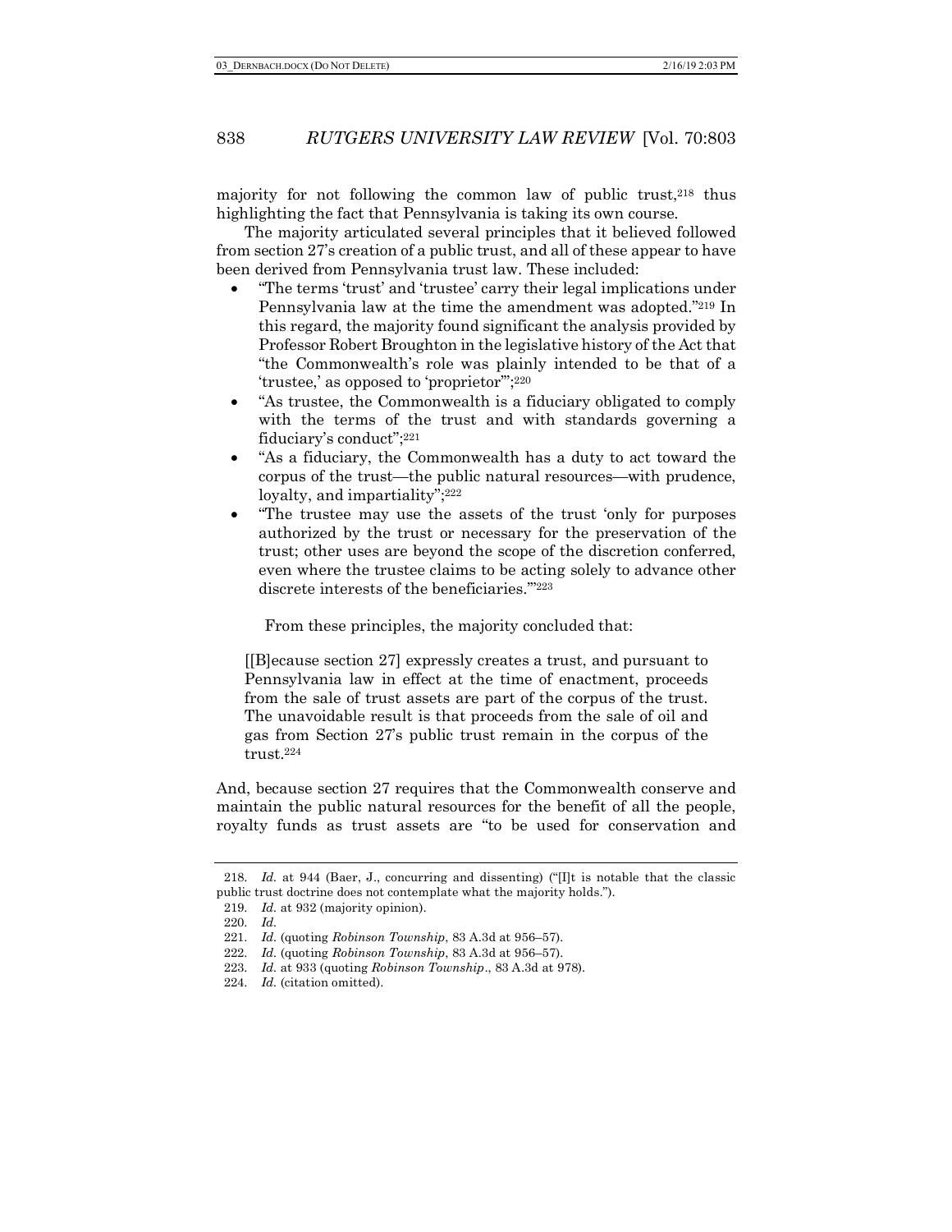majority for not following the common law of public trust,[218] thus highlighting the fact that Pennsylvania is taking its own course.

The majority articulated several principles that it believed followed from section 27's creation of a public trust, and all of these appear to have been derived from Pennsylvania trust law. These included:

- "The terms 'trust' and 'trustee' carry their legal implications under Pennsylvania law at the time the amendment was adopted."[219] In this regard, the majority found significant the analysis provided by Professor Robert Broughton in the legislative history of the Act that "the Commonwealth's role was plainly intended to be that of a 'trustee,' as opposed to 'proprietor'";[220]
- "As trustee, the Commonwealth is a fiduciary obligated to comply with the terms of the trust and with standards governing a fiduciary's conduct";[221]
- "As a fiduciary, the Commonwealth has a duty to act toward the corpus of the trust—the public natural resources—with prudence, loyalty, and impartiality";[222]
- "The trustee may use the assets of the trust 'only for purposes authorized by the trust or necessary for the preservation of the trust; other uses are beyond the scope of the discretion conferred, even where the trustee claims to be acting solely to advance other discrete interests of the beneficiaries.'"[223]

From these principles, the majority concluded that:

> [[B]ecause section 27] expressly creates a trust, and pursuant to Pennsylvania law in effect at the time of enactment, proceeds from the sale of trust assets are part of the corpus of the trust. The unavoidable result is that proceeds from the sale of oil and gas from Section 27's public trust remain in the corpus of the trust.[224]

And, because section 27 requires that the Commonwealth conserve and maintain the public natural resources for the benefit of all the people, royalty funds as trust assets are "to be used for conservation and

---

218. *Id.* at 944 (Baer, J., concurring and dissenting) ("[I]t is notable that the classic public trust doctrine does not contemplate what the majority holds.").

219. *Id.* at 932 (majority opinion).

220. *Id.*

221. *Id.* (quoting *Robinson Township*, 83 A.3d at 956–57).

222. *Id.* (quoting *Robinson Township*, 83 A.3d at 956–57).

223. *Id.* at 933 (quoting *Robinson Township*., 83 A.3d at 978).

224. *Id.* (citation omitted).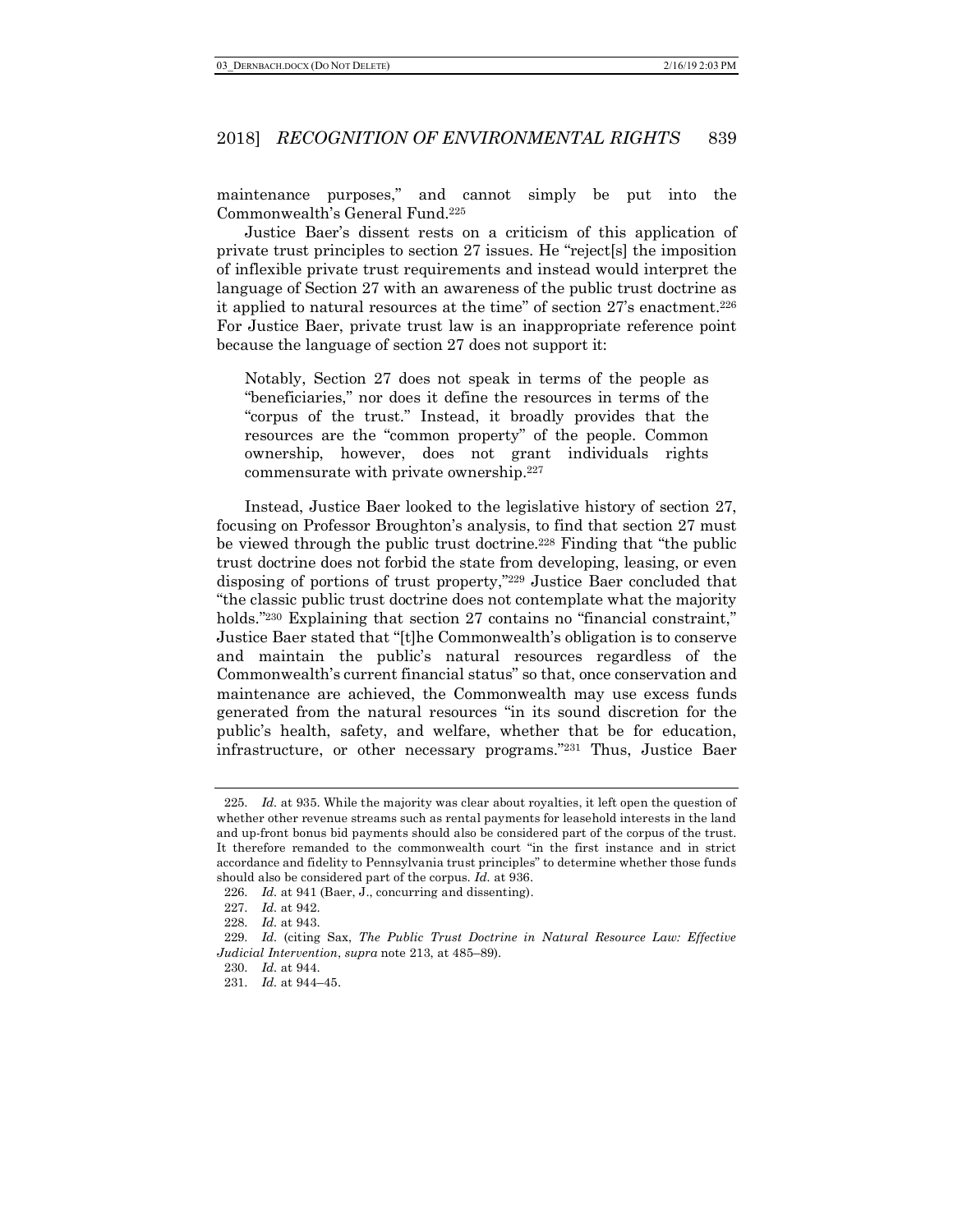maintenance purposes," and cannot simply be put into the Commonwealth's General Fund.[225]

Justice Baer's dissent rests on a criticism of this application of private trust principles to section 27 issues. He "reject[s] the imposition of inflexible private trust requirements and instead would interpret the language of Section 27 with an awareness of the public trust doctrine as it applied to natural resources at the time" of section 27's enactment.[226] For Justice Baer, private trust law is an inappropriate reference point because the language of section 27 does not support it:

> Notably, Section 27 does not speak in terms of the people as "beneficiaries," nor does it define the resources in terms of the "corpus of the trust." Instead, it broadly provides that the resources are the "common property" of the people. Common ownership, however, does not grant individuals rights commensurate with private ownership.[227]

Instead, Justice Baer looked to the legislative history of section 27, focusing on Professor Broughton's analysis, to find that section 27 must be viewed through the public trust doctrine.[228] Finding that "the public trust doctrine does not forbid the state from developing, leasing, or even disposing of portions of trust property,"[229] Justice Baer concluded that "the classic public trust doctrine does not contemplate what the majority holds."[230] Explaining that section 27 contains no "financial constraint," Justice Baer stated that "[t]he Commonwealth's obligation is to conserve and maintain the public's natural resources regardless of the Commonwealth's current financial status" so that, once conservation and maintenance are achieved, the Commonwealth may use excess funds generated from the natural resources "in its sound discretion for the public's health, safety, and welfare, whether that be for education, infrastructure, or other necessary programs."[231] Thus, Justice Baer

---

225. *Id.* at 935. While the majority was clear about royalties, it left open the question of whether other revenue streams such as rental payments for leasehold interests in the land and up-front bonus bid payments should also be considered part of the corpus of the trust. It therefore remanded to the commonwealth court "in the first instance and in strict accordance and fidelity to Pennsylvania trust principles" to determine whether those funds should also be considered part of the corpus. *Id.* at 936.

226. *Id.* at 941 (Baer, J., concurring and dissenting).

227. *Id.* at 942.

228. *Id.* at 943.

229. *Id.* (citing Sax, *The Public Trust Doctrine in Natural Resource Law: Effective Judicial Intervention*, *supra* note 213, at 485–89).

230. *Id.* at 944.

231. *Id.* at 944–45.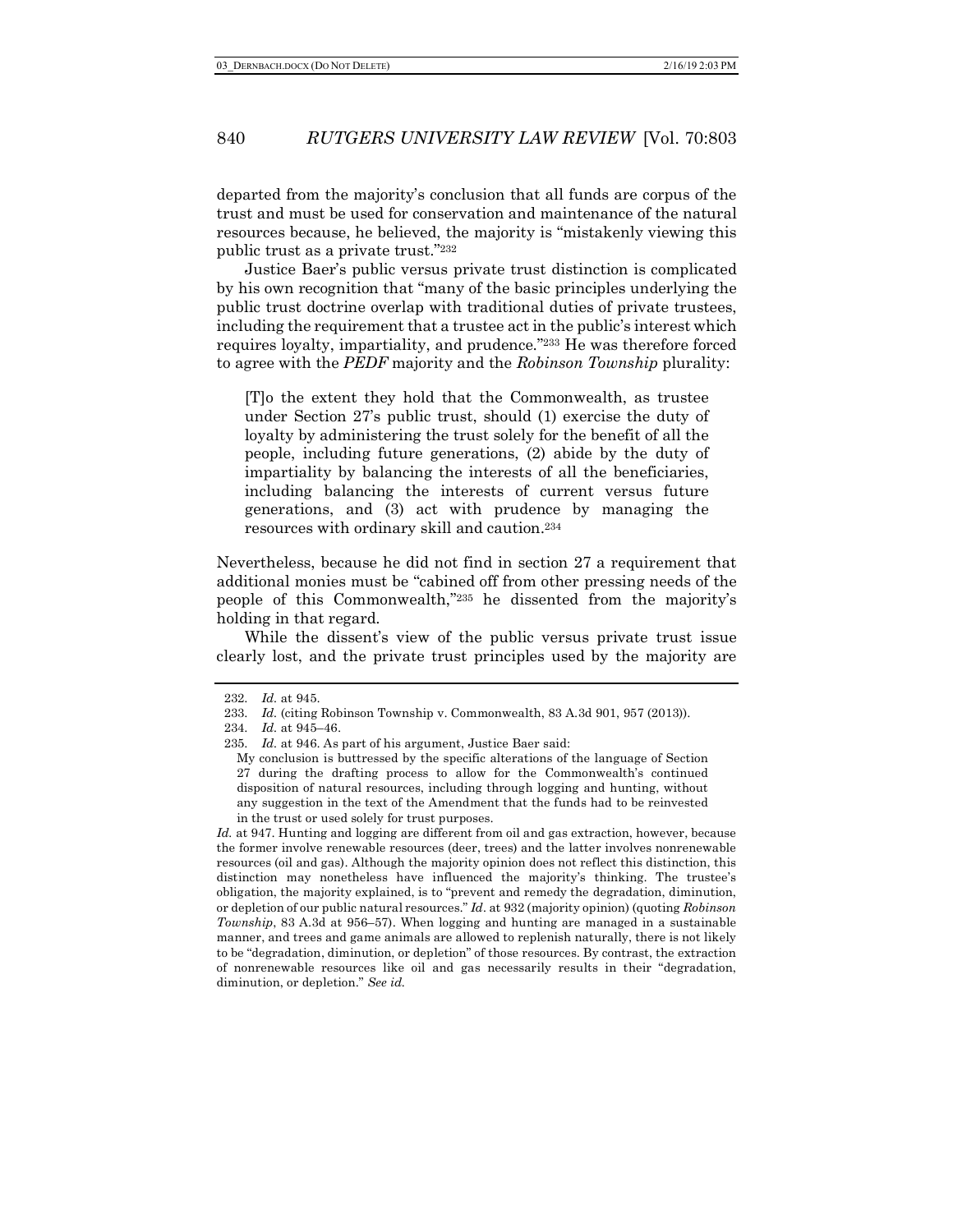departed from the majority's conclusion that all funds are corpus of the trust and must be used for conservation and maintenance of the natural resources because, he believed, the majority is "mistakenly viewing this public trust as a private trust."[232]

Justice Baer's public versus private trust distinction is complicated by his own recognition that "many of the basic principles underlying the public trust doctrine overlap with traditional duties of private trustees, including the requirement that a trustee act in the public's interest which requires loyalty, impartiality, and prudence."[233] He was therefore forced to agree with the *PEDF* majority and the *Robinson Township* plurality:

> [T]o the extent they hold that the Commonwealth, as trustee under Section 27's public trust, should (1) exercise the duty of loyalty by administering the trust solely for the benefit of all the people, including future generations, (2) abide by the duty of impartiality by balancing the interests of all the beneficiaries, including balancing the interests of current versus future generations, and (3) act with prudence by managing the resources with ordinary skill and caution.[234]

Nevertheless, because he did not find in section 27 a requirement that additional monies must be "cabined off from other pressing needs of the people of this Commonwealth,"[235] he dissented from the majority's holding in that regard.

While the dissent's view of the public versus private trust issue clearly lost, and the private trust principles used by the majority are

---

232. *Id.* at 945.

233. *Id.* (citing Robinson Township v. Commonwealth, 83 A.3d 901, 957 (2013)).

234. *Id.* at 945–46.

235. *Id.* at 946. As part of his argument, Justice Baer said:

> My conclusion is buttressed by the specific alterations of the language of Section 27 during the drafting process to allow for the Commonwealth's continued disposition of natural resources, including through logging and hunting, without any suggestion in the text of the Amendment that the funds had to be reinvested in the trust or used solely for trust purposes.

*Id.* at 947. Hunting and logging are different from oil and gas extraction, however, because the former involve renewable resources (deer, trees) and the latter involves nonrenewable resources (oil and gas). Although the majority opinion does not reflect this distinction, this distinction may nonetheless have influenced the majority's thinking. The trustee's obligation, the majority explained, is to "prevent and remedy the degradation, diminution, or depletion of our public natural resources." *Id*. at 932 (majority opinion) (quoting *Robinson Township*, 83 A.3d at 956–57). When logging and hunting are managed in a sustainable manner, and trees and game animals are allowed to replenish naturally, there is not likely to be "degradation, diminution, or depletion" of those resources. By contrast, the extraction of nonrenewable resources like oil and gas necessarily results in their "degradation, diminution, or depletion." *See id.*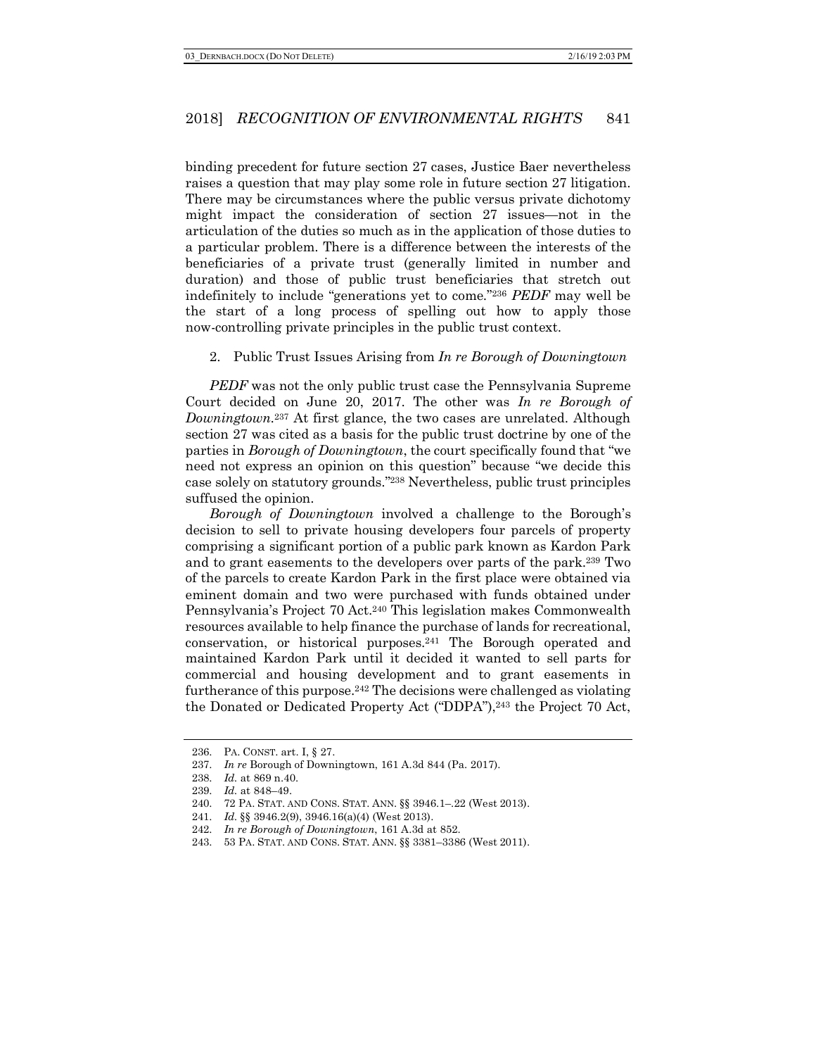binding precedent for future section 27 cases, Justice Baer nevertheless raises a question that may play some role in future section 27 litigation. There may be circumstances where the public versus private dichotomy might impact the consideration of section 27 issues—not in the articulation of the duties so much as in the application of those duties to a particular problem. There is a difference between the interests of the beneficiaries of a private trust (generally limited in number and duration) and those of public trust beneficiaries that stretch out indefinitely to include "generations yet to come."[236] *PEDF* may well be the start of a long process of spelling out how to apply those now-controlling private principles in the public trust context.

### 2. Public Trust Issues Arising from *In re Borough of Downingtown*

*PEDF* was not the only public trust case the Pennsylvania Supreme Court decided on June 20, 2017. The other was *In re Borough of Downingtown*.[237] At first glance, the two cases are unrelated. Although section 27 was cited as a basis for the public trust doctrine by one of the parties in *Borough of Downingtown*, the court specifically found that "we need not express an opinion on this question" because "we decide this case solely on statutory grounds."[238] Nevertheless, public trust principles suffused the opinion.

*Borough of Downingtown* involved a challenge to the Borough's decision to sell to private housing developers four parcels of property comprising a significant portion of a public park known as Kardon Park and to grant easements to the developers over parts of the park.[239] Two of the parcels to create Kardon Park in the first place were obtained via eminent domain and two were purchased with funds obtained under Pennsylvania's Project 70 Act.[240] This legislation makes Commonwealth resources available to help finance the purchase of lands for recreational, conservation, or historical purposes.[241] The Borough operated and maintained Kardon Park until it decided it wanted to sell parts for commercial and housing development and to grant easements in furtherance of this purpose.[242] The decisions were challenged as violating the Donated or Dedicated Property Act ("DDPA"),[243] the Project 70 Act,

236. PA. CONST. art. I, § 27.

237. *In re* Borough of Downingtown, 161 A.3d 844 (Pa. 2017).

238. *Id.* at 869 n.40.

239. *Id.* at 848–49.

240. 72 PA. STAT. AND CONS. STAT. ANN. §§ 3946.1–.22 (West 2013).

241. *Id.* §§ 3946.2(9), 3946.16(a)(4) (West 2013).

242. *In re Borough of Downingtown*, 161 A.3d at 852.

243. 53 PA. STAT. AND CONS. STAT. ANN. §§ 3381–3386 (West 2011).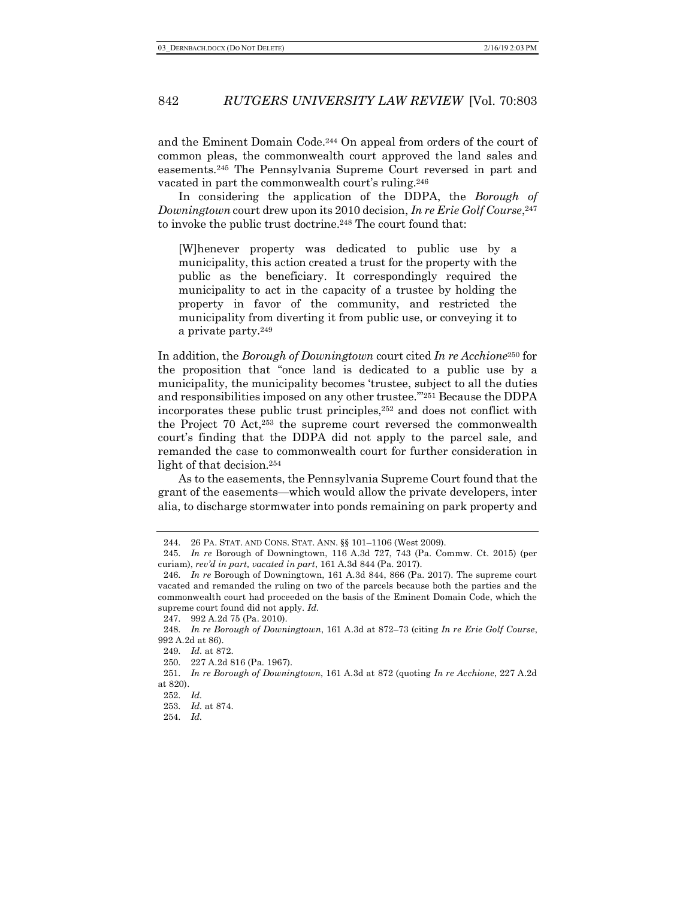and the Eminent Domain Code.[244] On appeal from orders of the court of common pleas, the commonwealth court approved the land sales and easements.[245] The Pennsylvania Supreme Court reversed in part and vacated in part the commonwealth court's ruling.[246]

In considering the application of the DDPA, the *Borough of Downingtown* court drew upon its 2010 decision, *In re Erie Golf Course*,[247] to invoke the public trust doctrine.[248] The court found that:

> [W]henever property was dedicated to public use by a municipality, this action created a trust for the property with the public as the beneficiary. It correspondingly required the municipality to act in the capacity of a trustee by holding the property in favor of the community, and restricted the municipality from diverting it from public use, or conveying it to a private party.[249]

In addition, the *Borough of Downingtown* court cited *In re Acchione*[250] for the proposition that "once land is dedicated to a public use by a municipality, the municipality becomes 'trustee, subject to all the duties and responsibilities imposed on any other trustee.'"[251] Because the DDPA incorporates these public trust principles,[252] and does not conflict with the Project 70 Act,[253] the supreme court reversed the commonwealth court's finding that the DDPA did not apply to the parcel sale, and remanded the case to commonwealth court for further consideration in light of that decision.[254]

As to the easements, the Pennsylvania Supreme Court found that the grant of the easements—which would allow the private developers, inter alia, to discharge stormwater into ponds remaining on park property and

---

244. 26 PA. STAT. AND CONS. STAT. ANN. §§ 101–1106 (West 2009).

245. *In re* Borough of Downingtown, 116 A.3d 727, 743 (Pa. Commw. Ct. 2015) (per curiam), *rev'd in part, vacated in part*, 161 A.3d 844 (Pa. 2017).

246. *In re* Borough of Downingtown, 161 A.3d 844, 866 (Pa. 2017). The supreme court vacated and remanded the ruling on two of the parcels because both the parties and the commonwealth court had proceeded on the basis of the Eminent Domain Code, which the supreme court found did not apply. *Id.*

247. 992 A.2d 75 (Pa. 2010).

248. *In re Borough of Downingtown*, 161 A.3d at 872–73 (citing *In re Erie Golf Course*, 992 A.2d at 86).

249. *Id.* at 872.

250. 227 A.2d 816 (Pa. 1967).

251. *In re Borough of Downingtown*, 161 A.3d at 872 (quoting *In re Acchione*, 227 A.2d at 820).

252. *Id.*

253. *Id.* at 874.

254. *Id.*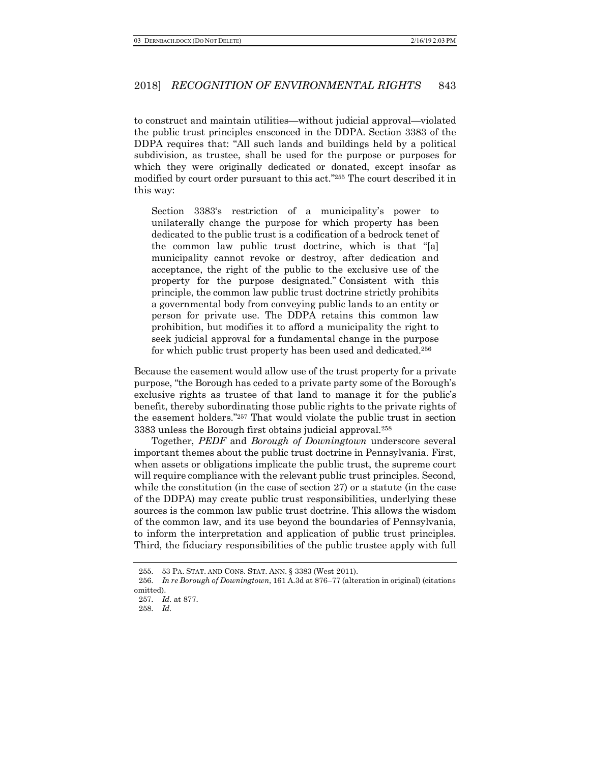to construct and maintain utilities—without judicial approval—violated the public trust principles ensconced in the DDPA. Section 3383 of the DDPA requires that: "All such lands and buildings held by a political subdivision, as trustee, shall be used for the purpose or purposes for which they were originally dedicated or donated, except insofar as modified by court order pursuant to this act."[255] The court described it in this way:

> Section 3383's restriction of a municipality's power to unilaterally change the purpose for which property has been dedicated to the public trust is a codification of a bedrock tenet of the common law public trust doctrine, which is that "[a] municipality cannot revoke or destroy, after dedication and acceptance, the right of the public to the exclusive use of the property for the purpose designated." Consistent with this principle, the common law public trust doctrine strictly prohibits a governmental body from conveying public lands to an entity or person for private use. The DDPA retains this common law prohibition, but modifies it to afford a municipality the right to seek judicial approval for a fundamental change in the purpose for which public trust property has been used and dedicated.[256]

Because the easement would allow use of the trust property for a private purpose, "the Borough has ceded to a private party some of the Borough's exclusive rights as trustee of that land to manage it for the public's benefit, thereby subordinating those public rights to the private rights of the easement holders."[257] That would violate the public trust in section 3383 unless the Borough first obtains judicial approval.[258]

Together, *PEDF* and *Borough of Downingtown* underscore several important themes about the public trust doctrine in Pennsylvania. First, when assets or obligations implicate the public trust, the supreme court will require compliance with the relevant public trust principles. Second, while the constitution (in the case of section 27) or a statute (in the case of the DDPA) may create public trust responsibilities, underlying these sources is the common law public trust doctrine. This allows the wisdom of the common law, and its use beyond the boundaries of Pennsylvania, to inform the interpretation and application of public trust principles. Third, the fiduciary responsibilities of the public trustee apply with full

---

255. 53 PA. STAT. AND CONS. STAT. ANN. § 3383 (West 2011).

256. *In re Borough of Downingtown*, 161 A.3d at 876–77 (alteration in original) (citations omitted).

257. *Id.* at 877.

258. *Id.*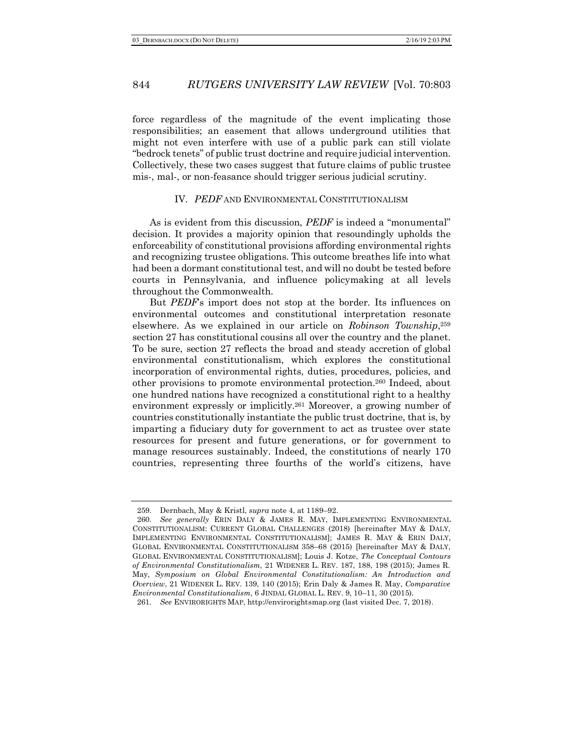force regardless of the magnitude of the event implicating those responsibilities; an easement that allows underground utilities that might not even interfere with use of a public park can still violate "bedrock tenets" of public trust doctrine and require judicial intervention. Collectively, these two cases suggest that future claims of public trustee mis-, mal-, or non-feasance should trigger serious judicial scrutiny.

## IV. *PEDF* AND ENVIRONMENTAL CONSTITUTIONALISM

As is evident from this discussion, *PEDF* is indeed a "monumental" decision. It provides a majority opinion that resoundingly upholds the enforceability of constitutional provisions affording environmental rights and recognizing trustee obligations. This outcome breathes life into what had been a dormant constitutional test, and will no doubt be tested before courts in Pennsylvania, and influence policymaking at all levels throughout the Commonwealth.

But *PEDF*'s import does not stop at the border. Its influences on environmental outcomes and constitutional interpretation resonate elsewhere. As we explained in our article on *Robinson Township*,[259] section 27 has constitutional cousins all over the country and the planet. To be sure, section 27 reflects the broad and steady accretion of global environmental constitutionalism, which explores the constitutional incorporation of environmental rights, duties, procedures, policies, and other provisions to promote environmental protection.[260] Indeed, about one hundred nations have recognized a constitutional right to a healthy environment expressly or implicitly.[261] Moreover, a growing number of countries constitutionally instantiate the public trust doctrine, that is, by imparting a fiduciary duty for government to act as trustee over state resources for present and future generations, or for government to manage resources sustainably. Indeed, the constitutions of nearly 170 countries, representing three fourths of the world's citizens, have

---

259. Dernbach, May & Kristl, *supra* note 4, at 1189–92.

260. *See generally* ERIN DALY & JAMES R. MAY, IMPLEMENTING ENVIRONMENTAL CONSTITUTIONALISM: CURRENT GLOBAL CHALLENGES (2018) [hereinafter MAY & DALY, IMPLEMENTING ENVIRONMENTAL CONSTITUTIONALISM]; JAMES R. MAY & ERIN DALY, GLOBAL ENVIRONMENTAL CONSTITUTIONALISM 358–68 (2015) [hereinafter MAY & DALY, GLOBAL ENVIRONMENTAL CONSTITUTIONALISM]; Louis J. Kotze, *The Conceptual Contours of Environmental Constitutionalism*, 21 WIDENER L. REV. 187, 188, 198 (2015); James R. May, *Symposium on Global Environmental Constitutionalism: An Introduction and Overview*, 21 WIDENER L. REV. 139, 140 (2015); Erin Daly & James R. May, *Comparative Environmental Constitutionalism*, 6 JINDAL GLOBAL L. REV. 9, 10–11, 30 (2015).

261. *See* ENVIRORIGHTS MAP, http://envirorightsmap.org (last visited Dec. 7, 2018).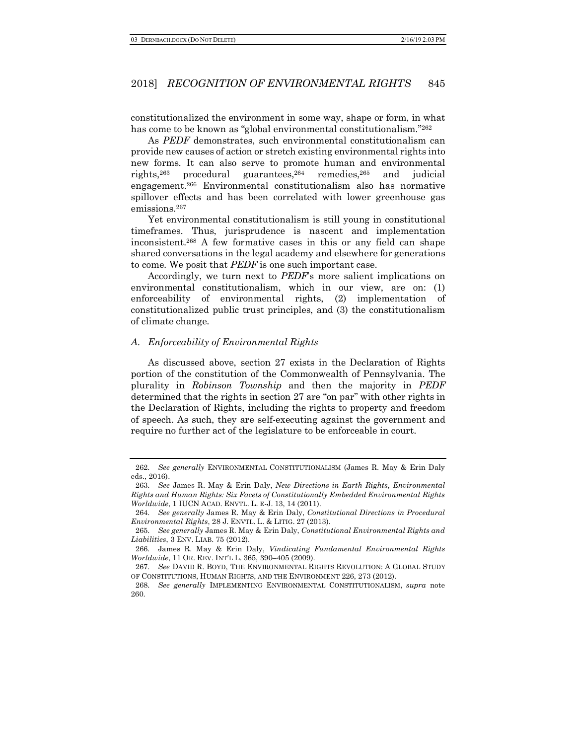constitutionalized the environment in some way, shape or form, in what has come to be known as "global environmental constitutionalism."[262]

As *PEDF* demonstrates, such environmental constitutionalism can provide new causes of action or stretch existing environmental rights into new forms. It can also serve to promote human and environmental rights,[263] procedural guarantees,[264] remedies,[265] and judicial engagement.[266] Environmental constitutionalism also has normative spillover effects and has been correlated with lower greenhouse gas emissions.[267]

Yet environmental constitutionalism is still young in constitutional timeframes. Thus, jurisprudence is nascent and implementation inconsistent.[268] A few formative cases in this or any field can shape shared conversations in the legal academy and elsewhere for generations to come. We posit that *PEDF* is one such important case.

Accordingly, we turn next to *PEDF*'s more salient implications on environmental constitutionalism, which in our view, are on: (1) enforceability of environmental rights, (2) implementation of constitutionalized public trust principles, and (3) the constitutionalism of climate change.

### *A. Enforceability of Environmental Rights*

As discussed above, section 27 exists in the Declaration of Rights portion of the constitution of the Commonwealth of Pennsylvania. The plurality in *Robinson Township* and then the majority in *PEDF* determined that the rights in section 27 are "on par" with other rights in the Declaration of Rights, including the rights to property and freedom of speech. As such, they are self-executing against the government and require no further act of the legislature to be enforceable in court.

---

262. *See generally* ENVIRONMENTAL CONSTITUTIONALISM (James R. May & Erin Daly eds., 2016).

263. *See* James R. May & Erin Daly, *New Directions in Earth Rights, Environmental Rights and Human Rights: Six Facets of Constitutionally Embedded Environmental Rights Worldwide*, 1 IUCN ACAD. ENVTL. L. E-J. 13, 14 (2011).

264. *See generally* James R. May & Erin Daly, *Constitutional Directions in Procedural Environmental Rights*, 28 J. ENVTL. L. & LITIG. 27 (2013).

265. *See generally* James R. May & Erin Daly, *Constitutional Environmental Rights and Liabilities*, 3 ENV. LIAB. 75 (2012).

266. James R. May & Erin Daly, *Vindicating Fundamental Environmental Rights Worldwide*, 11 OR. REV. INT'L L. 365, 390–405 (2009).

267. *See* DAVID R. BOYD, THE ENVIRONMENTAL RIGHTS REVOLUTION: A GLOBAL STUDY OF CONSTITUTIONS, HUMAN RIGHTS, AND THE ENVIRONMENT 226, 273 (2012).

268. *See generally* IMPLEMENTING ENVIRONMENTAL CONSTITUTIONALISM, *supra* note 260.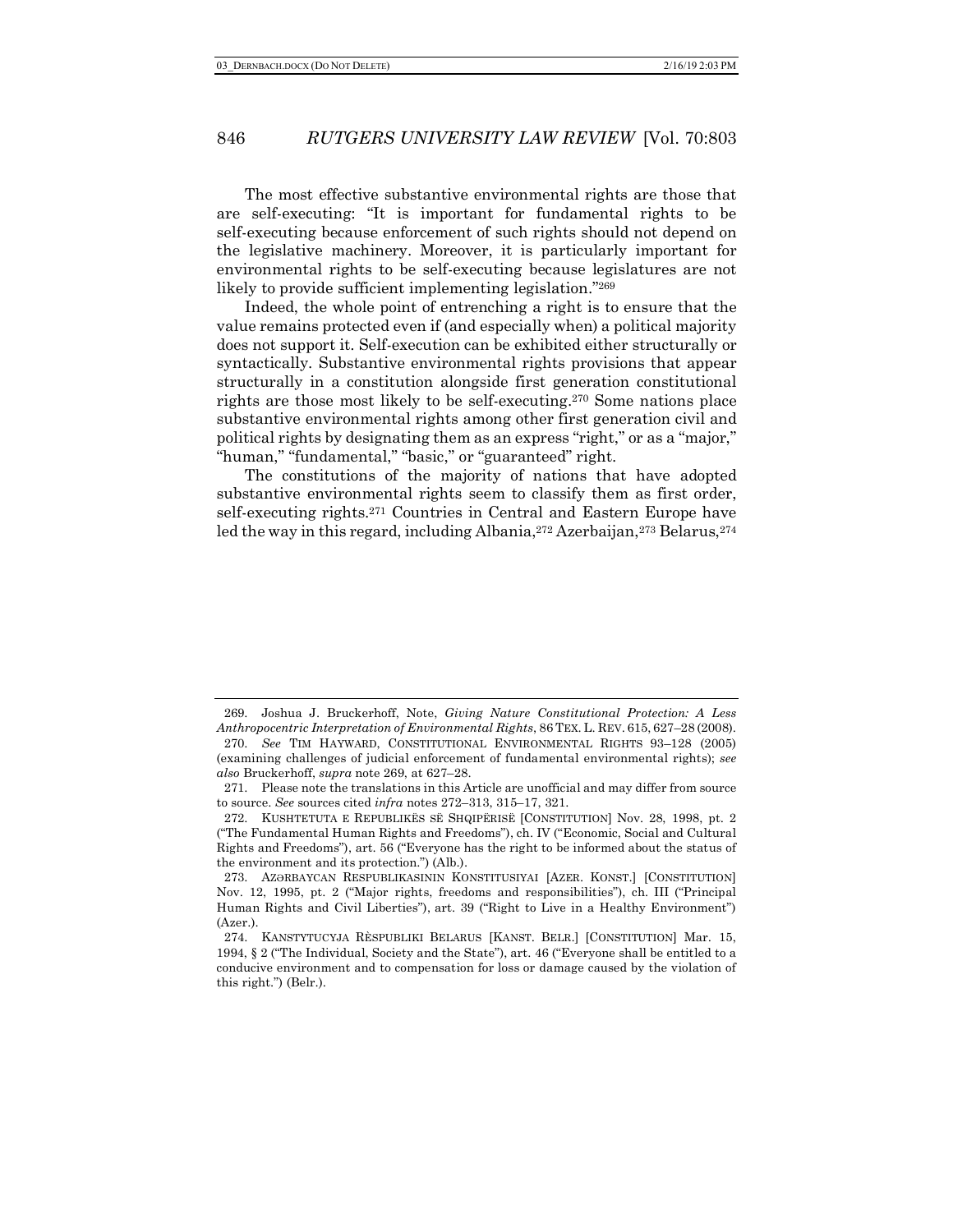The most effective substantive environmental rights are those that are self-executing: "It is important for fundamental rights to be self-executing because enforcement of such rights should not depend on the legislative machinery. Moreover, it is particularly important for environmental rights to be self-executing because legislatures are not likely to provide sufficient implementing legislation."[269]

Indeed, the whole point of entrenching a right is to ensure that the value remains protected even if (and especially when) a political majority does not support it. Self-execution can be exhibited either structurally or syntactically. Substantive environmental rights provisions that appear structurally in a constitution alongside first generation constitutional rights are those most likely to be self-executing.[270] Some nations place substantive environmental rights among other first generation civil and political rights by designating them as an express "right," or as a "major," "human," "fundamental," "basic," or "guaranteed" right.

The constitutions of the majority of nations that have adopted substantive environmental rights seem to classify them as first order, self-executing rights.[271] Countries in Central and Eastern Europe have led the way in this regard, including Albania,[272] Azerbaijan,[273] Belarus,[274]

---

269. Joshua J. Bruckerhoff, Note, *Giving Nature Constitutional Protection: A Less Anthropocentric Interpretation of Environmental Rights*, 86 TEX. L. REV. 615, 627–28 (2008).

270. *See* TIM HAYWARD, CONSTITUTIONAL ENVIRONMENTAL RIGHTS 93–128 (2005) (examining challenges of judicial enforcement of fundamental environmental rights); *see also* Bruckerhoff, *supra* note 269, at 627–28.

271. Please note the translations in this Article are unofficial and may differ from source to source. *See* sources cited *infra* notes 272–313, 315–17, 321.

272. KUSHTETUTA E REPUBLIKËS SË SHQIPËRISË [CONSTITUTION] Nov. 28, 1998, pt. 2 ("The Fundamental Human Rights and Freedoms"), ch. IV ("Economic, Social and Cultural Rights and Freedoms"), art. 56 ("Everyone has the right to be informed about the status of the environment and its protection.") (Alb.).

273. AZƏRBAYCAN RESPUBLIKASININ KONSTITUSIYAI [AZER. KONST.] [CONSTITUTION] Nov. 12, 1995, pt. 2 ("Major rights, freedoms and responsibilities"), ch. III ("Principal Human Rights and Civil Liberties"), art. 39 ("Right to Live in a Healthy Environment") (Azer.).

274. KANSTYTUCYJA RÈSPUBLIKI BELARUS [KANST. BELR.] [CONSTITUTION] Mar. 15, 1994, § 2 ("The Individual, Society and the State"), art. 46 ("Everyone shall be entitled to a conducive environment and to compensation for loss or damage caused by the violation of this right.") (Belr.).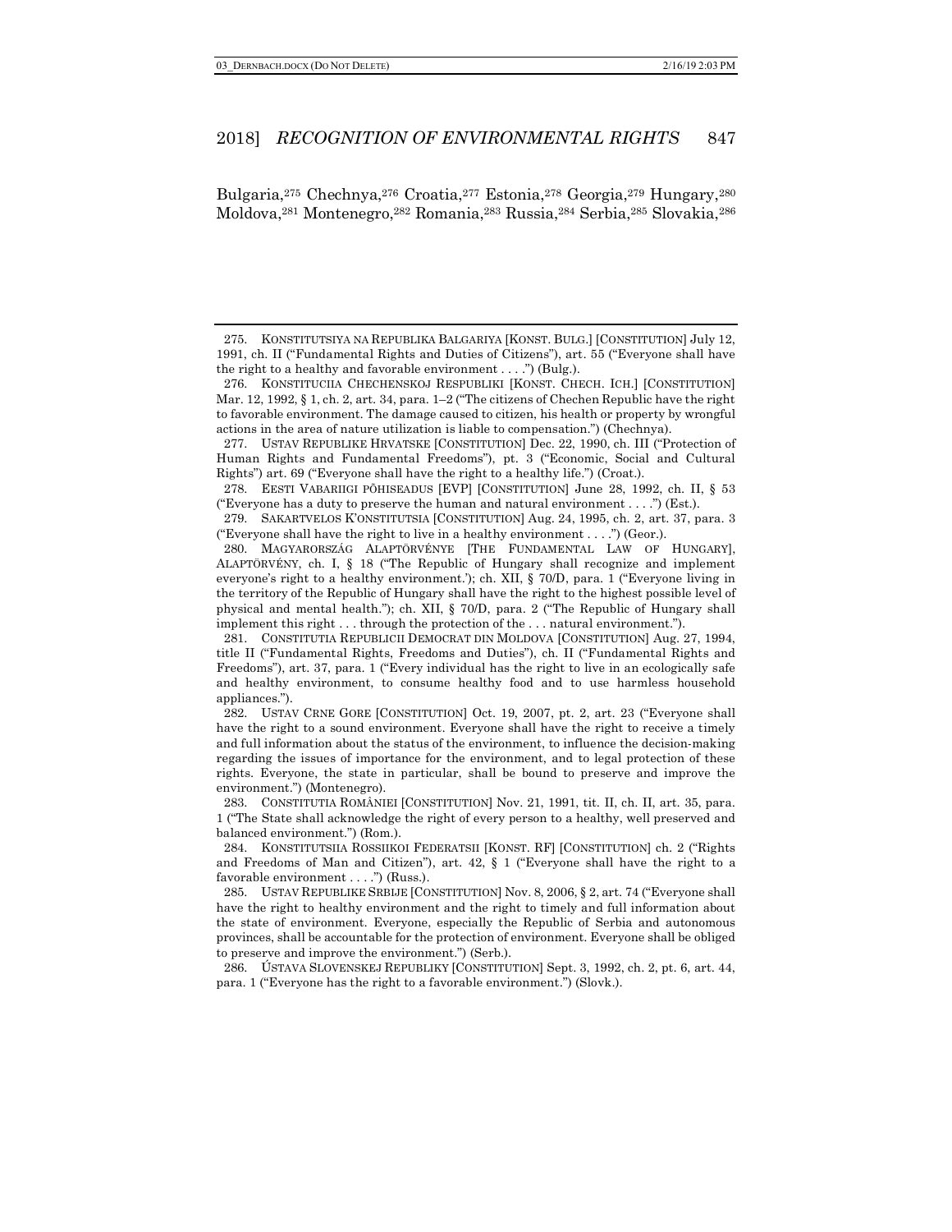Bulgaria,[275] Chechnya,[276] Croatia,[277] Estonia,[278] Georgia,[279] Hungary,[280] Moldova,[281] Montenegro,[282] Romania,[283] Russia,[284] Serbia,[285] Slovakia,[286]

---

275. KONSTITUTSIYA NA REPUBLIKA BALGARIYA [KONST. BULG.] [CONSTITUTION] July 12, 1991, ch. II ("Fundamental Rights and Duties of Citizens"), art. 55 ("Everyone shall have the right to a healthy and favorable environment . . . .") (Bulg.).

276. KONSTITUCIIA CHECHENSKOJ RESPUBLIKI [KONST. CHECH. ICH.] [CONSTITUTION] Mar. 12, 1992, § 1, ch. 2, art. 34, para. 1–2 ("The citizens of Chechen Republic have the right to favorable environment. The damage caused to citizen, his health or property by wrongful actions in the area of nature utilization is liable to compensation.") (Chechnya).

277. USTAV REPUBLIKE HRVATSKE [CONSTITUTION] Dec. 22, 1990, ch. III ("Protection of Human Rights and Fundamental Freedoms"), pt. 3 ("Economic, Social and Cultural Rights") art. 69 ("Everyone shall have the right to a healthy life.") (Croat.).

278. EESTI VABARIIGI PÕHISEADUS [EVP] [CONSTITUTION] June 28, 1992, ch. II, § 53 ("Everyone has a duty to preserve the human and natural environment . . . .") (Est.).

279. SAKARTVELOS K'ONSTITUTSIA [CONSTITUTION] Aug. 24, 1995, ch. 2, art. 37, para. 3 ("Everyone shall have the right to live in a healthy environment . . . .") (Geor.).

280. MAGYARORSZÁG ALAPTÖRVÉNYE [THE FUNDAMENTAL LAW OF HUNGARY], ALAPTÖRVÉNY, ch. I, § 18 ("The Republic of Hungary shall recognize and implement everyone's right to a healthy environment.'); ch. XII, § 70/D, para. 1 ("Everyone living in the territory of the Republic of Hungary shall have the right to the highest possible level of physical and mental health."); ch. XII, § 70/D, para. 2 ("The Republic of Hungary shall implement this right . . . through the protection of the . . . natural environment.").

281. CONSTITUTIA REPUBLICII DEMOCRAT DIN MOLDOVA [CONSTITUTION] Aug. 27, 1994, title II ("Fundamental Rights, Freedoms and Duties"), ch. II ("Fundamental Rights and Freedoms"), art. 37, para. 1 ("Every individual has the right to live in an ecologically safe and healthy environment, to consume healthy food and to use harmless household appliances.").

282. USTAV CRNE GORE [CONSTITUTION] Oct. 19, 2007, pt. 2, art. 23 ("Everyone shall have the right to a sound environment. Everyone shall have the right to receive a timely and full information about the status of the environment, to influence the decision-making regarding the issues of importance for the environment, and to legal protection of these rights. Everyone, the state in particular, shall be bound to preserve and improve the environment.") (Montenegro).

283. CONSTITUTIA ROMÂNIEI [CONSTITUTION] Nov. 21, 1991, tit. II, ch. II, art. 35, para. 1 ("The State shall acknowledge the right of every person to a healthy, well preserved and balanced environment.") (Rom.).

284. KONSTITUTSIIA ROSSIIKOI FEDERATSII [KONST. RF] [CONSTITUTION] ch. 2 ("Rights and Freedoms of Man and Citizen"), art. 42, § 1 ("Everyone shall have the right to a favorable environment . . . .") (Russ.).

285. USTAV REPUBLIKE SRBIJE [CONSTITUTION] Nov. 8, 2006, § 2, art. 74 ("Everyone shall have the right to healthy environment and the right to timely and full information about the state of environment. Everyone, especially the Republic of Serbia and autonomous provinces, shall be accountable for the protection of environment. Everyone shall be obliged to preserve and improve the environment.") (Serb.).

286. ÚSTAVA SLOVENSKEJ REPUBLIKY [CONSTITUTION] Sept. 3, 1992, ch. 2, pt. 6, art. 44, para. 1 ("Everyone has the right to a favorable environment.") (Slovk.).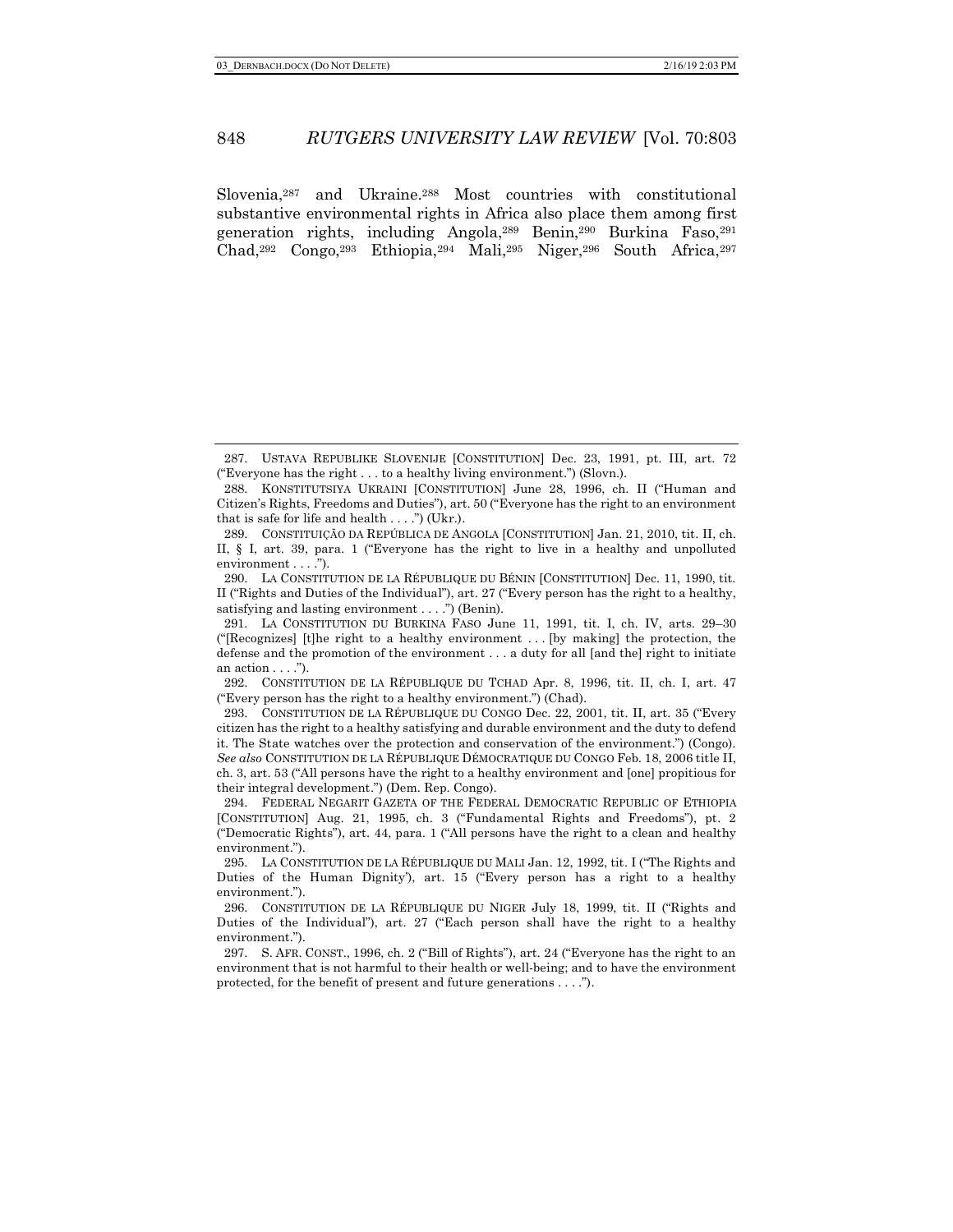Slovenia,[287] and Ukraine.[288] Most countries with constitutional substantive environmental rights in Africa also place them among first generation rights, including Angola,[289] Benin,[290] Burkina Faso,[291] Chad,[292] Congo,[293] Ethiopia,[294] Mali,[295] Niger,[296] South Africa,[297]

---

287. USTAVA REPUBLIKE SLOVENIJE [CONSTITUTION] Dec. 23, 1991, pt. III, art. 72 ("Everyone has the right . . . to a healthy living environment.") (Slovn.).

288. KONSTITUTSIYA UKRAINI [CONSTITUTION] June 28, 1996, ch. II ("Human and Citizen's Rights, Freedoms and Duties"), art. 50 ("Everyone has the right to an environment that is safe for life and health . . . .") (Ukr.).

289. CONSTITUIÇÃO DA REPÚBLICA DE ANGOLA [CONSTITUTION] Jan. 21, 2010, tit. II, ch. II, § I, art. 39, para. 1 ("Everyone has the right to live in a healthy and unpolluted environment . . . .").

290. LA CONSTITUTION DE LA RÉPUBLIQUE DU BÉNIN [CONSTITUTION] Dec. 11, 1990, tit. II ("Rights and Duties of the Individual"), art. 27 ("Every person has the right to a healthy, satisfying and lasting environment . . . .") (Benin).

291. LA CONSTITUTION DU BURKINA FASO June 11, 1991, tit. I, ch. IV, arts. 29–30 ("[Recognizes] [t]he right to a healthy environment . . . [by making] the protection, the defense and the promotion of the environment . . . a duty for all [and the] right to initiate an action . . . .").

292. CONSTITUTION DE LA RÉPUBLIQUE DU TCHAD Apr. 8, 1996, tit. II, ch. I, art. 47 ("Every person has the right to a healthy environment.") (Chad).

293. CONSTITUTION DE LA RÉPUBLIQUE DU CONGO Dec. 22, 2001, tit. II, art. 35 ("Every citizen has the right to a healthy satisfying and durable environment and the duty to defend it. The State watches over the protection and conservation of the environment.") (Congo). *See also* CONSTITUTION DE LA RÉPUBLIQUE DÉMOCRATIQUE DU CONGO Feb. 18, 2006 title II, ch. 3, art. 53 ("All persons have the right to a healthy environment and [one] propitious for their integral development.") (Dem. Rep. Congo).

294. FEDERAL NEGARIT GAZETA OF THE FEDERAL DEMOCRATIC REPUBLIC OF ETHIOPIA [CONSTITUTION] Aug. 21, 1995, ch. 3 ("Fundamental Rights and Freedoms"), pt. 2 ("Democratic Rights"), art. 44, para. 1 ("All persons have the right to a clean and healthy environment.").

295. LA CONSTITUTION DE LA RÉPUBLIQUE DU MALI Jan. 12, 1992, tit. I ("The Rights and Duties of the Human Dignity'), art. 15 ("Every person has a right to a healthy environment.").

296. CONSTITUTION DE LA RÉPUBLIQUE DU NIGER July 18, 1999, tit. II ("Rights and Duties of the Individual"), art. 27 ("Each person shall have the right to a healthy environment.").

297. S. AFR. CONST., 1996, ch. 2 ("Bill of Rights"), art. 24 ("Everyone has the right to an environment that is not harmful to their health or well-being; and to have the environment protected, for the benefit of present and future generations . . . .").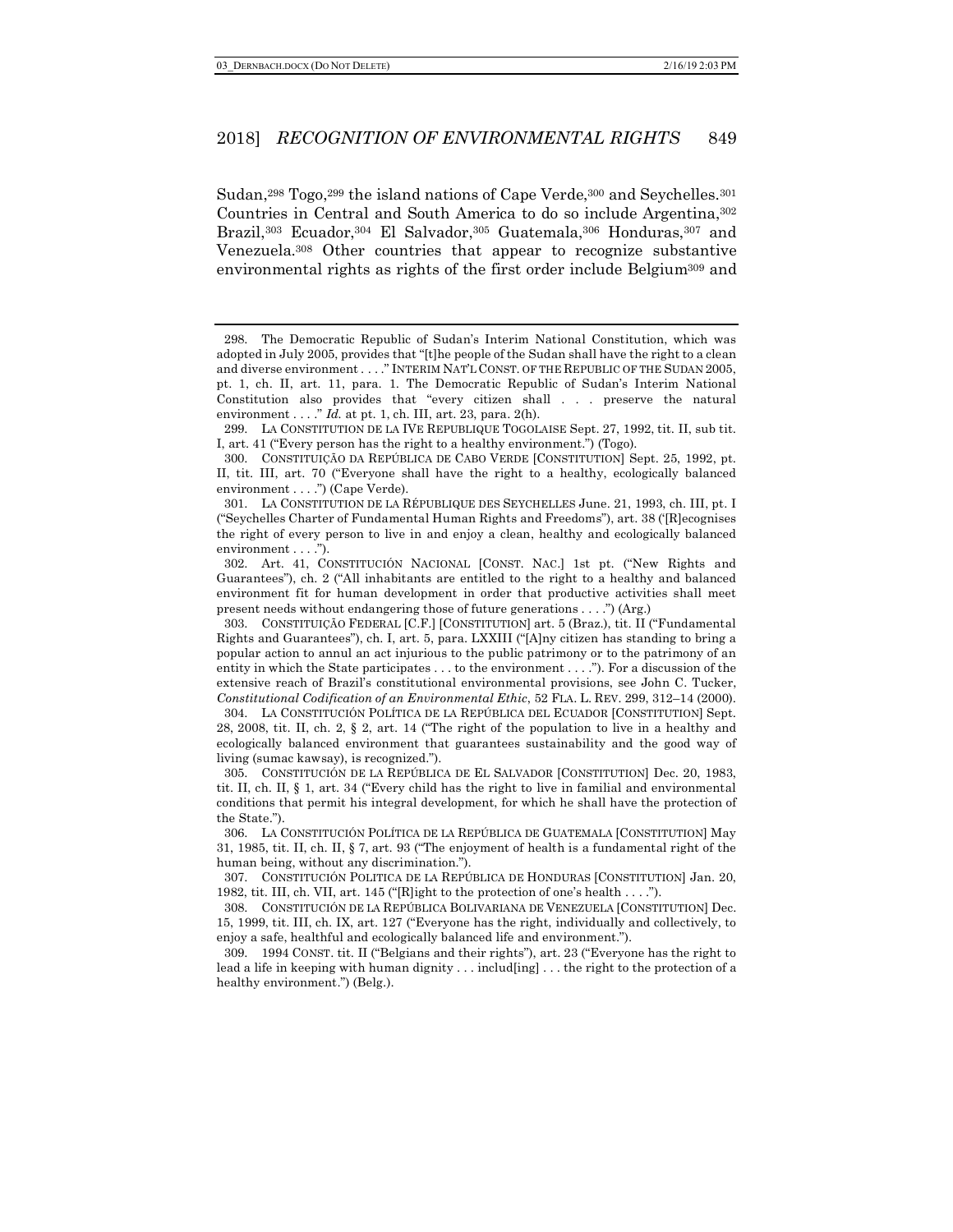Sudan,[298] Togo,[299] the island nations of Cape Verde,[300] and Seychelles.[301] Countries in Central and South America to do so include Argentina,[302] Brazil,[303] Ecuador,[304] El Salvador,[305] Guatemala,[306] Honduras,[307] and Venezuela.[308] Other countries that appear to recognize substantive environmental rights as rights of the first order include Belgium[309] and

---

298. The Democratic Republic of Sudan's Interim National Constitution, which was adopted in July 2005, provides that "[t]he people of the Sudan shall have the right to a clean and diverse environment . . . ." INTERIM NAT'L CONST. OF THE REPUBLIC OF THE SUDAN 2005, pt. 1, ch. II, art. 11, para. 1. The Democratic Republic of Sudan's Interim National Constitution also provides that "every citizen shall . . . preserve the natural environment . . . ." *Id.* at pt. 1, ch. III, art. 23, para. 2(h).

299. LA CONSTITUTION DE LA IVE REPUBLIQUE TOGOLAISE Sept. 27, 1992, tit. II, sub tit. I, art. 41 ("Every person has the right to a healthy environment.") (Togo).

300. CONSTITUIÇÃO DA REPÚBLICA DE CABO VERDE [CONSTITUTION] Sept. 25, 1992, pt. II, tit. III, art. 70 ("Everyone shall have the right to a healthy, ecologically balanced environment . . . .") (Cape Verde).

301. LA CONSTITUTION DE LA RÉPUBLIQUE DES SEYCHELLES June. 21, 1993, ch. III, pt. I ("Seychelles Charter of Fundamental Human Rights and Freedoms"), art. 38 ('[R]ecognises the right of every person to live in and enjoy a clean, healthy and ecologically balanced environment . . . .").

302. Art. 41, CONSTITUCIÓN NACIONAL [CONST. NAC.] 1st pt. ("New Rights and Guarantees"), ch. 2 ("All inhabitants are entitled to the right to a healthy and balanced environment fit for human development in order that productive activities shall meet present needs without endangering those of future generations . . . .") (Arg.)

303. CONSTITUIÇÃO FEDERAL [C.F.] [CONSTITUTION] art. 5 (Braz.), tit. II ("Fundamental Rights and Guarantees"), ch. I, art. 5, para. LXXIII ("[A]ny citizen has standing to bring a popular action to annul an act injurious to the public patrimony or to the patrimony of an entity in which the State participates . . . to the environment . . . ."). For a discussion of the extensive reach of Brazil's constitutional environmental provisions, see John C. Tucker, *Constitutional Codification of an Environmental Ethic*, 52 FLA. L. REV. 299, 312–14 (2000).

304. LA CONSTITUCIÓN POLÍTICA DE LA REPÚBLICA DEL ECUADOR [CONSTITUTION] Sept. 28, 2008, tit. II, ch. 2, § 2, art. 14 ("The right of the population to live in a healthy and ecologically balanced environment that guarantees sustainability and the good way of living (sumac kawsay), is recognized.").

305. CONSTITUCIÓN DE LA REPÚBLICA DE EL SALVADOR [CONSTITUTION] Dec. 20, 1983, tit. II, ch. II, § 1, art. 34 ("Every child has the right to live in familial and environmental conditions that permit his integral development, for which he shall have the protection of the State.").

306. LA CONSTITUCIÓN POLÍTICA DE LA REPÚBLICA DE GUATEMALA [CONSTITUTION] May 31, 1985, tit. II, ch. II, § 7, art. 93 ("The enjoyment of health is a fundamental right of the human being, without any discrimination.").

307. CONSTITUCIÓN POLITICA DE LA REPÚBLICA DE HONDURAS [CONSTITUTION] Jan. 20, 1982, tit. III, ch. VII, art. 145 ("[R]ight to the protection of one's health . . . .").

308. CONSTITUCIÓN DE LA REPÚBLICA BOLIVARIANA DE VENEZUELA [CONSTITUTION] Dec. 15, 1999, tit. III, ch. IX, art. 127 ("Everyone has the right, individually and collectively, to enjoy a safe, healthful and ecologically balanced life and environment.").

309. 1994 CONST. tit. II ("Belgians and their rights"), art. 23 ("Everyone has the right to lead a life in keeping with human dignity . . . includ[ing] . . . the right to the protection of a healthy environment.") (Belg.).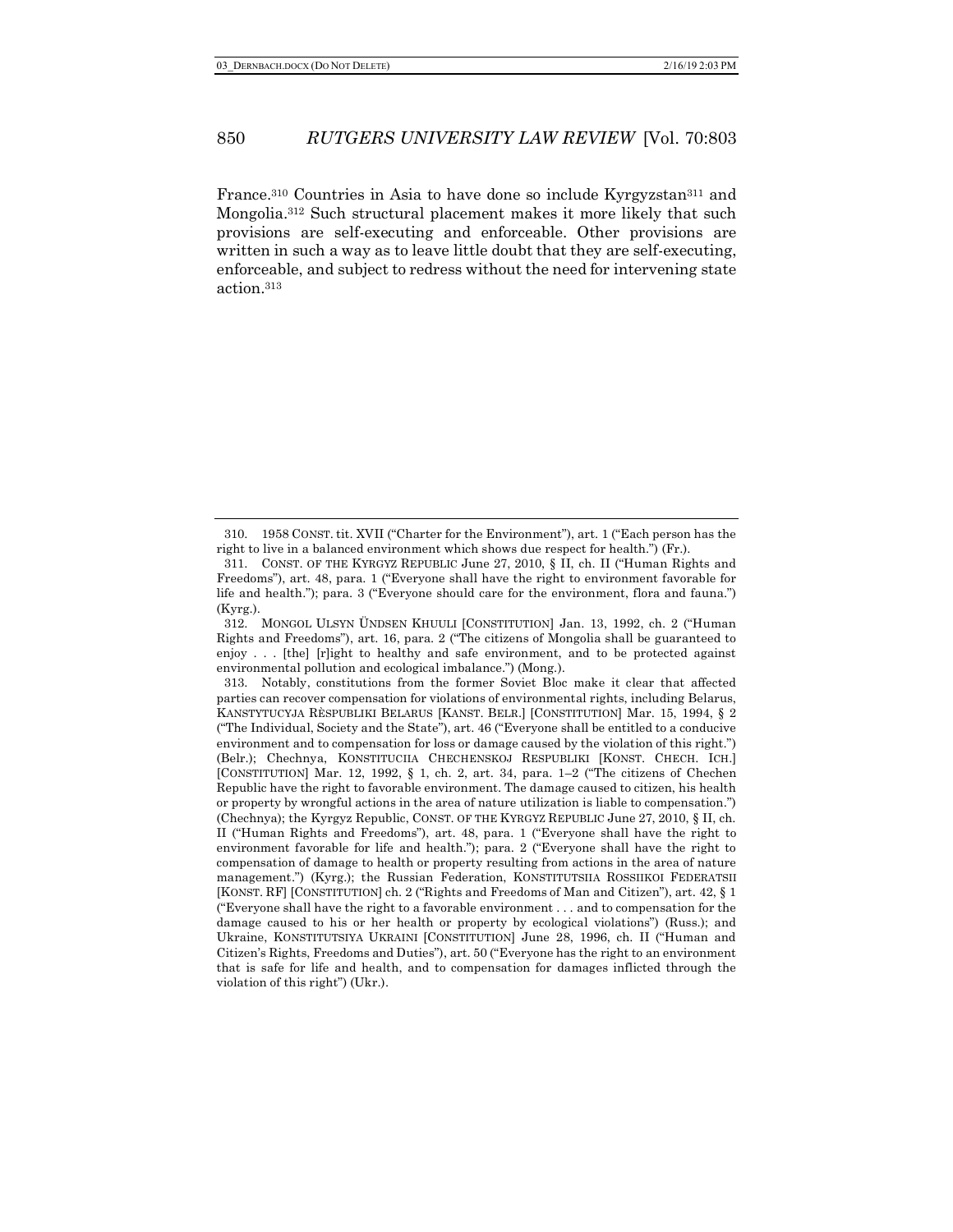France.[310] Countries in Asia to have done so include Kyrgyzstan[311] and Mongolia.[312] Such structural placement makes it more likely that such provisions are self-executing and enforceable. Other provisions are written in such a way as to leave little doubt that they are self-executing, enforceable, and subject to redress without the need for intervening state action.[313]

---

310. 1958 CONST. tit. XVII ("Charter for the Environment"), art. 1 ("Each person has the right to live in a balanced environment which shows due respect for health.") (Fr.).

311. CONST. OF THE KYRGYZ REPUBLIC June 27, 2010, § II, ch. II ("Human Rights and Freedoms"), art. 48, para. 1 ("Everyone shall have the right to environment favorable for life and health."); para. 3 ("Everyone should care for the environment, flora and fauna.") (Kyrg.).

312. MONGOL ULSYN ÜNDSEN KHUULI [CONSTITUTION] Jan. 13, 1992, ch. 2 ("Human Rights and Freedoms"), art. 16, para. 2 ("The citizens of Mongolia shall be guaranteed to enjoy . . . [the] [r]ight to healthy and safe environment, and to be protected against environmental pollution and ecological imbalance.") (Mong.).

313. Notably, constitutions from the former Soviet Bloc make it clear that affected parties can recover compensation for violations of environmental rights, including Belarus, KANSTYTUCYJA RÈSPUBLIKI BELARUS [KANST. BELR.] [CONSTITUTION] Mar. 15, 1994, § 2 ("The Individual, Society and the State"), art. 46 ("Everyone shall be entitled to a conducive environment and to compensation for loss or damage caused by the violation of this right.") (Belr.); Chechnya, KONSTITUCIIA CHECHENSKOJ RESPUBLIKI [KONST. CHECH. ICH.] [CONSTITUTION] Mar. 12, 1992, § 1, ch. 2, art. 34, para. 1–2 ("The citizens of Chechen Republic have the right to favorable environment. The damage caused to citizen, his health or property by wrongful actions in the area of nature utilization is liable to compensation.") (Chechnya); the Kyrgyz Republic, CONST. OF THE KYRGYZ REPUBLIC June 27, 2010, § II, ch. II ("Human Rights and Freedoms"), art. 48, para. 1 ("Everyone shall have the right to environment favorable for life and health."); para. 2 ("Everyone shall have the right to compensation of damage to health or property resulting from actions in the area of nature management.") (Kyrg.); the Russian Federation, KONSTITUTSIIA ROSSIIKOI FEDERATSII [KONST. RF] [CONSTITUTION] ch. 2 ("Rights and Freedoms of Man and Citizen"), art. 42, § 1 ("Everyone shall have the right to a favorable environment . . . and to compensation for the damage caused to his or her health or property by ecological violations") (Russ.); and Ukraine, KONSTITUTSIYA UKRAINI [CONSTITUTION] June 28, 1996, ch. II ("Human and Citizen's Rights, Freedoms and Duties"), art. 50 ("Everyone has the right to an environment that is safe for life and health, and to compensation for damages inflicted through the violation of this right") (Ukr.).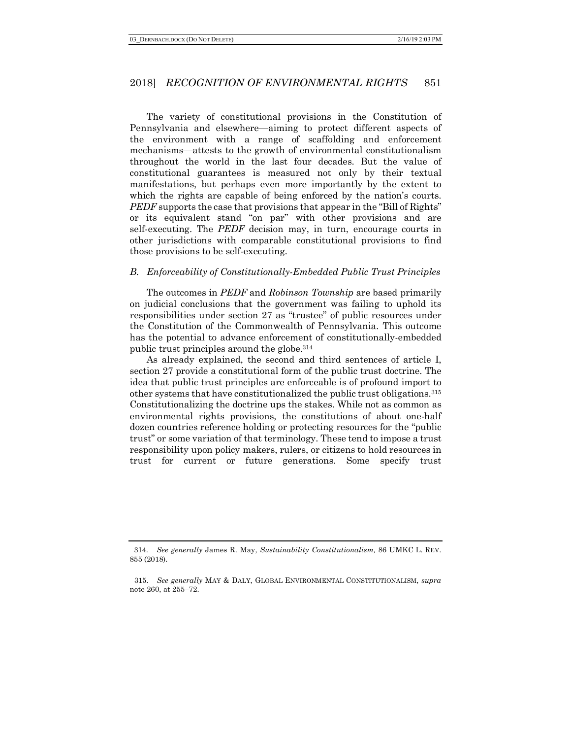The variety of constitutional provisions in the Constitution of Pennsylvania and elsewhere—aiming to protect different aspects of the environment with a range of scaffolding and enforcement mechanisms—attests to the growth of environmental constitutionalism throughout the world in the last four decades. But the value of constitutional guarantees is measured not only by their textual manifestations, but perhaps even more importantly by the extent to which the rights are capable of being enforced by the nation's courts. *PEDF* supports the case that provisions that appear in the "Bill of Rights" or its equivalent stand "on par" with other provisions and are self-executing. The *PEDF* decision may, in turn, encourage courts in other jurisdictions with comparable constitutional provisions to find those provisions to be self-executing.

### *B. Enforceability of Constitutionally-Embedded Public Trust Principles*

The outcomes in *PEDF* and *Robinson Township* are based primarily on judicial conclusions that the government was failing to uphold its responsibilities under section 27 as "trustee" of public resources under the Constitution of the Commonwealth of Pennsylvania. This outcome has the potential to advance enforcement of constitutionally-embedded public trust principles around the globe.[314]

As already explained, the second and third sentences of article I, section 27 provide a constitutional form of the public trust doctrine. The idea that public trust principles are enforceable is of profound import to other systems that have constitutionalized the public trust obligations.[315] Constitutionalizing the doctrine ups the stakes. While not as common as environmental rights provisions, the constitutions of about one-half dozen countries reference holding or protecting resources for the "public trust" or some variation of that terminology. These tend to impose a trust responsibility upon policy makers, rulers, or citizens to hold resources in trust for current or future generations. Some specify trust

---

314. *See generally* James R. May, *Sustainability Constitutionalism,* 86 UMKC L. REV. 855 (2018).

315. *See generally* MAY & DALY, GLOBAL ENVIRONMENTAL CONSTITUTIONALISM, *supra* note 260, at 255–72.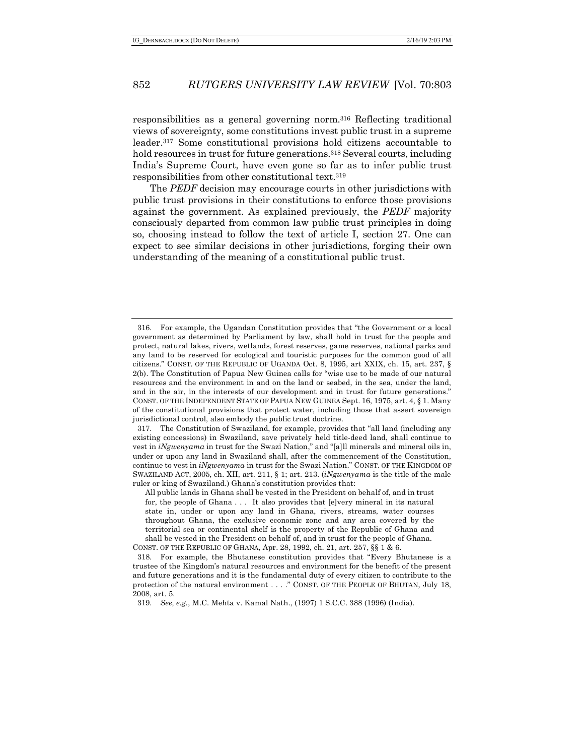responsibilities as a general governing norm.[316] Reflecting traditional views of sovereignty, some constitutions invest public trust in a supreme leader.[317] Some constitutional provisions hold citizens accountable to hold resources in trust for future generations.[318] Several courts, including India's Supreme Court, have even gone so far as to infer public trust responsibilities from other constitutional text.[319]

The *PEDF* decision may encourage courts in other jurisdictions with public trust provisions in their constitutions to enforce those provisions against the government. As explained previously, the *PEDF* majority consciously departed from common law public trust principles in doing so, choosing instead to follow the text of article I, section 27. One can expect to see similar decisions in other jurisdictions, forging their own understanding of the meaning of a constitutional public trust.

---

316. For example, the Ugandan Constitution provides that "the Government or a local government as determined by Parliament by law, shall hold in trust for the people and protect, natural lakes, rivers, wetlands, forest reserves, game reserves, national parks and any land to be reserved for ecological and touristic purposes for the common good of all citizens." CONST. OF THE REPUBLIC OF UGANDA Oct. 8, 1995, art XXIX, ch. 15, art. 237, § 2(b). The Constitution of Papua New Guinea calls for "wise use to be made of our natural resources and the environment in and on the land or seabed, in the sea, under the land, and in the air, in the interests of our development and in trust for future generations." CONST. OF THE INDEPENDENT STATE OF PAPUA NEW GUINEA Sept. 16, 1975, art. 4, § 1. Many of the constitutional provisions that protect water, including those that assert sovereign jurisdictional control, also embody the public trust doctrine.

317. The Constitution of Swaziland, for example, provides that "all land (including any existing concessions) in Swaziland, save privately held title-deed land, shall continue to vest in *iNgwenyama* in trust for the Swazi Nation," and "[a]ll minerals and mineral oils in, under or upon any land in Swaziland shall, after the commencement of the Constitution, continue to vest in *iNgwenyama* in trust for the Swazi Nation." CONST. OF THE KINGDOM OF SWAZILAND ACT, 2005, ch. XII, art. 211, § 1; art. 213. (*iNgwenyama* is the title of the male ruler or king of Swaziland.) Ghana's constitution provides that:

> All public lands in Ghana shall be vested in the President on behalf of, and in trust for, the people of Ghana . . . It also provides that [e]very mineral in its natural state in, under or upon any land in Ghana, rivers, streams, water courses throughout Ghana, the exclusive economic zone and any area covered by the territorial sea or continental shelf is the property of the Republic of Ghana and shall be vested in the President on behalf of, and in trust for the people of Ghana.

CONST. OF THE REPUBLIC OF GHANA, Apr. 28, 1992, ch. 21, art. 257, §§ 1 & 6.

318. For example, the Bhutanese constitution provides that "Every Bhutanese is a trustee of the Kingdom's natural resources and environment for the benefit of the present and future generations and it is the fundamental duty of every citizen to contribute to the protection of the natural environment . . . ." CONST. OF THE PEOPLE OF BHUTAN, July 18, 2008, art. 5.

319. *See, e.g.*, M.C. Mehta v. Kamal Nath., (1997) 1 S.C.C. 388 (1996) (India).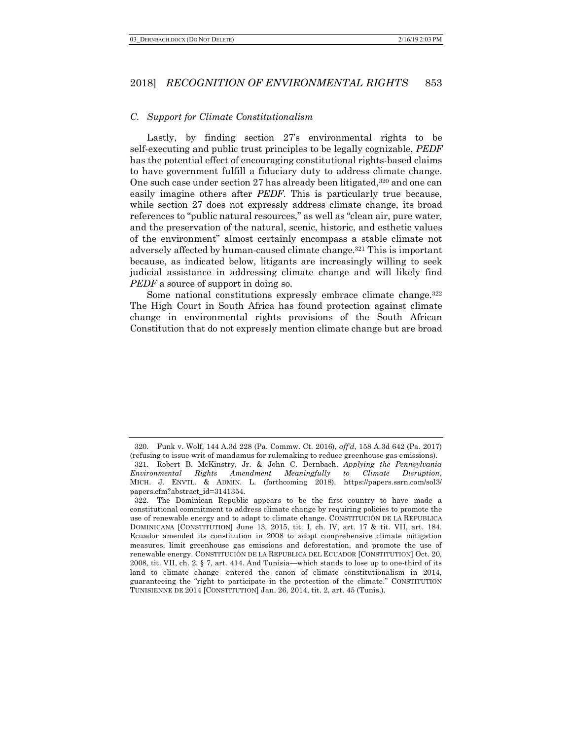### *C. Support for Climate Constitutionalism*

Lastly, by finding section 27's environmental rights to be self-executing and public trust principles to be legally cognizable, *PEDF* has the potential effect of encouraging constitutional rights-based claims to have government fulfill a fiduciary duty to address climate change. One such case under section 27 has already been litigated,[320] and one can easily imagine others after *PEDF*. This is particularly true because, while section 27 does not expressly address climate change, its broad references to "public natural resources," as well as "clean air, pure water, and the preservation of the natural, scenic, historic, and esthetic values of the environment" almost certainly encompass a stable climate not adversely affected by human-caused climate change.[321] This is important because, as indicated below, litigants are increasingly willing to seek judicial assistance in addressing climate change and will likely find *PEDF* a source of support in doing so.

Some national constitutions expressly embrace climate change.[322] The High Court in South Africa has found protection against climate change in environmental rights provisions of the South African Constitution that do not expressly mention climate change but are broad

---

320. Funk v. Wolf, 144 A.3d 228 (Pa. Commw. Ct. 2016), *aff'd*, 158 A.3d 642 (Pa. 2017) (refusing to issue writ of mandamus for rulemaking to reduce greenhouse gas emissions).

321. Robert B. McKinstry, Jr. & John C. Dernbach, *Applying the Pennsylvania Environmental Rights Amendment Meaningfully to Climate Disruption*, MICH. J. ENVTL. & ADMIN. L. (forthcoming 2018), https://papers.ssrn.com/sol3/papers.cfm?abstract_id=3141354.

322. The Dominican Republic appears to be the first country to have made a constitutional commitment to address climate change by requiring policies to promote the use of renewable energy and to adapt to climate change. CONSTITUCIÓN DE LA REPUBLICA DOMINICANA [CONSTITUTION] June 13, 2015, tit. I, ch. IV, art. 17 & tit. VII, art. 184. Ecuador amended its constitution in 2008 to adopt comprehensive climate mitigation measures, limit greenhouse gas emissions and deforestation, and promote the use of renewable energy. CONSTITUCIÓN DE LA REPUBLICA DEL ECUADOR [CONSTITUTION] Oct. 20, 2008, tit. VII, ch. 2, § 7, art. 414. And Tunisia—which stands to lose up to one-third of its land to climate change—entered the canon of climate constitutionalism in 2014, guaranteeing the "right to participate in the protection of the climate." CONSTITUTION TUNISIENNE DE 2014 [CONSTITUTION] Jan. 26, 2014, tit. 2, art. 45 (Tunis.).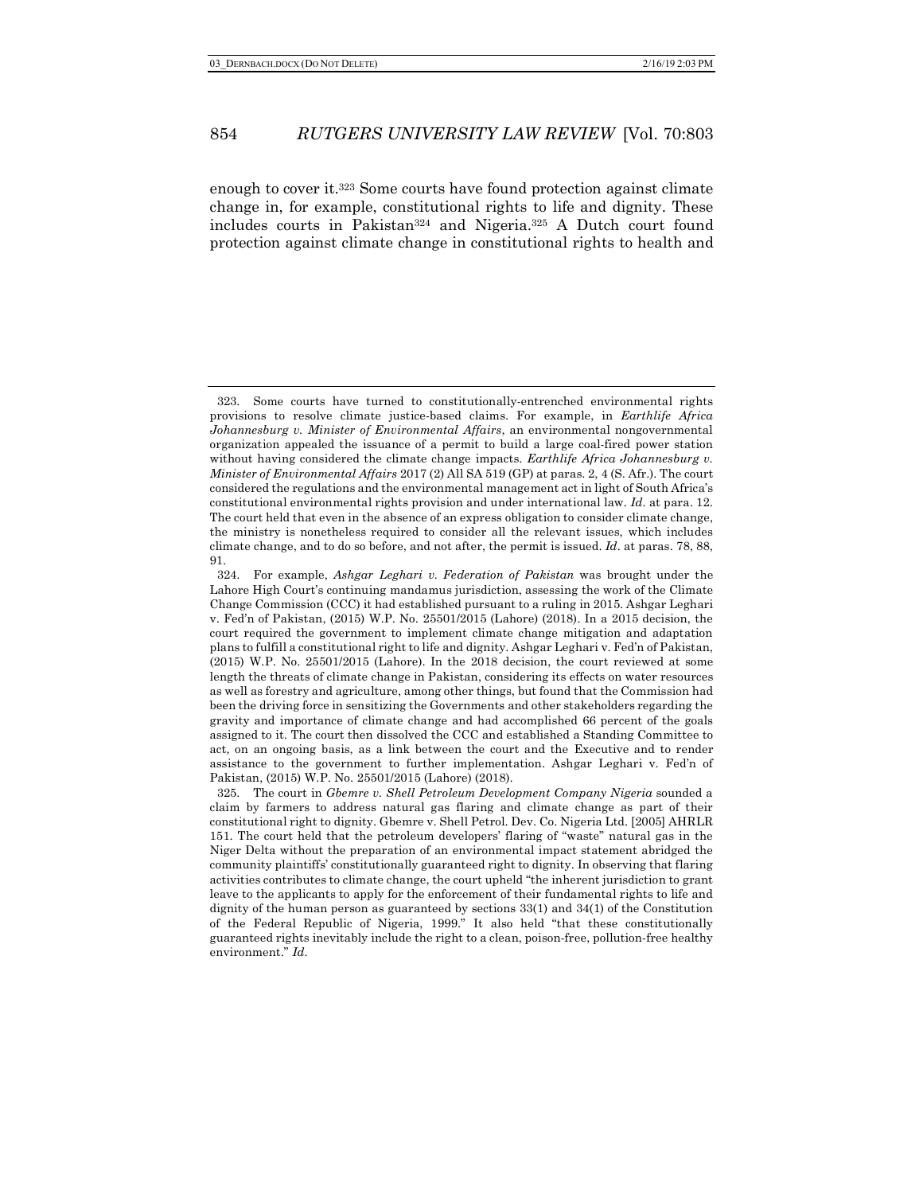enough to cover it.[323] Some courts have found protection against climate change in, for example, constitutional rights to life and dignity. These includes courts in Pakistan[324] and Nigeria.[325] A Dutch court found protection against climate change in constitutional rights to health and

---

323. Some courts have turned to constitutionally-entrenched environmental rights provisions to resolve climate justice-based claims. For example, in *Earthlife Africa Johannesburg v. Minister of Environmental Affairs*, an environmental nongovernmental organization appealed the issuance of a permit to build a large coal-fired power station without having considered the climate change impacts. *Earthlife Africa Johannesburg v. Minister of Environmental Affairs* 2017 (2) All SA 519 (GP) at paras. 2, 4 (S. Afr.). The court considered the regulations and the environmental management act in light of South Africa's constitutional environmental rights provision and under international law. *Id.* at para. 12. The court held that even in the absence of an express obligation to consider climate change, the ministry is nonetheless required to consider all the relevant issues, which includes climate change, and to do so before, and not after, the permit is issued. *Id.* at paras. 78, 88, 91.

324. For example, *Ashgar Leghari v. Federation of Pakistan* was brought under the Lahore High Court's continuing mandamus jurisdiction, assessing the work of the Climate Change Commission (CCC) it had established pursuant to a ruling in 2015. Ashgar Leghari v. Fed'n of Pakistan, (2015) W.P. No. 25501/2015 (Lahore) (2018). In a 2015 decision, the court required the government to implement climate change mitigation and adaptation plans to fulfill a constitutional right to life and dignity. Ashgar Leghari v. Fed'n of Pakistan, (2015) W.P. No. 25501/2015 (Lahore). In the 2018 decision, the court reviewed at some length the threats of climate change in Pakistan, considering its effects on water resources as well as forestry and agriculture, among other things, but found that the Commission had been the driving force in sensitizing the Governments and other stakeholders regarding the gravity and importance of climate change and had accomplished 66 percent of the goals assigned to it. The court then dissolved the CCC and established a Standing Committee to act, on an ongoing basis, as a link between the court and the Executive and to render assistance to the government to further implementation. Ashgar Leghari v. Fed'n of Pakistan, (2015) W.P. No. 25501/2015 (Lahore) (2018).

325. The court in *Gbemre v. Shell Petroleum Development Company Nigeria* sounded a claim by farmers to address natural gas flaring and climate change as part of their constitutional right to dignity. Gbemre v. Shell Petrol. Dev. Co. Nigeria Ltd. [2005] AHRLR 151. The court held that the petroleum developers' flaring of "waste" natural gas in the Niger Delta without the preparation of an environmental impact statement abridged the community plaintiffs' constitutionally guaranteed right to dignity. In observing that flaring activities contributes to climate change, the court upheld "the inherent jurisdiction to grant leave to the applicants to apply for the enforcement of their fundamental rights to life and dignity of the human person as guaranteed by sections 33(1) and 34(1) of the Constitution of the Federal Republic of Nigeria, 1999." It also held "that these constitutionally guaranteed rights inevitably include the right to a clean, poison-free, pollution-free healthy environment." *Id.*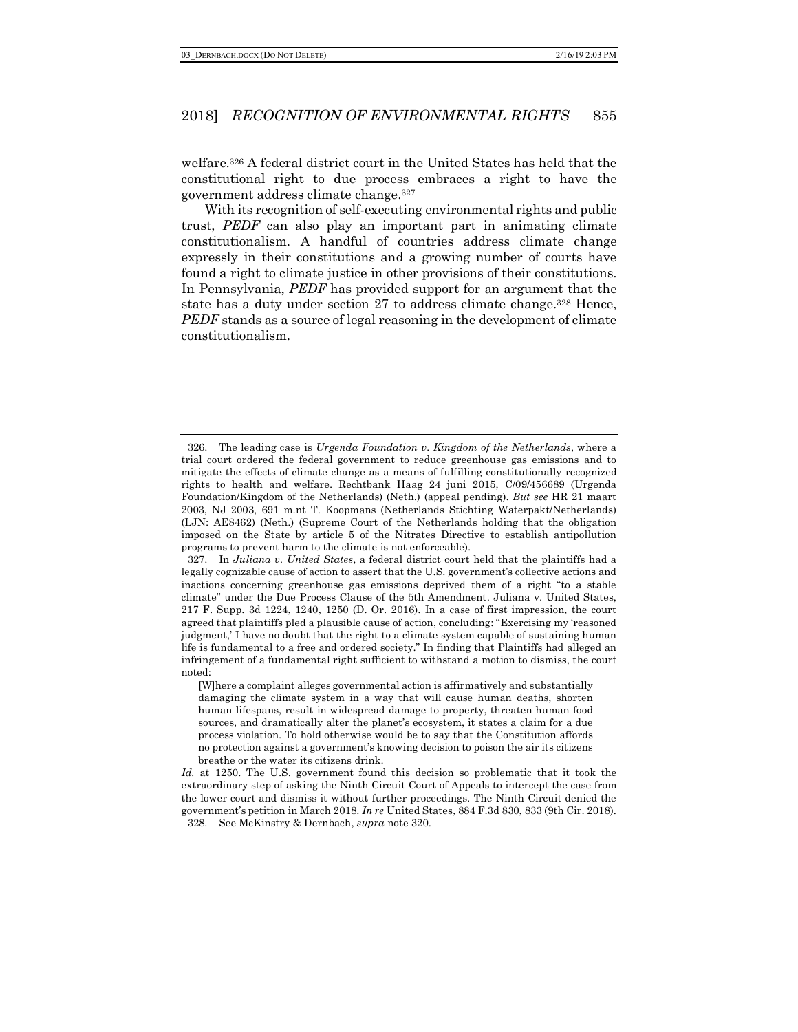welfare.[326] A federal district court in the United States has held that the constitutional right to due process embraces a right to have the government address climate change.[327]

With its recognition of self-executing environmental rights and public trust, *PEDF* can also play an important part in animating climate constitutionalism. A handful of countries address climate change expressly in their constitutions and a growing number of courts have found a right to climate justice in other provisions of their constitutions. In Pennsylvania, *PEDF* has provided support for an argument that the state has a duty under section 27 to address climate change.[328] Hence, *PEDF* stands as a source of legal reasoning in the development of climate constitutionalism.

---

326. The leading case is *Urgenda Foundation v. Kingdom of the Netherlands*, where a trial court ordered the federal government to reduce greenhouse gas emissions and to mitigate the effects of climate change as a means of fulfilling constitutionally recognized rights to health and welfare. Rechtbank Haag 24 juni 2015, C/09/456689 (Urgenda Foundation/Kingdom of the Netherlands) (Neth.) (appeal pending). *But see* HR 21 maart 2003, NJ 2003, 691 m.nt T. Koopmans (Netherlands Stichting Waterpakt/Netherlands) (LJN: AE8462) (Neth.) (Supreme Court of the Netherlands holding that the obligation imposed on the State by article 5 of the Nitrates Directive to establish antipollution programs to prevent harm to the climate is not enforceable).

327. In *Juliana v. United States*, a federal district court held that the plaintiffs had a legally cognizable cause of action to assert that the U.S. government's collective actions and inactions concerning greenhouse gas emissions deprived them of a right "to a stable climate" under the Due Process Clause of the 5th Amendment. Juliana v. United States, 217 F. Supp. 3d 1224, 1240, 1250 (D. Or. 2016). In a case of first impression, the court agreed that plaintiffs pled a plausible cause of action, concluding: "Exercising my 'reasoned judgment,' I have no doubt that the right to a climate system capable of sustaining human life is fundamental to a free and ordered society." In finding that Plaintiffs had alleged an infringement of a fundamental right sufficient to withstand a motion to dismiss, the court noted:

> [W]here a complaint alleges governmental action is affirmatively and substantially damaging the climate system in a way that will cause human deaths, shorten human lifespans, result in widespread damage to property, threaten human food sources, and dramatically alter the planet's ecosystem, it states a claim for a due process violation. To hold otherwise would be to say that the Constitution affords no protection against a government's knowing decision to poison the air its citizens breathe or the water its citizens drink.

*Id.* at 1250. The U.S. government found this decision so problematic that it took the extraordinary step of asking the Ninth Circuit Court of Appeals to intercept the case from the lower court and dismiss it without further proceedings. The Ninth Circuit denied the government's petition in March 2018. *In re* United States, 884 F.3d 830, 833 (9th Cir. 2018).

328. See McKinstry & Dernbach, *supra* note 320.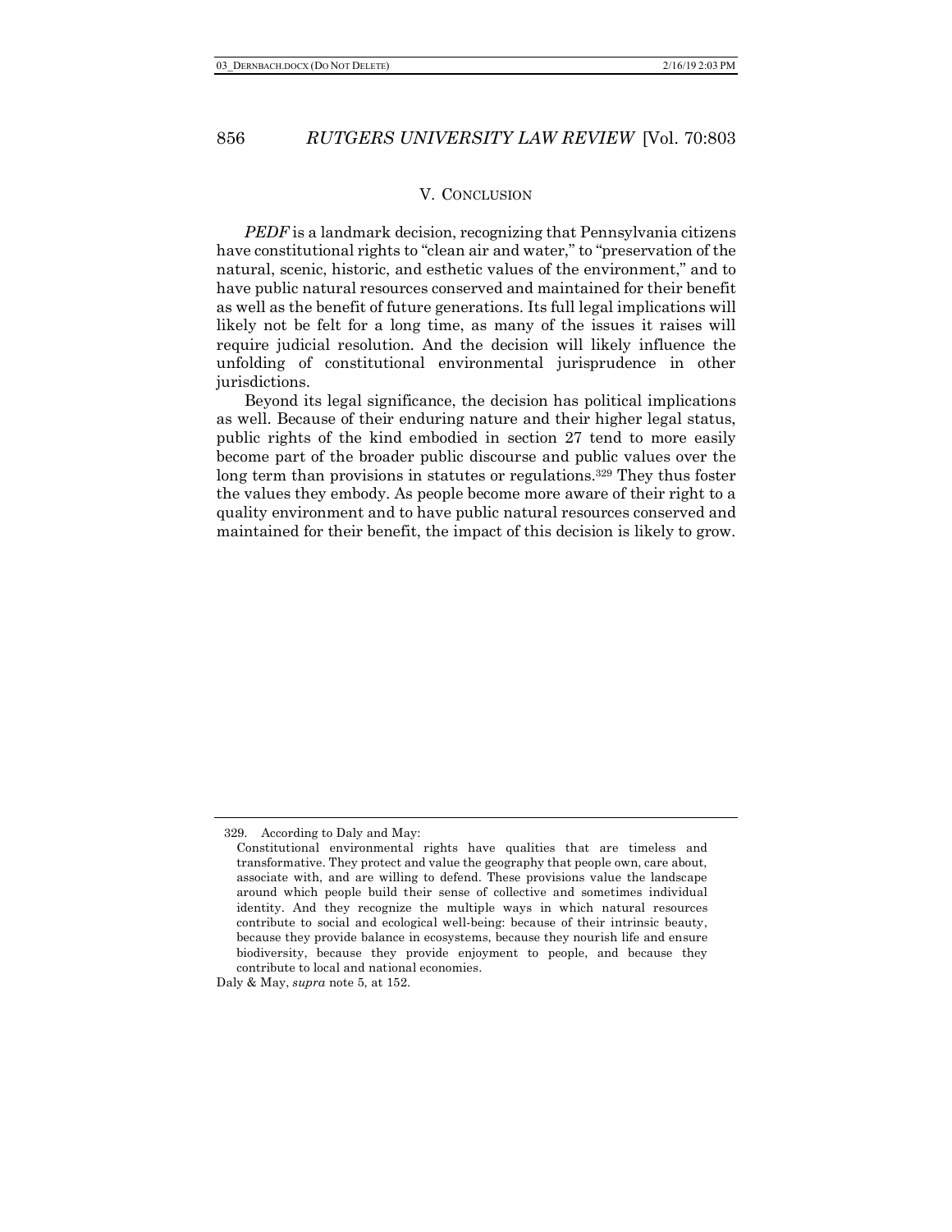## V. CONCLUSION

*PEDF* is a landmark decision, recognizing that Pennsylvania citizens have constitutional rights to "clean air and water," to "preservation of the natural, scenic, historic, and esthetic values of the environment," and to have public natural resources conserved and maintained for their benefit as well as the benefit of future generations. Its full legal implications will likely not be felt for a long time, as many of the issues it raises will require judicial resolution. And the decision will likely influence the unfolding of constitutional environmental jurisprudence in other jurisdictions.

Beyond its legal significance, the decision has political implications as well. Because of their enduring nature and their higher legal status, public rights of the kind embodied in section 27 tend to more easily become part of the broader public discourse and public values over the long term than provisions in statutes or regulations.[329] They thus foster the values they embody. As people become more aware of their right to a quality environment and to have public natural resources conserved and maintained for their benefit, the impact of this decision is likely to grow.

---

329. According to Daly and May:

> Constitutional environmental rights have qualities that are timeless and transformative. They protect and value the geography that people own, care about, associate with, and are willing to defend. These provisions value the landscape around which people build their sense of collective and sometimes individual identity. And they recognize the multiple ways in which natural resources contribute to social and ecological well-being: because of their intrinsic beauty, because they provide balance in ecosystems, because they nourish life and ensure biodiversity, because they provide enjoyment to people, and because they contribute to local and national economies.

Daly & May, *supra* note 5, at 152.